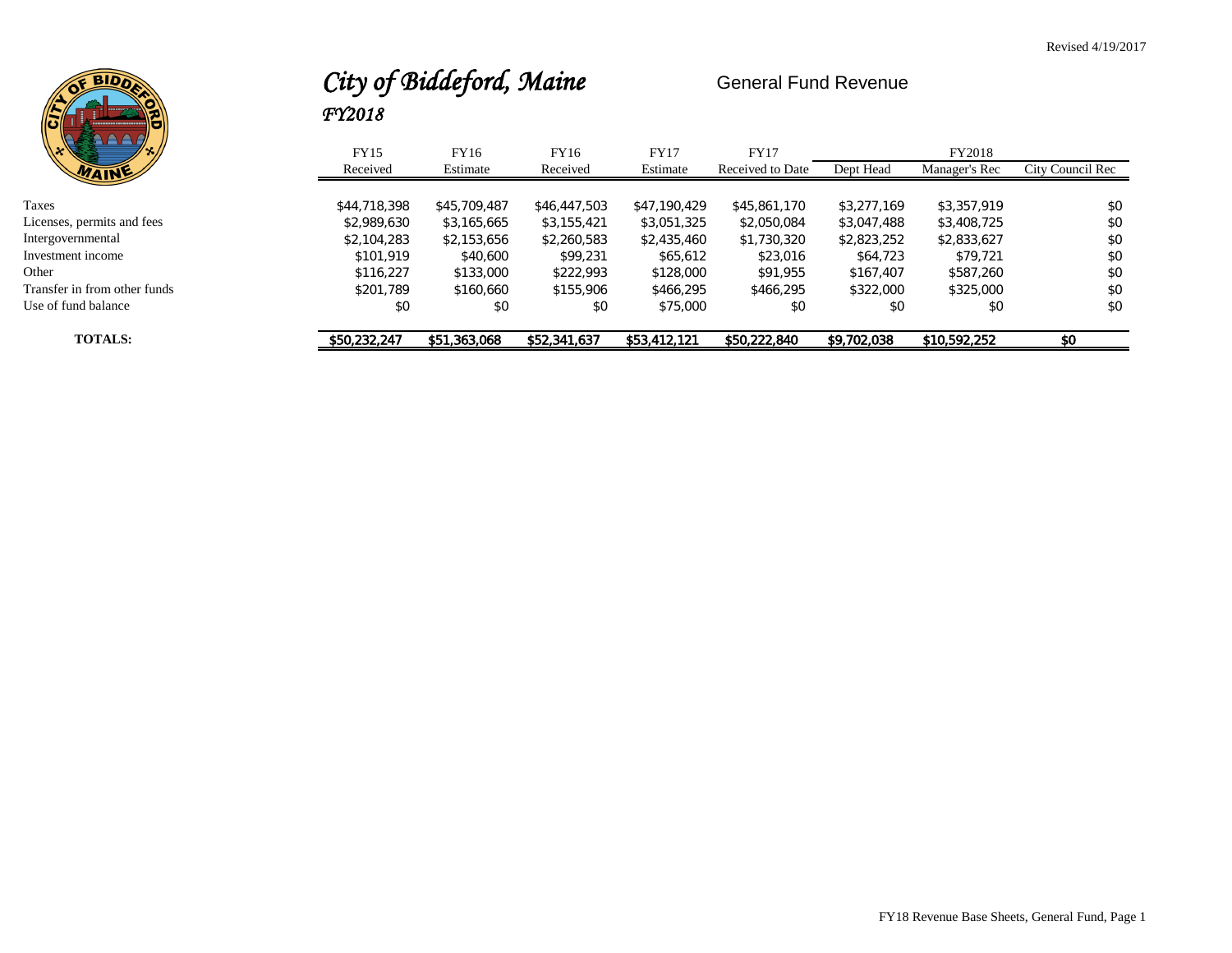Revised 4/19/2017

# *City of Biddeford, Maine*

## General Fund Revenue

*FY2018*

| | FY15 | FY16 | FY16 | FY17 | FY17 | FY2018 | | |
|---|---|---|---|---|---|---|---|---|
| | Received | Estimate | Received | Estimate | Received to Date | Dept Head | Manager's Rec | City Council Rec |
| Taxes | $44,718,398 | $45,709,487 | $46,447,503 | $47,190,429 | $45,861,170 | $3,277,169 | $3,357,919 | $0 |
| Licenses, permits and fees | $2,989,630 | $3,165,665 | $3,155,421 | $3,051,325 | $2,050,084 | $3,047,488 | $3,408,725 | $0 |
| Intergovernmental | $2,104,283 | $2,153,656 | $2,260,583 | $2,435,460 | $1,730,320 | $2,823,252 | $2,833,627 | $0 |
| Investment income | $101,919 | $40,600 | $99,231 | $65,612 | $23,016 | $64,723 | $79,721 | $0 |
| Other | $116,227 | $133,000 | $222,993 | $128,000 | $91,955 | $167,407 | $587,260 | $0 |
| Transfer in from other funds | $201,789 | $160,660 | $155,906 | $466,295 | $466,295 | $322,000 | $325,000 | $0 |
| Use of fund balance | $0 | $0 | $0 | $75,000 | $0 | $0 | $0 | $0 |
| **TOTALS:** | **$50,232,247** | **$51,363,068** | **$52,341,637** | **$53,412,121** | **$50,222,840** | **$9,702,038** | **$10,592,252** | **$0** |

FY18 Revenue Base Sheets, General Fund, Page 1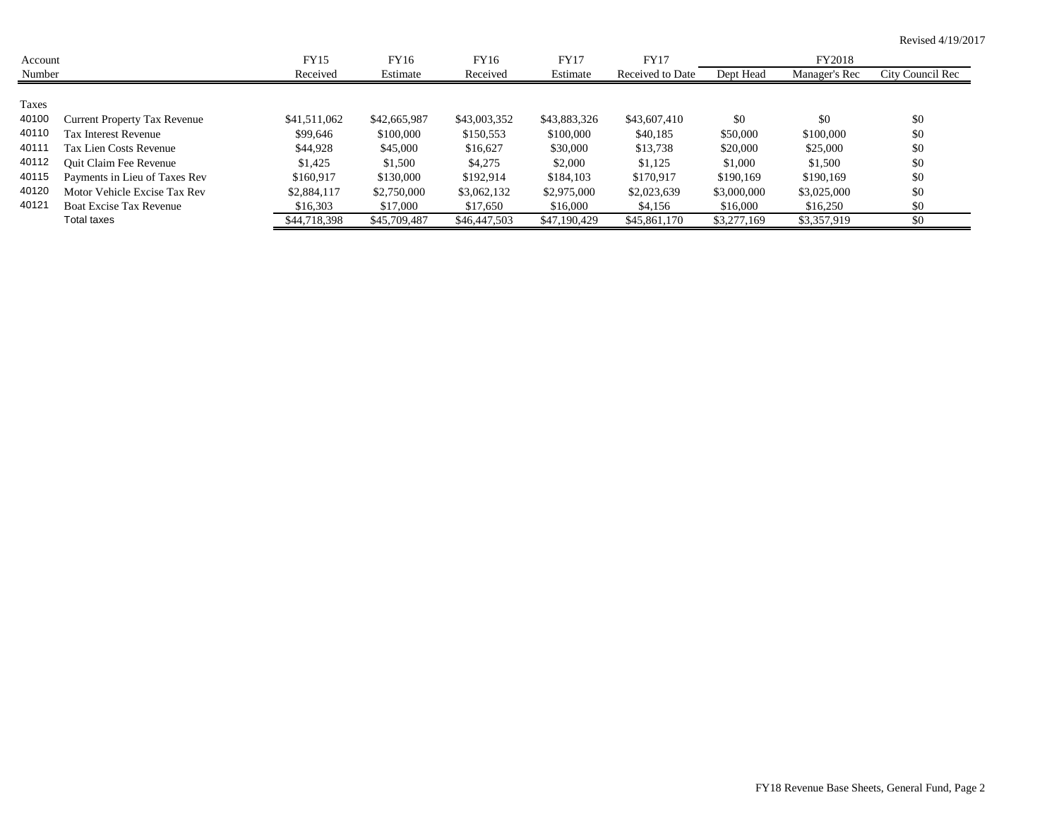Revised 4/19/2017

| Account Number | | FY15 Received | FY16 Estimate | FY16 Received | FY17 Estimate | FY17 Received to Date | FY2018 Dept Head | FY2018 Manager's Rec | FY2018 City Council Rec |
|---|---|---|---|---|---|---|---|---|---|
| Taxes | | | | | | | | | |
| 40100 | Current Property Tax Revenue | $41,511,062 | $42,665,987 | $43,003,352 | $43,883,326 | $43,607,410 | $0 | $0 | $0 |
| 40110 | Tax Interest Revenue | $99,646 | $100,000 | $150,553 | $100,000 | $40,185 | $50,000 | $100,000 | $0 |
| 40111 | Tax Lien Costs Revenue | $44,928 | $45,000 | $16,627 | $30,000 | $13,738 | $20,000 | $25,000 | $0 |
| 40112 | Quit Claim Fee Revenue | $1,425 | $1,500 | $4,275 | $2,000 | $1,125 | $1,000 | $1,500 | $0 |
| 40115 | Payments in Lieu of Taxes Rev | $160,917 | $130,000 | $192,914 | $184,103 | $170,917 | $190,169 | $190,169 | $0 |
| 40120 | Motor Vehicle Excise Tax Rev | $2,884,117 | $2,750,000 | $3,062,132 | $2,975,000 | $2,023,639 | $3,000,000 | $3,025,000 | $0 |
| 40121 | Boat Excise Tax Revenue | $16,303 | $17,000 | $17,650 | $16,000 | $4,156 | $16,000 | $16,250 | $0 |
| | Total taxes | $44,718,398 | $45,709,487 | $46,447,503 | $47,190,429 | $45,861,170 | $3,277,169 | $3,357,919 | $0 |

FY18 Revenue Base Sheets, General Fund, Page 2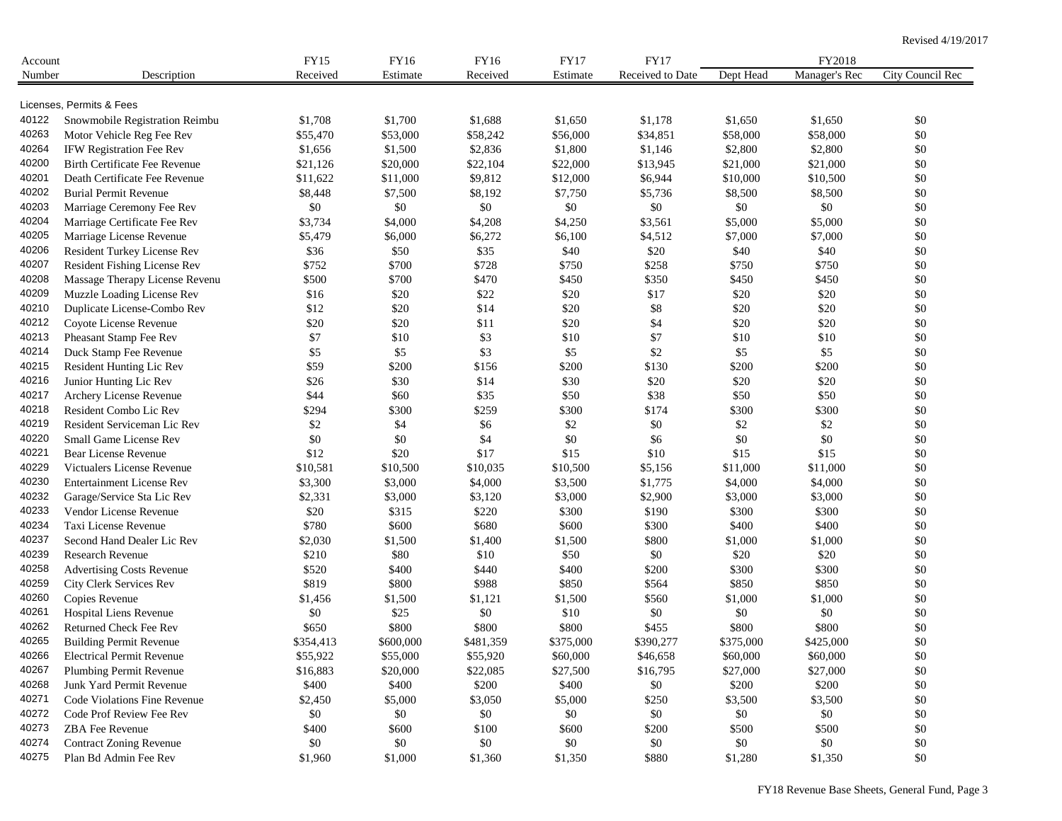Revised 4/19/2017

| Account Number | Description | FY15 Received | FY16 Estimate | FY16 Received | FY17 Estimate | FY17 Received to Date | FY2018 Dept Head | FY2018 Manager's Rec | FY2018 City Council Rec |
|---|---|---|---|---|---|---|---|---|---|
| | Licenses, Permits & Fees | | | | | | | | |
| 40122 | Snowmobile Registration Reimbu | $1,708 | $1,700 | $1,688 | $1,650 | $1,178 | $1,650 | $1,650 | $0 |
| 40263 | Motor Vehicle Reg Fee Rev | $55,470 | $53,000 | $58,242 | $56,000 | $34,851 | $58,000 | $58,000 | $0 |
| 40264 | IFW Registration Fee Rev | $1,656 | $1,500 | $2,836 | $1,800 | $1,146 | $2,800 | $2,800 | $0 |
| 40200 | Birth Certificate Fee Revenue | $21,126 | $20,000 | $22,104 | $22,000 | $13,945 | $21,000 | $21,000 | $0 |
| 40201 | Death Certificate Fee Revenue | $11,622 | $11,000 | $9,812 | $12,000 | $6,944 | $10,000 | $10,500 | $0 |
| 40202 | Burial Permit Revenue | $8,448 | $7,500 | $8,192 | $7,750 | $5,736 | $8,500 | $8,500 | $0 |
| 40203 | Marriage Ceremony Fee Rev | $0 | $0 | $0 | $0 | $0 | $0 | $0 | $0 |
| 40204 | Marriage Certificate Fee Rev | $3,734 | $4,000 | $4,208 | $4,250 | $3,561 | $5,000 | $5,000 | $0 |
| 40205 | Marriage License Revenue | $5,479 | $6,000 | $6,272 | $6,100 | $4,512 | $7,000 | $7,000 | $0 |
| 40206 | Resident Turkey License Rev | $36 | $50 | $35 | $40 | $20 | $40 | $40 | $0 |
| 40207 | Resident Fishing License Rev | $752 | $700 | $728 | $750 | $258 | $750 | $750 | $0 |
| 40208 | Massage Therapy License Revenu | $500 | $700 | $470 | $450 | $350 | $450 | $450 | $0 |
| 40209 | Muzzle Loading License Rev | $16 | $20 | $22 | $20 | $17 | $20 | $20 | $0 |
| 40210 | Duplicate License-Combo Rev | $12 | $20 | $14 | $20 | $8 | $20 | $20 | $0 |
| 40212 | Coyote License Revenue | $20 | $20 | $11 | $20 | $4 | $20 | $20 | $0 |
| 40213 | Pheasant Stamp Fee Rev | $7 | $10 | $3 | $10 | $7 | $10 | $10 | $0 |
| 40214 | Duck Stamp Fee Revenue | $5 | $5 | $3 | $5 | $2 | $5 | $5 | $0 |
| 40215 | Resident Hunting Lic Rev | $59 | $200 | $156 | $200 | $130 | $200 | $200 | $0 |
| 40216 | Junior Hunting Lic Rev | $26 | $30 | $14 | $30 | $20 | $20 | $20 | $0 |
| 40217 | Archery License Revenue | $44 | $60 | $35 | $50 | $38 | $50 | $50 | $0 |
| 40218 | Resident Combo Lic Rev | $294 | $300 | $259 | $300 | $174 | $300 | $300 | $0 |
| 40219 | Resident Serviceman Lic Rev | $2 | $4 | $6 | $2 | $0 | $2 | $2 | $0 |
| 40220 | Small Game License Rev | $0 | $0 | $4 | $0 | $6 | $0 | $0 | $0 |
| 40221 | Bear License Revenue | $12 | $20 | $17 | $15 | $10 | $15 | $15 | $0 |
| 40229 | Victualers License Revenue | $10,581 | $10,500 | $10,035 | $10,500 | $5,156 | $11,000 | $11,000 | $0 |
| 40230 | Entertainment License Rev | $3,300 | $3,000 | $4,000 | $3,500 | $1,775 | $4,000 | $4,000 | $0 |
| 40232 | Garage/Service Sta Lic Rev | $2,331 | $3,000 | $3,120 | $3,000 | $2,900 | $3,000 | $3,000 | $0 |
| 40233 | Vendor License Revenue | $20 | $315 | $220 | $300 | $190 | $300 | $300 | $0 |
| 40234 | Taxi License Revenue | $780 | $600 | $680 | $600 | $300 | $400 | $400 | $0 |
| 40237 | Second Hand Dealer Lic Rev | $2,030 | $1,500 | $1,400 | $1,500 | $800 | $1,000 | $1,000 | $0 |
| 40239 | Research Revenue | $210 | $80 | $10 | $50 | $0 | $20 | $20 | $0 |
| 40258 | Advertising Costs Revenue | $520 | $400 | $440 | $400 | $200 | $300 | $300 | $0 |
| 40259 | City Clerk Services Rev | $819 | $800 | $988 | $850 | $564 | $850 | $850 | $0 |
| 40260 | Copies Revenue | $1,456 | $1,500 | $1,121 | $1,500 | $560 | $1,000 | $1,000 | $0 |
| 40261 | Hospital Liens Revenue | $0 | $25 | $0 | $10 | $0 | $0 | $0 | $0 |
| 40262 | Returned Check Fee Rev | $650 | $800 | $800 | $800 | $455 | $800 | $800 | $0 |
| 40265 | Building Permit Revenue | $354,413 | $600,000 | $481,359 | $375,000 | $390,277 | $375,000 | $425,000 | $0 |
| 40266 | Electrical Permit Revenue | $55,922 | $55,000 | $55,920 | $60,000 | $46,658 | $60,000 | $60,000 | $0 |
| 40267 | Plumbing Permit Revenue | $16,883 | $20,000 | $22,085 | $27,500 | $16,795 | $27,000 | $27,000 | $0 |
| 40268 | Junk Yard Permit Revenue | $400 | $400 | $200 | $400 | $0 | $200 | $200 | $0 |
| 40271 | Code Violations Fine Revenue | $2,450 | $5,000 | $3,050 | $5,000 | $250 | $3,500 | $3,500 | $0 |
| 40272 | Code Prof Review Fee Rev | $0 | $0 | $0 | $0 | $0 | $0 | $0 | $0 |
| 40273 | ZBA Fee Revenue | $400 | $600 | $100 | $600 | $200 | $500 | $500 | $0 |
| 40274 | Contract Zoning Revenue | $0 | $0 | $0 | $0 | $0 | $0 | $0 | $0 |
| 40275 | Plan Bd Admin Fee Rev | $1,960 | $1,000 | $1,360 | $1,350 | $880 | $1,280 | $1,350 | $0 |

FY18 Revenue Base Sheets, General Fund, Page 3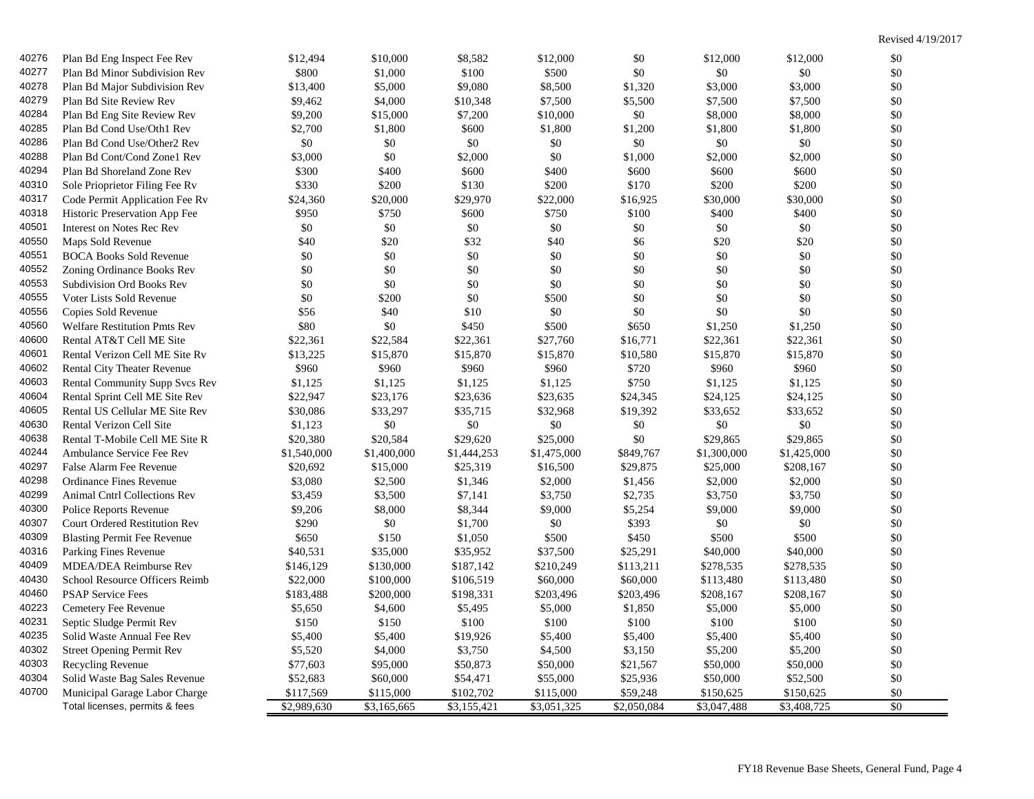Revised 4/19/2017

| | | | | | | | | | |
|---|---|---|---|---|---|---|---|---|---|
| 40276 | Plan Bd Eng Inspect Fee Rev | $12,494 | $10,000 | $8,582 | $12,000 | $0 | $12,000 | $12,000 | $0 |
| 40277 | Plan Bd Minor Subdivision Rev | $800 | $1,000 | $100 | $500 | $0 | $0 | $0 | $0 |
| 40278 | Plan Bd Major Subdivision Rev | $13,400 | $5,000 | $9,080 | $8,500 | $1,320 | $3,000 | $3,000 | $0 |
| 40279 | Plan Bd Site Review Rev | $9,462 | $4,000 | $10,348 | $7,500 | $5,500 | $7,500 | $7,500 | $0 |
| 40284 | Plan Bd Eng Site Review Rev | $9,200 | $15,000 | $7,200 | $10,000 | $0 | $8,000 | $8,000 | $0 |
| 40285 | Plan Bd Cond Use/Oth1 Rev | $2,700 | $1,800 | $600 | $1,800 | $1,200 | $1,800 | $1,800 | $0 |
| 40286 | Plan Bd Cond Use/Other2 Rev | $0 | $0 | $0 | $0 | $0 | $0 | $0 | $0 |
| 40288 | Plan Bd Cont/Cond Zone1 Rev | $3,000 | $0 | $2,000 | $0 | $1,000 | $2,000 | $2,000 | $0 |
| 40294 | Plan Bd Shoreland Zone Rev | $300 | $400 | $600 | $400 | $600 | $600 | $600 | $0 |
| 40310 | Sole Priopretor Filing Fee Rv | $330 | $200 | $130 | $200 | $170 | $200 | $200 | $0 |
| 40317 | Code Permit Application Fee Rv | $24,360 | $20,000 | $29,970 | $22,000 | $16,925 | $30,000 | $30,000 | $0 |
| 40318 | Historic Preservation App Fee | $950 | $750 | $600 | $750 | $100 | $400 | $400 | $0 |
| 40501 | Interest on Notes Rec Rev | $0 | $0 | $0 | $0 | $0 | $0 | $0 | $0 |
| 40550 | Maps Sold Revenue | $40 | $20 | $32 | $40 | $6 | $20 | $20 | $0 |
| 40551 | BOCA Books Sold Revenue | $0 | $0 | $0 | $0 | $0 | $0 | $0 | $0 |
| 40552 | Zoning Ordinance Books Rev | $0 | $0 | $0 | $0 | $0 | $0 | $0 | $0 |
| 40553 | Subdivision Ord Books Rev | $0 | $0 | $0 | $0 | $0 | $0 | $0 | $0 |
| 40555 | Voter Lists Sold Revenue | $0 | $200 | $0 | $500 | $0 | $0 | $0 | $0 |
| 40556 | Copies Sold Revenue | $56 | $40 | $10 | $0 | $0 | $0 | $0 | $0 |
| 40560 | Welfare Restitution Pmts Rev | $80 | $0 | $450 | $500 | $650 | $1,250 | $1,250 | $0 |
| 40600 | Rental AT&T Cell ME Site | $22,361 | $22,584 | $22,361 | $27,760 | $16,771 | $22,361 | $22,361 | $0 |
| 40601 | Rental Verizon Cell ME Site Rv | $13,225 | $15,870 | $15,870 | $15,870 | $10,580 | $15,870 | $15,870 | $0 |
| 40602 | Rental City Theater Revenue | $960 | $960 | $960 | $960 | $720 | $960 | $960 | $0 |
| 40603 | Rental Community Supp Svcs Rev | $1,125 | $1,125 | $1,125 | $1,125 | $750 | $1,125 | $1,125 | $0 |
| 40604 | Rental Sprint Cell ME Site Rev | $22,947 | $23,176 | $23,636 | $23,635 | $24,345 | $24,125 | $24,125 | $0 |
| 40605 | Rental US Cellular ME Site Rev | $30,086 | $33,297 | $35,715 | $32,968 | $19,392 | $33,652 | $33,652 | $0 |
| 40630 | Rental Verizon Cell Site | $1,123 | $0 | $0 | $0 | $0 | $0 | $0 | $0 |
| 40638 | Rental T-Mobile Cell ME Site R | $20,380 | $20,584 | $29,620 | $25,000 | $0 | $29,865 | $29,865 | $0 |
| 40244 | Ambulance Service Fee Rev | $1,540,000 | $1,400,000 | $1,444,253 | $1,475,000 | $849,767 | $1,300,000 | $1,425,000 | $0 |
| 40297 | False Alarm Fee Revenue | $20,692 | $15,000 | $25,319 | $16,500 | $29,875 | $25,000 | $208,167 | $0 |
| 40298 | Ordinance Fines Revenue | $3,080 | $2,500 | $1,346 | $2,000 | $1,456 | $2,000 | $2,000 | $0 |
| 40299 | Animal Cntrl Collections Rev | $3,459 | $3,500 | $7,141 | $3,750 | $2,735 | $3,750 | $3,750 | $0 |
| 40300 | Police Reports Revenue | $9,206 | $8,000 | $8,344 | $9,000 | $5,254 | $9,000 | $9,000 | $0 |
| 40307 | Court Ordered Restitution Rev | $290 | $0 | $1,700 | $0 | $393 | $0 | $0 | $0 |
| 40309 | Blasting Permit Fee Revenue | $650 | $150 | $1,050 | $500 | $450 | $500 | $500 | $0 |
| 40316 | Parking Fines Revenue | $40,531 | $35,000 | $35,952 | $37,500 | $25,291 | $40,000 | $40,000 | $0 |
| 40409 | MDEA/DEA Reimburse Rev | $146,129 | $130,000 | $187,142 | $210,249 | $113,211 | $278,535 | $278,535 | $0 |
| 40430 | School Resource Officers Reimb | $22,000 | $100,000 | $106,519 | $60,000 | $60,000 | $113,480 | $113,480 | $0 |
| 40460 | PSAP Service Fees | $183,488 | $200,000 | $198,331 | $203,496 | $203,496 | $208,167 | $208,167 | $0 |
| 40223 | Cemetery Fee Revenue | $5,650 | $4,600 | $5,495 | $5,000 | $1,850 | $5,000 | $5,000 | $0 |
| 40231 | Septic Sludge Permit Rev | $150 | $150 | $100 | $100 | $100 | $100 | $100 | $0 |
| 40235 | Solid Waste Annual Fee Rev | $5,400 | $5,400 | $19,926 | $5,400 | $5,400 | $5,400 | $5,400 | $0 |
| 40302 | Street Opening Permit Rev | $5,520 | $4,000 | $3,750 | $4,500 | $3,150 | $5,200 | $5,200 | $0 |
| 40303 | Recycling Revenue | $77,603 | $95,000 | $50,873 | $50,000 | $21,567 | $50,000 | $50,000 | $0 |
| 40304 | Solid Waste Bag Sales Revenue | $52,683 | $60,000 | $54,471 | $55,000 | $25,936 | $50,000 | $52,500 | $0 |
| 40700 | Municipal Garage Labor Charge | $117,569 | $115,000 | $102,702 | $115,000 | $59,248 | $150,625 | $150,625 | $0 |
| | Total licenses, permits & fees | $2,989,630 | $3,165,665 | $3,155,421 | $3,051,325 | $2,050,084 | $3,047,488 | $3,408,725 | $0 |

FY18 Revenue Base Sheets, General Fund, Page 4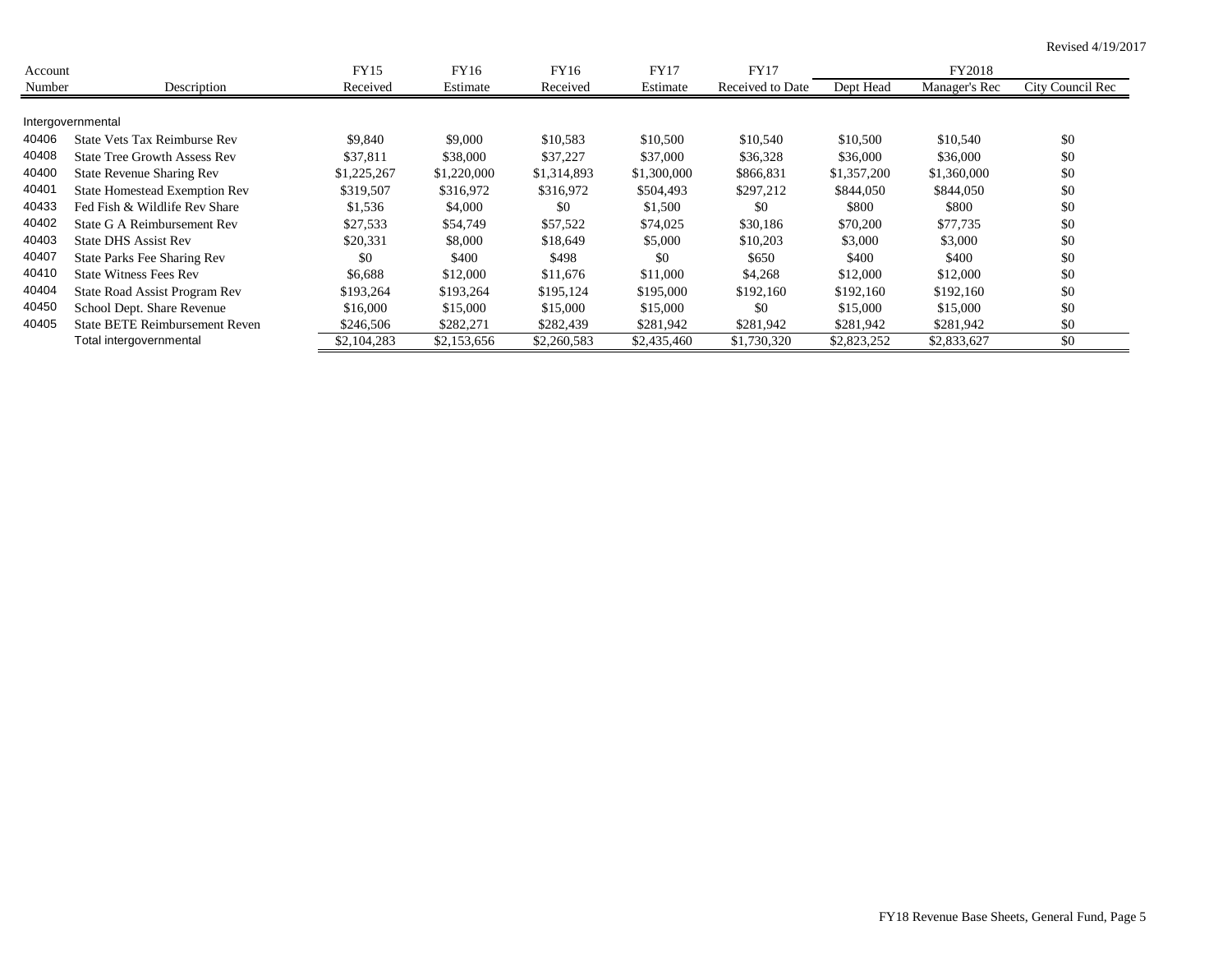Revised 4/19/2017

| Account Number | Description | FY15 Received | FY16 Estimate | FY16 Received | FY17 Estimate | FY17 Received to Date | FY2018 Dept Head | FY2018 Manager's Rec | FY2018 City Council Rec |
|---|---|---|---|---|---|---|---|---|---|
| Intergovernmental | | | | | | | | | |
| 40406 | State Vets Tax Reimburse Rev | $9,840 | $9,000 | $10,583 | $10,500 | $10,540 | $10,500 | $10,540 | $0 |
| 40408 | State Tree Growth Assess Rev | $37,811 | $38,000 | $37,227 | $37,000 | $36,328 | $36,000 | $36,000 | $0 |
| 40400 | State Revenue Sharing Rev | $1,225,267 | $1,220,000 | $1,314,893 | $1,300,000 | $866,831 | $1,357,200 | $1,360,000 | $0 |
| 40401 | State Homestead Exemption Rev | $319,507 | $316,972 | $316,972 | $504,493 | $297,212 | $844,050 | $844,050 | $0 |
| 40433 | Fed Fish & Wildlife Rev Share | $1,536 | $4,000 | $0 | $1,500 | $0 | $800 | $800 | $0 |
| 40402 | State G A Reimbursement Rev | $27,533 | $54,749 | $57,522 | $74,025 | $30,186 | $70,200 | $77,735 | $0 |
| 40403 | State DHS Assist Rev | $20,331 | $8,000 | $18,649 | $5,000 | $10,203 | $3,000 | $3,000 | $0 |
| 40407 | State Parks Fee Sharing Rev | $0 | $400 | $498 | $0 | $650 | $400 | $400 | $0 |
| 40410 | State Witness Fees Rev | $6,688 | $12,000 | $11,676 | $11,000 | $4,268 | $12,000 | $12,000 | $0 |
| 40404 | State Road Assist Program Rev | $193,264 | $193,264 | $195,124 | $195,000 | $192,160 | $192,160 | $192,160 | $0 |
| 40450 | School Dept. Share Revenue | $16,000 | $15,000 | $15,000 | $15,000 | $0 | $15,000 | $15,000 | $0 |
| 40405 | State BETE Reimbursement Reven | $246,506 | $282,271 | $282,439 | $281,942 | $281,942 | $281,942 | $281,942 | $0 |
| | Total intergovernmental | $2,104,283 | $2,153,656 | $2,260,583 | $2,435,460 | $1,730,320 | $2,823,252 | $2,833,627 | $0 |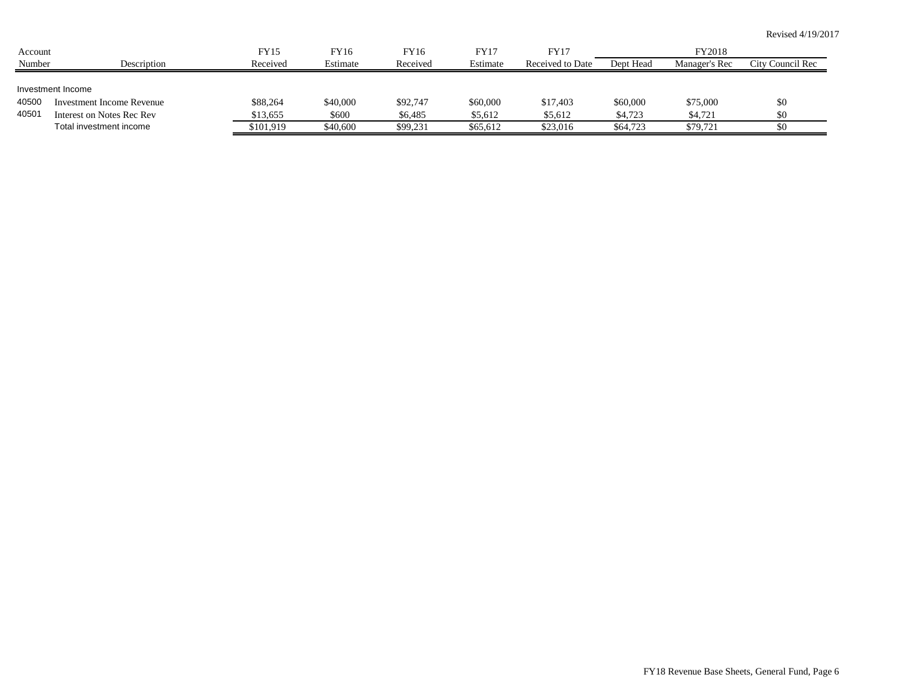Revised 4/19/2017

| Account Number | Description | FY15 Received | FY16 Estimate | FY16 Received | FY17 Estimate | FY17 Received to Date | FY2018 Dept Head | FY2018 Manager's Rec | FY2018 City Council Rec |
|---|---|---|---|---|---|---|---|---|---|
| Investment Income | | | | | | | | | |
| 40500 | Investment Income Revenue | $88,264 | $40,000 | $92,747 | $60,000 | $17,403 | $60,000 | $75,000 | $0 |
| 40501 | Interest on Notes Rec Rev | $13,655 | $600 | $6,485 | $5,612 | $5,612 | $4,723 | $4,721 | $0 |
| | Total investment income | $101,919 | $40,600 | $99,231 | $65,612 | $23,016 | $64,723 | $79,721 | $0 |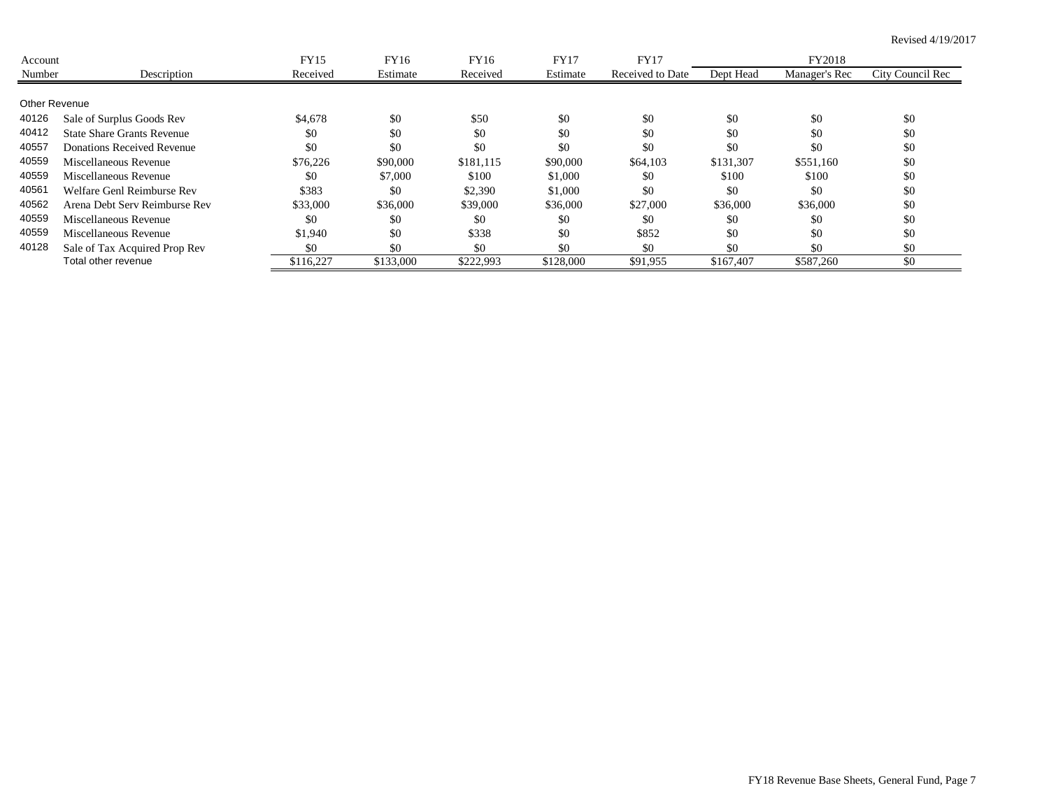Revised 4/19/2017

| Account Number | Description | FY15 Received | FY16 Estimate | FY16 Received | FY17 Estimate | FY17 Received to Date | FY2018 Dept Head | FY2018 Manager's Rec | FY2018 City Council Rec |
|---|---|---|---|---|---|---|---|---|---|
| **Other Revenue** | | | | | | | | | |
| 40126 | Sale of Surplus Goods Rev | $4,678 | $0 | $50 | $0 | $0 | $0 | $0 | $0 |
| 40412 | State Share Grants Revenue | $0 | $0 | $0 | $0 | $0 | $0 | $0 | $0 |
| 40557 | Donations Received Revenue | $0 | $0 | $0 | $0 | $0 | $0 | $0 | $0 |
| 40559 | Miscellaneous Revenue | $76,226 | $90,000 | $181,115 | $90,000 | $64,103 | $131,307 | $551,160 | $0 |
| 40559 | Miscellaneous Revenue | $0 | $7,000 | $100 | $1,000 | $0 | $100 | $100 | $0 |
| 40561 | Welfare Genl Reimburse Rev | $383 | $0 | $2,390 | $1,000 | $0 | $0 | $0 | $0 |
| 40562 | Arena Debt Serv Reimburse Rev | $33,000 | $36,000 | $39,000 | $36,000 | $27,000 | $36,000 | $36,000 | $0 |
| 40559 | Miscellaneous Revenue | $0 | $0 | $0 | $0 | $0 | $0 | $0 | $0 |
| 40559 | Miscellaneous Revenue | $1,940 | $0 | $338 | $0 | $852 | $0 | $0 | $0 |
| 40128 | Sale of Tax Acquired Prop Rev | $0 | $0 | $0 | $0 | $0 | $0 | $0 | $0 |
| | Total other revenue | $116,227 | $133,000 | $222,993 | $128,000 | $91,955 | $167,407 | $587,260 | $0 |

FY18 Revenue Base Sheets, General Fund, Page 7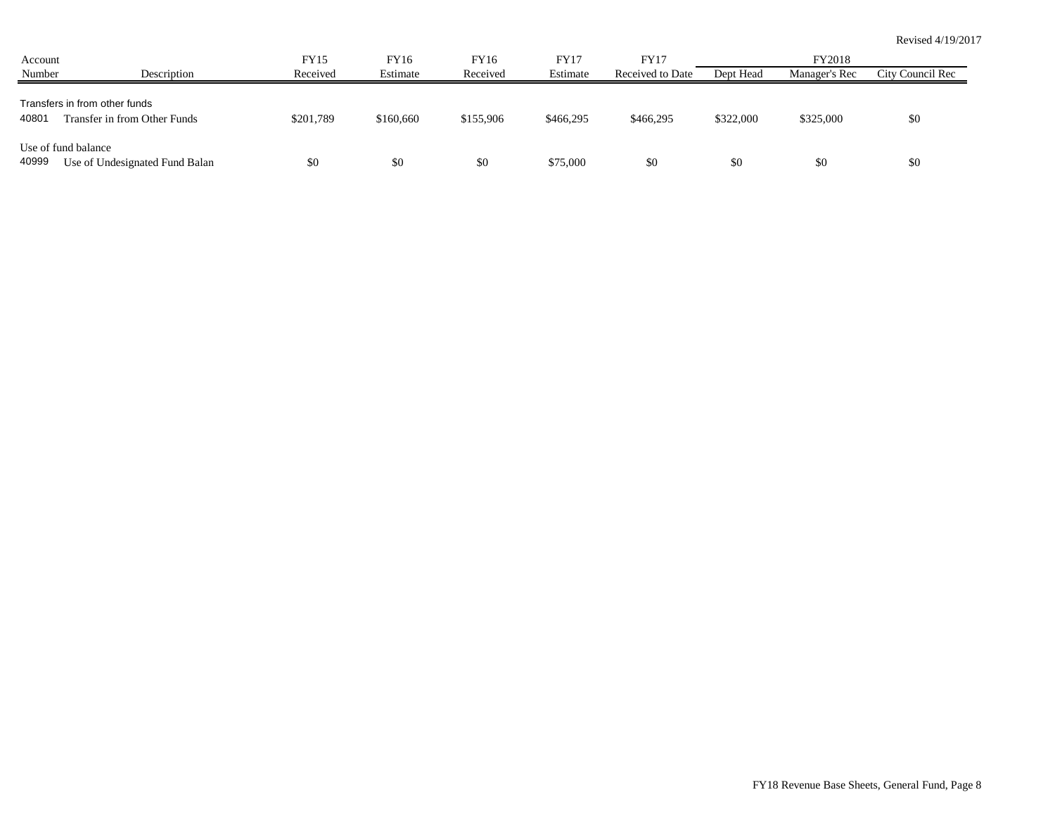Revised 4/19/2017

| Account Number | Description | FY15 Received | FY16 Estimate | FY16 Received | FY17 Estimate | FY17 Received to Date | FY2018 Dept Head | FY2018 Manager's Rec | FY2018 City Council Rec |
|---|---|---|---|---|---|---|---|---|---|
| | **Transfers in from other funds** | | | | | | | | |
| 40801 | Transfer in from Other Funds | $201,789 | $160,660 | $155,906 | $466,295 | $466,295 | $322,000 | $325,000 | $0 |
| | **Use of fund balance** | | | | | | | | |
| 40999 | Use of Undesignated Fund Balan | $0 | $0 | $0 | $75,000 | $0 | $0 | $0 | $0 |

FY18 Revenue Base Sheets, General Fund, Page 8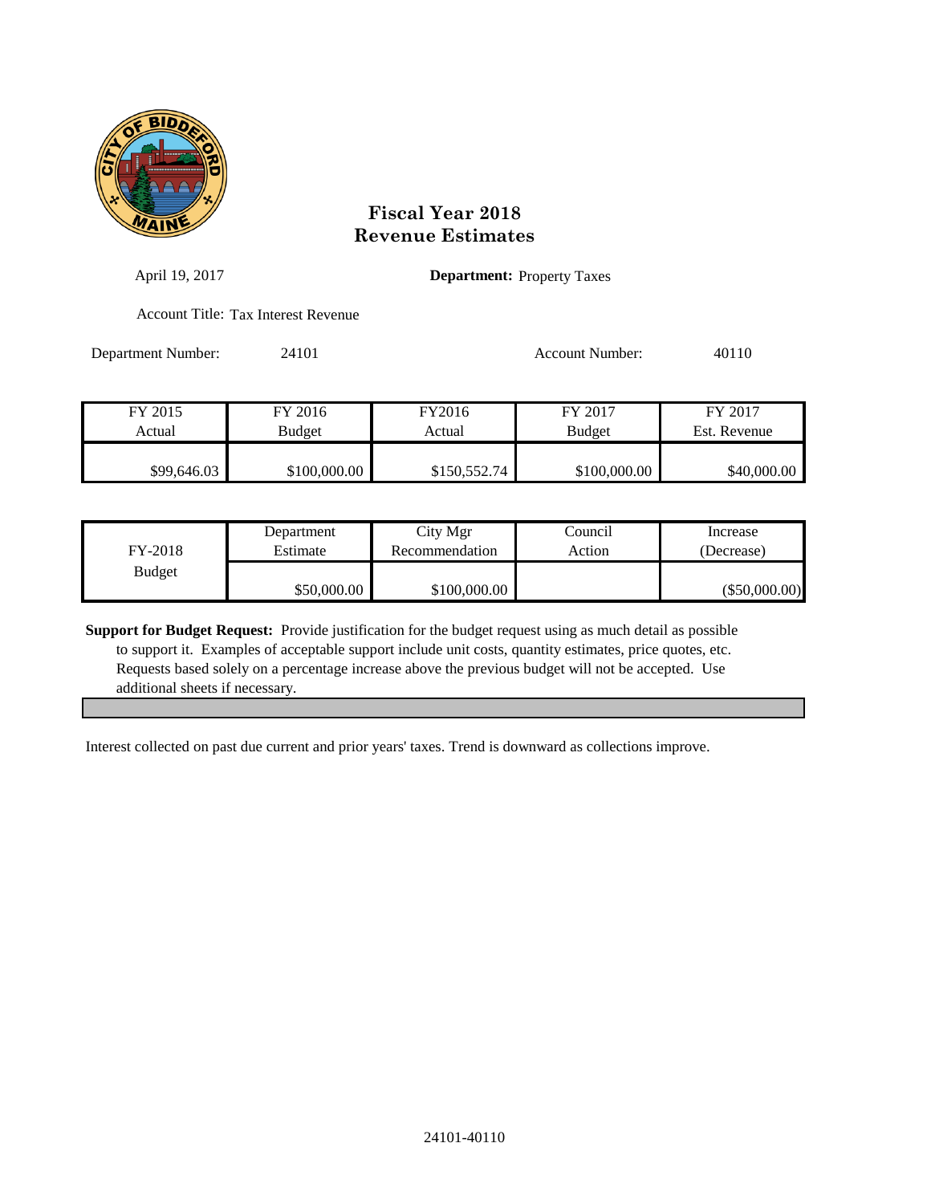## Fiscal Year 2018
## Revenue Estimates

April 19, 2017

**Department:** Property Taxes

Account Title: Tax Interest Revenue

Department Number: 24101

Account Number: 40110

| FY 2015 Actual | FY 2016 Budget | FY2016 Actual | FY 2017 Budget | FY 2017 Est. Revenue |
|---|---|---|---|---|
| $99,646.03 | $100,000.00 | $150,552.74 | $100,000.00 | $40,000.00 |

| FY-2018 Budget | Department Estimate | City Mgr Recommendation | Council Action | Increase (Decrease) |
|---|---|---|---|---|
| | $50,000.00 | $100,000.00 | | ($50,000.00) |

**Support for Budget Request:** Provide justification for the budget request using as much detail as possible to support it. Examples of acceptable support include unit costs, quantity estimates, price quotes, etc. Requests based solely on a percentage increase above the previous budget will not be accepted. Use additional sheets if necessary.

Interest collected on past due current and prior years' taxes. Trend is downward as collections improve.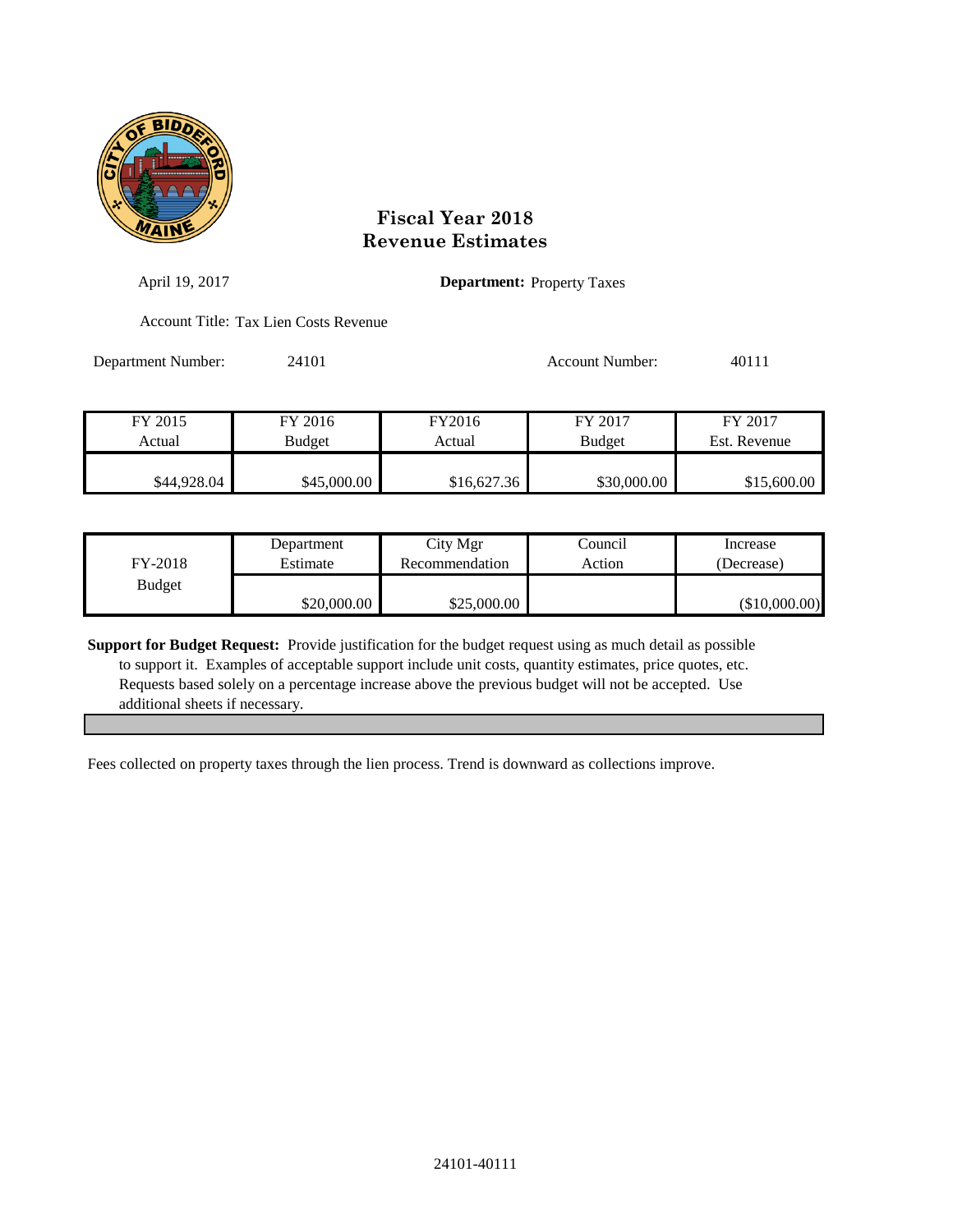# Fiscal Year 2018
# Revenue Estimates

April 19, 2017

**Department:** Property Taxes

Account Title: Tax Lien Costs Revenue

Department Number: 24101

Account Number: 40111

| FY 2015 Actual | FY 2016 Budget | FY2016 Actual | FY 2017 Budget | FY 2017 Est. Revenue |
|---|---|---|---|---|
| $44,928.04 | $45,000.00 | $16,627.36 | $30,000.00 | $15,600.00 |

| FY-2018 Budget | Department Estimate | City Mgr Recommendation | Council Action | Increase (Decrease) |
|---|---|---|---|---|
| | $20,000.00 | $25,000.00 | | ($10,000.00) |

**Support for Budget Request:** Provide justification for the budget request using as much detail as possible to support it. Examples of acceptable support include unit costs, quantity estimates, price quotes, etc. Requests based solely on a percentage increase above the previous budget will not be accepted. Use additional sheets if necessary.

Fees collected on property taxes through the lien process. Trend is downward as collections improve.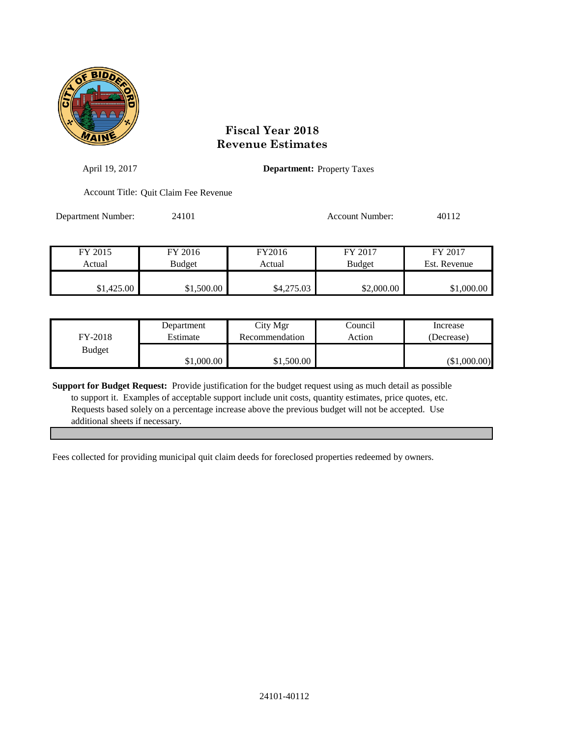# Fiscal Year 2018
# Revenue Estimates

April 19, 2017

**Department:** Property Taxes

Account Title: Quit Claim Fee Revenue

Department Number: 24101

Account Number: 40112

| FY 2015 Actual | FY 2016 Budget | FY2016 Actual | FY 2017 Budget | FY 2017 Est. Revenue |
|---|---|---|---|---|
| $1,425.00 | $1,500.00 | $4,275.03 | $2,000.00 | $1,000.00 |

| FY-2018 Budget | Department Estimate | City Mgr Recommendation | Council Action | Increase (Decrease) |
|---|---|---|---|---|
| | $1,000.00 | $1,500.00 | | ($1,000.00) |

**Support for Budget Request:** Provide justification for the budget request using as much detail as possible to support it. Examples of acceptable support include unit costs, quantity estimates, price quotes, etc. Requests based solely on a percentage increase above the previous budget will not be accepted. Use additional sheets if necessary.

Fees collected for providing municipal quit claim deeds for foreclosed properties redeemed by owners.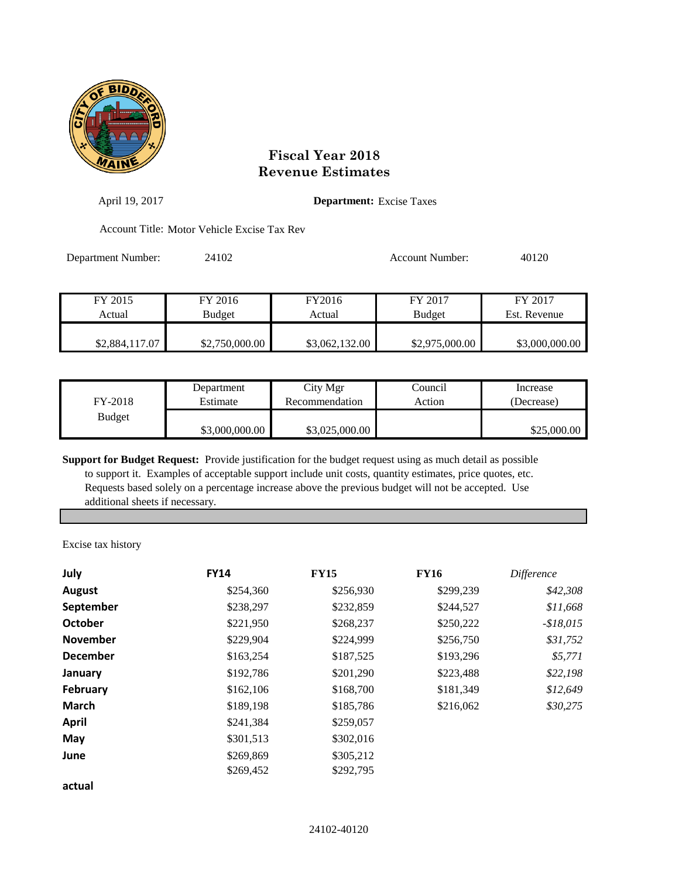# Fiscal Year 2018
# Revenue Estimates

April 19, 2017

**Department:** Excise Taxes

Account Title: Motor Vehicle Excise Tax Rev

Department Number: 24102

Account Number: 40120

| FY 2015 Actual | FY 2016 Budget | FY2016 Actual | FY 2017 Budget | FY 2017 Est. Revenue |
|---|---|---|---|---|
| $2,884,117.07 | $2,750,000.00 | $3,062,132.00 | $2,975,000.00 | $3,000,000.00 |

| FY-2018 Budget | Department Estimate | City Mgr Recommendation | Council Action | Increase (Decrease) |
|---|---|---|---|---|
| | $3,000,000.00 | $3,025,000.00 | | $25,000.00 |

**Support for Budget Request:** Provide justification for the budget request using as much detail as possible to support it. Examples of acceptable support include unit costs, quantity estimates, price quotes, etc. Requests based solely on a percentage increase above the previous budget will not be accepted. Use additional sheets if necessary.

Excise tax history

| **July** | **FY14** | **FY15** | **FY16** | *Difference* |
|---|---|---|---|---|
| **August** | $254,360 | $256,930 | $299,239 | *$42,308* |
| **September** | $238,297 | $232,859 | $244,527 | *$11,668* |
| **October** | $221,950 | $268,237 | $250,222 | *-$18,015* |
| **November** | $229,904 | $224,999 | $256,750 | *$31,752* |
| **December** | $163,254 | $187,525 | $193,296 | *$5,771* |
| **January** | $192,786 | $201,290 | $223,488 | *$22,198* |
| **February** | $162,106 | $168,700 | $181,349 | *$12,649* |
| **March** | $189,198 | $185,786 | $216,062 | *$30,275* |
| **April** | $241,384 | $259,057 | | |
| **May** | $301,513 | $302,016 | | |
| **June** | $269,869 | $305,212 | | |
| | $269,452 | $292,795 | | |
| **actual** | | | | |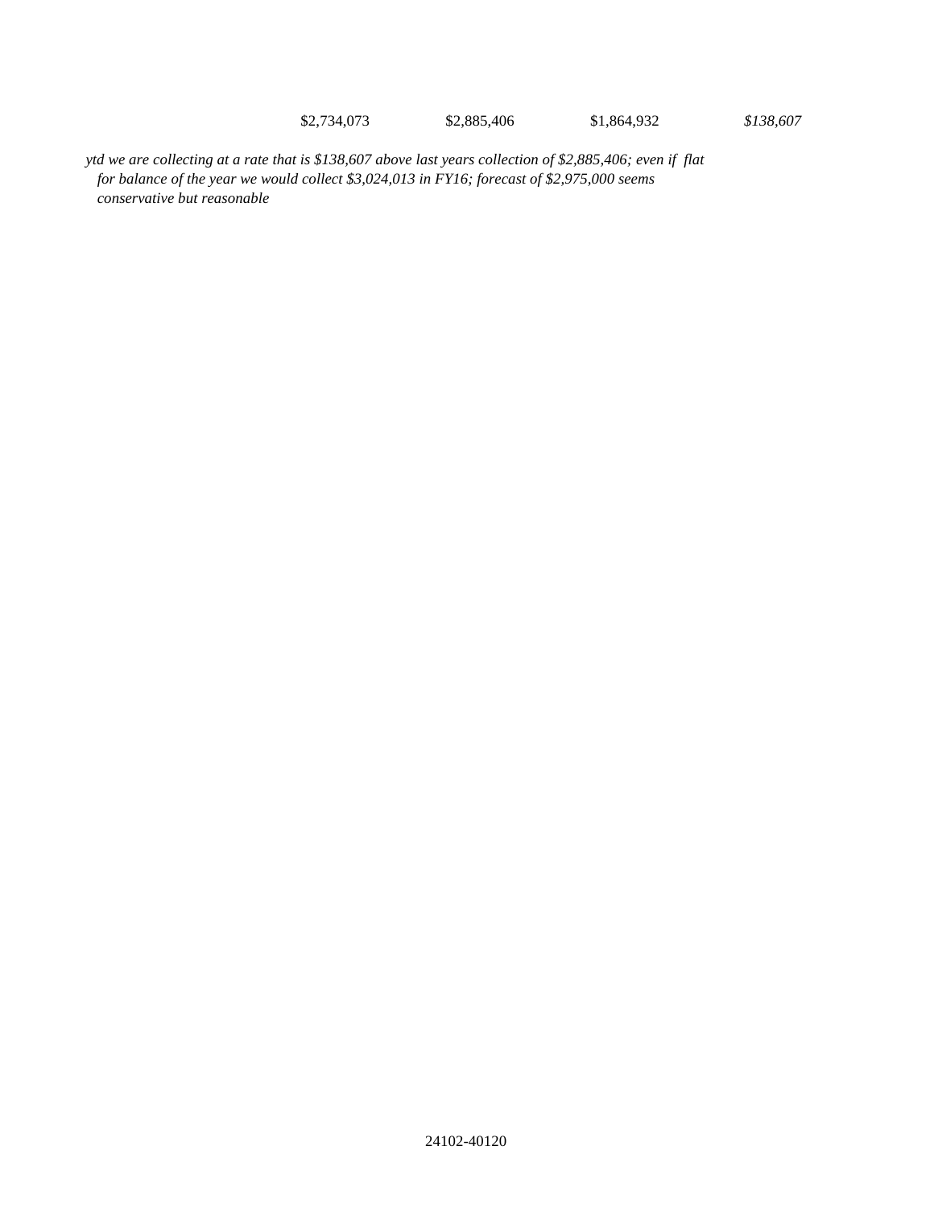| | | | |
|---|---|---|---|
| $2,734,073 | $2,885,406 | $1,864,932 | *$138,607* |

*ytd we are collecting at a rate that is $138,607 above last years collection of $2,885,406; even if flat for balance of the year we would collect $3,024,013 in FY16; forecast of $2,975,000 seems conservative but reasonable*

24102-40120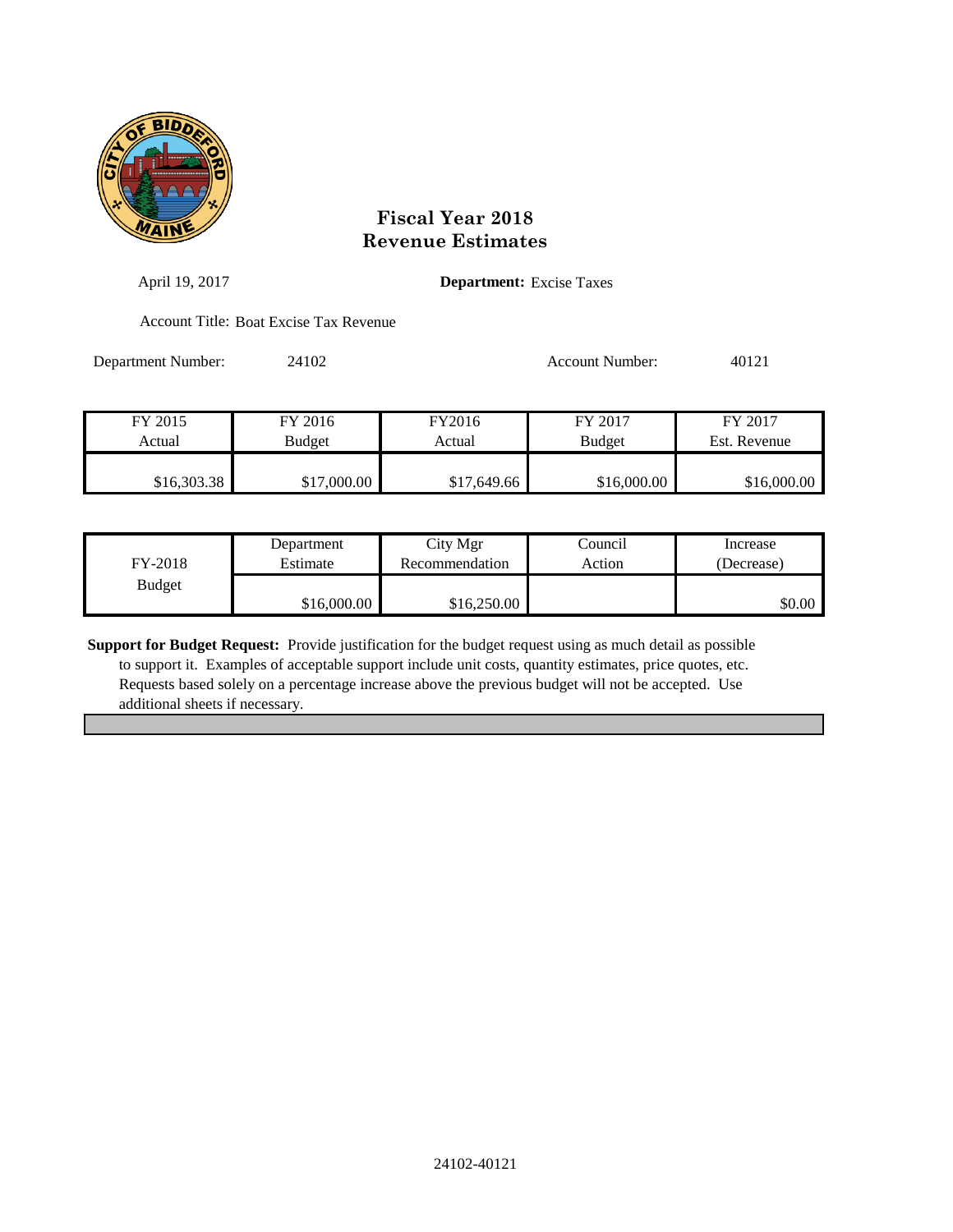# Fiscal Year 2018
# Revenue Estimates

April 19, 2017

**Department:** Excise Taxes

Account Title: Boat Excise Tax Revenue

Department Number: 24102

Account Number: 40121

| FY 2015 Actual | FY 2016 Budget | FY2016 Actual | FY 2017 Budget | FY 2017 Est. Revenue |
|---|---|---|---|---|
| $16,303.38 | $17,000.00 | $17,649.66 | $16,000.00 | $16,000.00 |

| FY-2018 Budget | Department Estimate | City Mgr Recommendation | Council Action | Increase (Decrease) |
|---|---|---|---|---|
| | $16,000.00 | $16,250.00 | | $0.00 |

**Support for Budget Request:** Provide justification for the budget request using as much detail as possible to support it. Examples of acceptable support include unit costs, quantity estimates, price quotes, etc. Requests based solely on a percentage increase above the previous budget will not be accepted. Use additional sheets if necessary.

24102-40121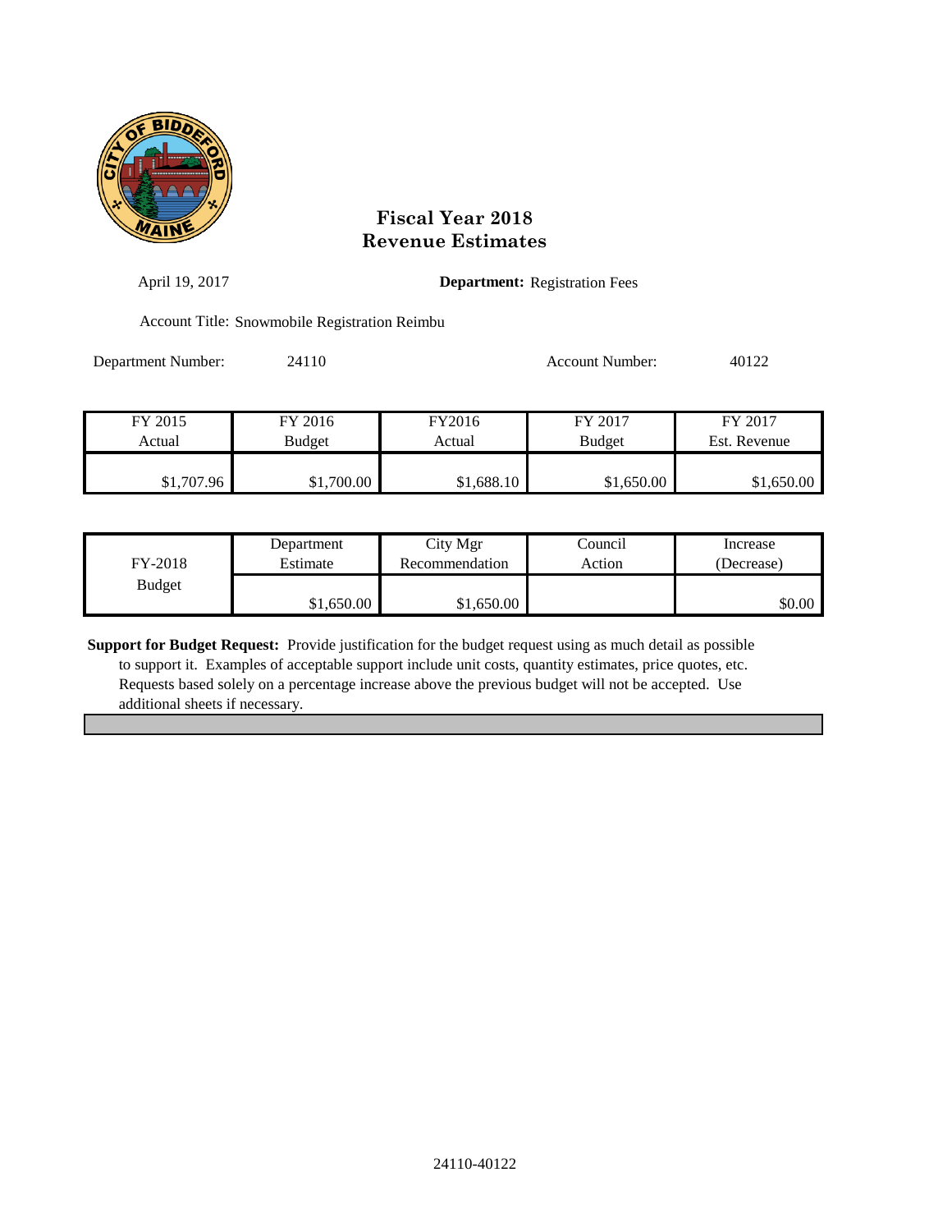# Fiscal Year 2018
# Revenue Estimates

April 19, 2017

**Department:** Registration Fees

Account Title: Snowmobile Registration Reimbu

Department Number: 24110

Account Number: 40122

| FY 2015 Actual | FY 2016 Budget | FY2016 Actual | FY 2017 Budget | FY 2017 Est. Revenue |
|---|---|---|---|---|
| $1,707.96 | $1,700.00 | $1,688.10 | $1,650.00 | $1,650.00 |

| FY-2018 Budget | Department Estimate | City Mgr Recommendation | Council Action | Increase (Decrease) |
|---|---|---|---|---|
| | $1,650.00 | $1,650.00 | | $0.00 |

**Support for Budget Request:** Provide justification for the budget request using as much detail as possible to support it. Examples of acceptable support include unit costs, quantity estimates, price quotes, etc. Requests based solely on a percentage increase above the previous budget will not be accepted. Use additional sheets if necessary.

24110-40122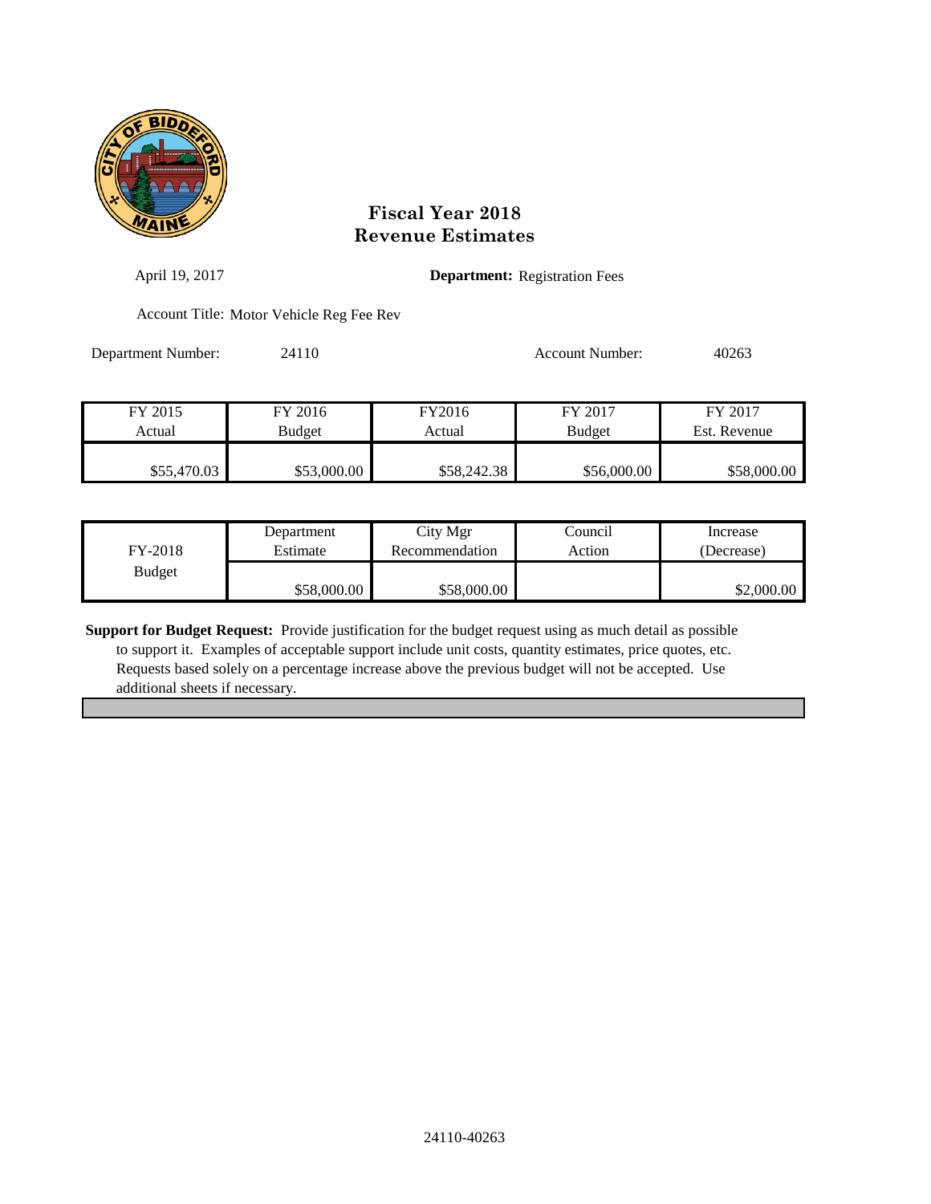# Fiscal Year 2018
# Revenue Estimates

April 19, 2017

**Department:** Registration Fees

Account Title: Motor Vehicle Reg Fee Rev

Department Number: 24110

Account Number: 40263

| FY 2015 Actual | FY 2016 Budget | FY2016 Actual | FY 2017 Budget | FY 2017 Est. Revenue |
|---|---|---|---|---|
| $55,470.03 | $53,000.00 | $58,242.38 | $56,000.00 | $58,000.00 |

| FY-2018 Budget | Department Estimate | City Mgr Recommendation | Council Action | Increase (Decrease) |
|---|---|---|---|---|
| | $58,000.00 | $58,000.00 | | $2,000.00 |

**Support for Budget Request:** Provide justification for the budget request using as much detail as possible to support it. Examples of acceptable support include unit costs, quantity estimates, price quotes, etc. Requests based solely on a percentage increase above the previous budget will not be accepted. Use additional sheets if necessary.

24110-40263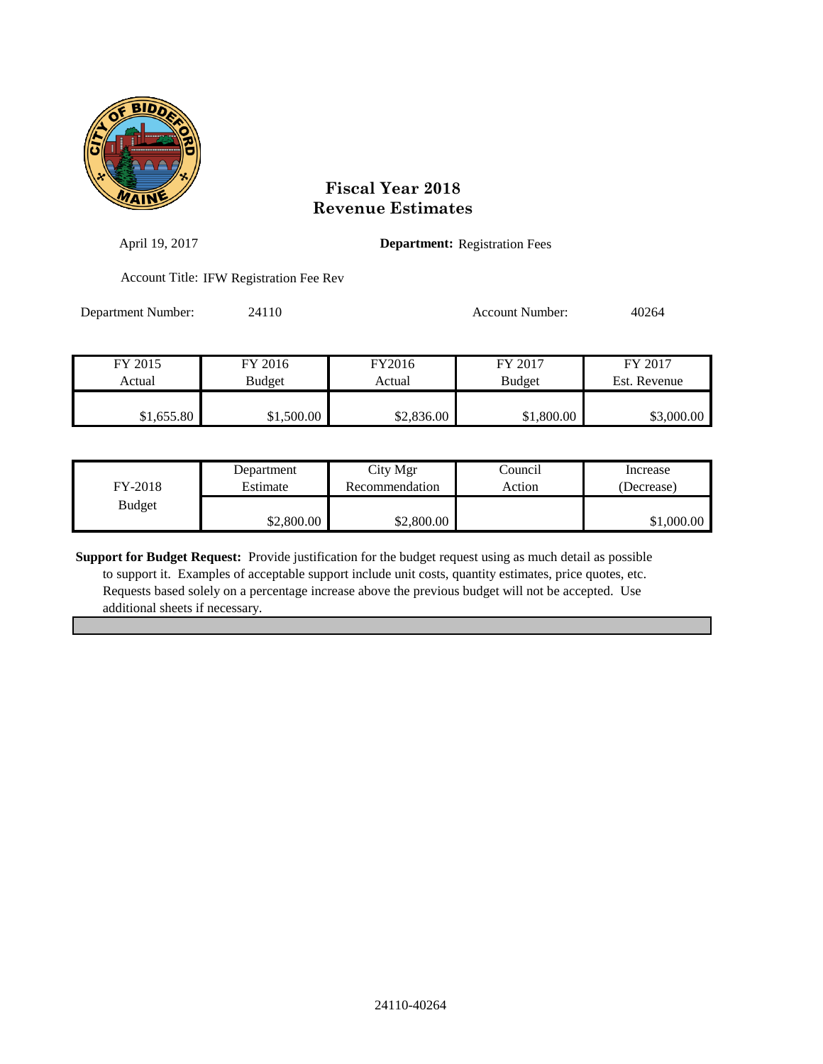# Fiscal Year 2018
# Revenue Estimates

April 19, 2017

**Department:** Registration Fees

Account Title: IFW Registration Fee Rev

Department Number: 24110

Account Number: 40264

| FY 2015 Actual | FY 2016 Budget | FY2016 Actual | FY 2017 Budget | FY 2017 Est. Revenue |
|---|---|---|---|---|
| $1,655.80 | $1,500.00 | $2,836.00 | $1,800.00 | $3,000.00 |

| FY-2018 Budget | Department Estimate | City Mgr Recommendation | Council Action | Increase (Decrease) |
|---|---|---|---|---|
| | $2,800.00 | $2,800.00 | | $1,000.00 |

**Support for Budget Request:** Provide justification for the budget request using as much detail as possible to support it. Examples of acceptable support include unit costs, quantity estimates, price quotes, etc. Requests based solely on a percentage increase above the previous budget will not be accepted. Use additional sheets if necessary.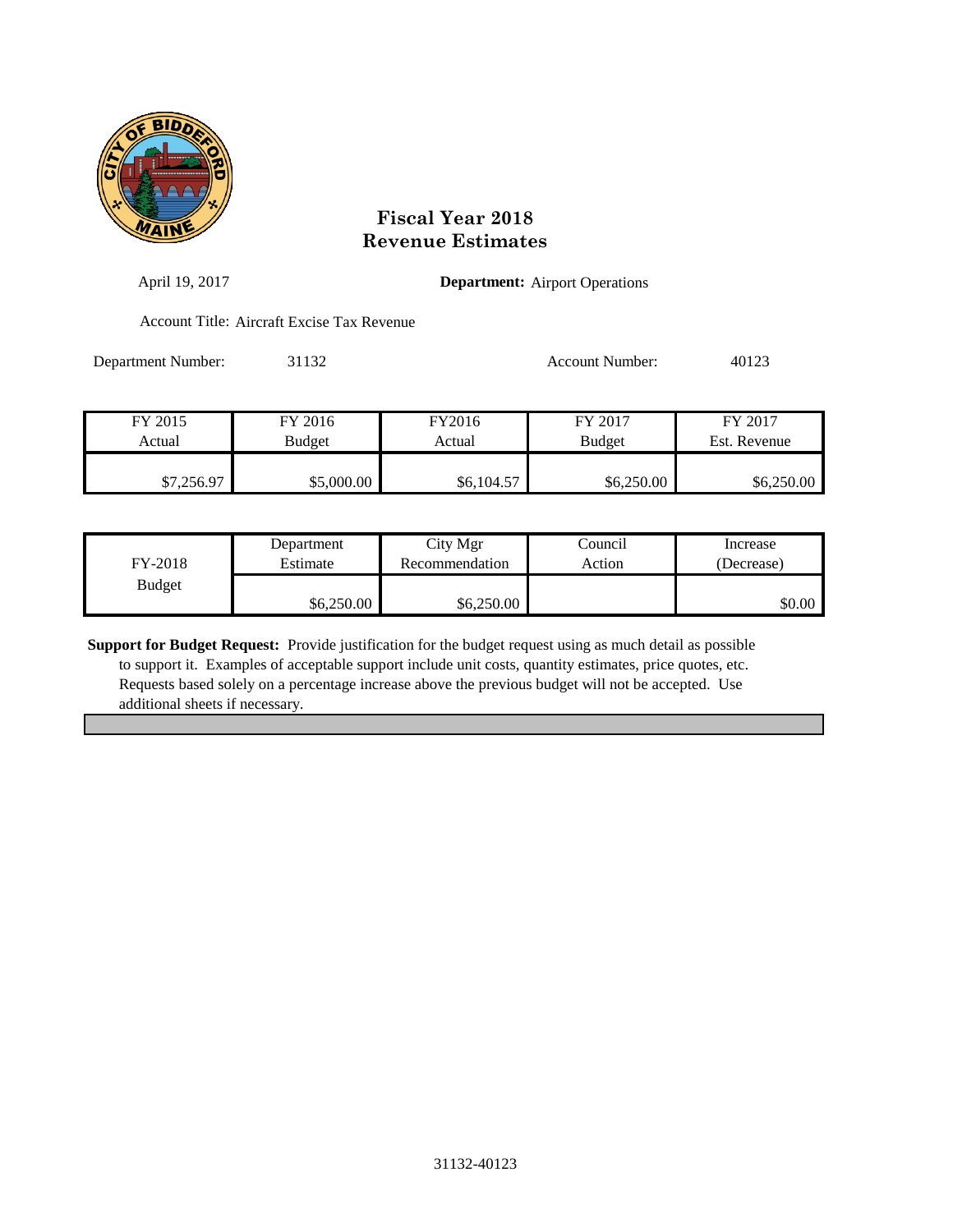# Fiscal Year 2018
# Revenue Estimates

April 19, 2017

**Department:** Airport Operations

Account Title: Aircraft Excise Tax Revenue

Department Number: 31132

Account Number: 40123

| FY 2015 Actual | FY 2016 Budget | FY2016 Actual | FY 2017 Budget | FY 2017 Est. Revenue |
|---|---|---|---|---|
| $7,256.97 | $5,000.00 | $6,104.57 | $6,250.00 | $6,250.00 |

| FY-2018 Budget | Department Estimate | City Mgr Recommendation | Council Action | Increase (Decrease) |
|---|---|---|---|---|
| | $6,250.00 | $6,250.00 | | $0.00 |

**Support for Budget Request:** Provide justification for the budget request using as much detail as possible to support it. Examples of acceptable support include unit costs, quantity estimates, price quotes, etc. Requests based solely on a percentage increase above the previous budget will not be accepted. Use additional sheets if necessary.

31132-40123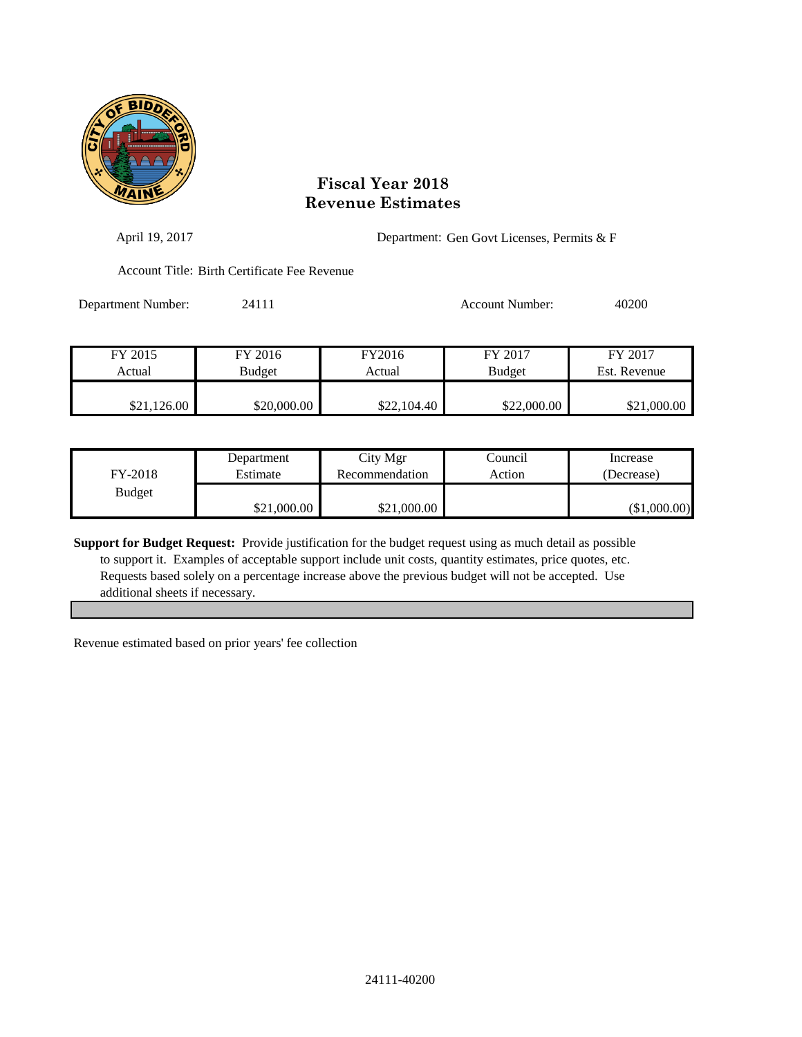# Fiscal Year 2018
# Revenue Estimates

April 19, 2017

Department: Gen Govt Licenses, Permits & F

Account Title: Birth Certificate Fee Revenue

Department Number: 24111

Account Number: 40200

| FY 2015 Actual | FY 2016 Budget | FY2016 Actual | FY 2017 Budget | FY 2017 Est. Revenue |
|---|---|---|---|---|
| $21,126.00 | $20,000.00 | $22,104.40 | $22,000.00 | $21,000.00 |

| FY-2018 Budget | Department Estimate | City Mgr Recommendation | Council Action | Increase (Decrease) |
|---|---|---|---|---|
| | $21,000.00 | $21,000.00 | | ($1,000.00) |

**Support for Budget Request:** Provide justification for the budget request using as much detail as possible to support it. Examples of acceptable support include unit costs, quantity estimates, price quotes, etc. Requests based solely on a percentage increase above the previous budget will not be accepted. Use additional sheets if necessary.

Revenue estimated based on prior years' fee collection

24111-40200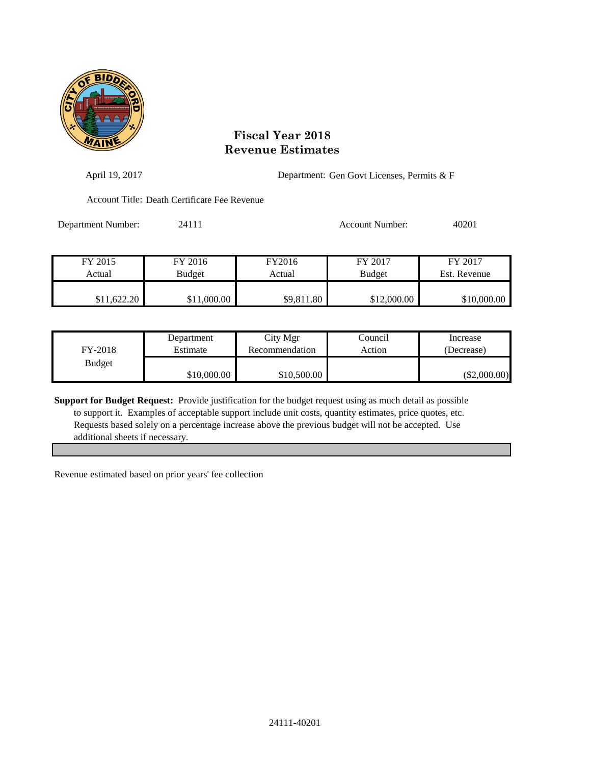# Fiscal Year 2018
# Revenue Estimates

April 19, 2017

Department: Gen Govt Licenses, Permits & F

Account Title: Death Certificate Fee Revenue

Department Number: 24111

Account Number: 40201

| FY 2015 Actual | FY 2016 Budget | FY2016 Actual | FY 2017 Budget | FY 2017 Est. Revenue |
|---|---|---|---|---|
| $11,622.20 | $11,000.00 | $9,811.80 | $12,000.00 | $10,000.00 |

| FY-2018 Budget | Department Estimate | City Mgr Recommendation | Council Action | Increase (Decrease) |
|---|---|---|---|---|
| | $10,000.00 | $10,500.00 | | ($2,000.00) |

**Support for Budget Request:** Provide justification for the budget request using as much detail as possible to support it. Examples of acceptable support include unit costs, quantity estimates, price quotes, etc. Requests based solely on a percentage increase above the previous budget will not be accepted. Use additional sheets if necessary.

Revenue estimated based on prior years' fee collection

24111-40201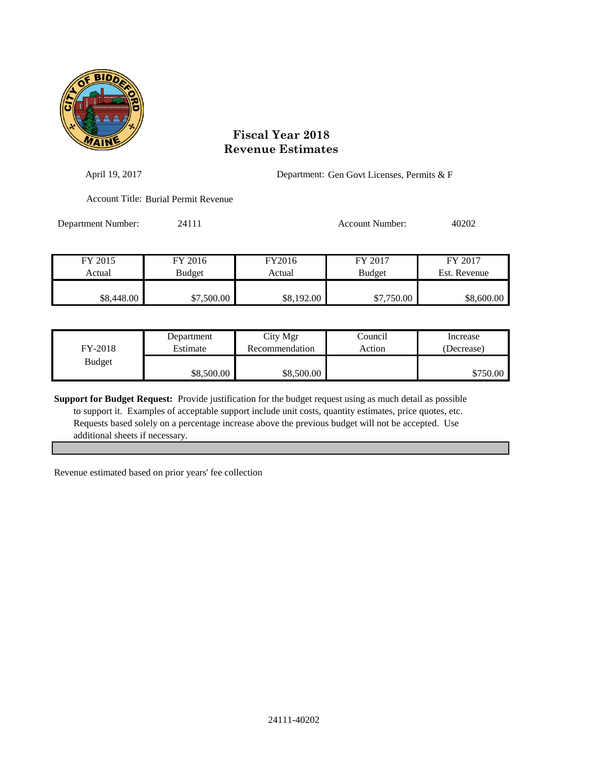# Fiscal Year 2018
# Revenue Estimates

April 19, 2017

Department: Gen Govt Licenses, Permits & F

Account Title: Burial Permit Revenue

Department Number: 24111

Account Number: 40202

| FY 2015 Actual | FY 2016 Budget | FY2016 Actual | FY 2017 Budget | FY 2017 Est. Revenue |
|---|---|---|---|---|
| $8,448.00 | $7,500.00 | $8,192.00 | $7,750.00 | $8,600.00 |

| FY-2018 Budget | Department Estimate | City Mgr Recommendation | Council Action | Increase (Decrease) |
|---|---|---|---|---|
| | $8,500.00 | $8,500.00 | | $750.00 |

**Support for Budget Request:** Provide justification for the budget request using as much detail as possible to support it. Examples of acceptable support include unit costs, quantity estimates, price quotes, etc. Requests based solely on a percentage increase above the previous budget will not be accepted. Use additional sheets if necessary.

Revenue estimated based on prior years' fee collection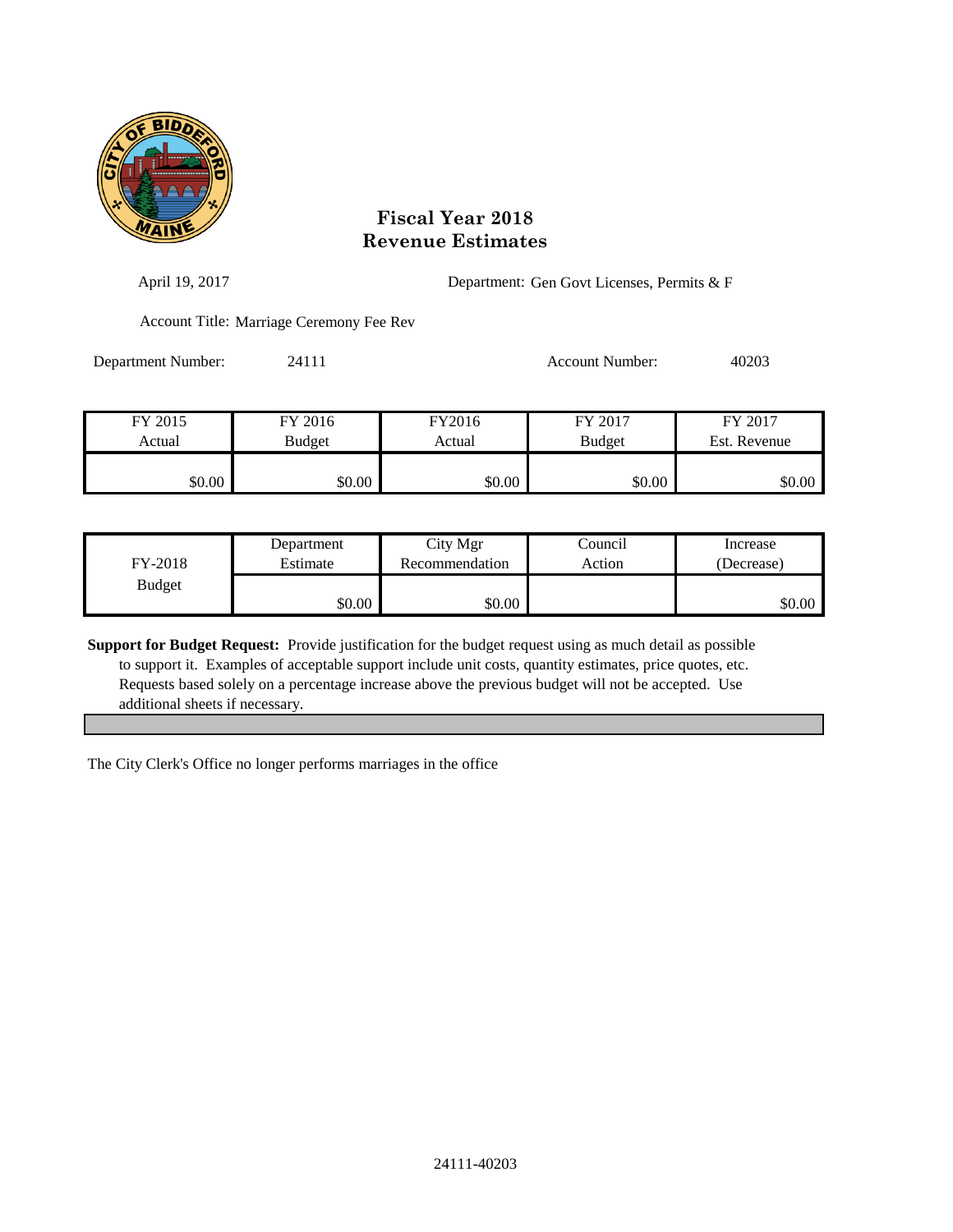# Fiscal Year 2018
# Revenue Estimates

April 19, 2017

Department: Gen Govt Licenses, Permits & F

Account Title: Marriage Ceremony Fee Rev

Department Number: 24111

Account Number: 40203

| FY 2015 Actual | FY 2016 Budget | FY2016 Actual | FY 2017 Budget | FY 2017 Est. Revenue |
|---|---|---|---|---|
| $0.00 | $0.00 | $0.00 | $0.00 | $0.00 |

| FY-2018 Budget | Department Estimate | City Mgr Recommendation | Council Action | Increase (Decrease) |
|---|---|---|---|---|
| | $0.00 | $0.00 | | $0.00 |

**Support for Budget Request:** Provide justification for the budget request using as much detail as possible to support it. Examples of acceptable support include unit costs, quantity estimates, price quotes, etc. Requests based solely on a percentage increase above the previous budget will not be accepted. Use additional sheets if necessary.

The City Clerk's Office no longer performs marriages in the office

24111-40203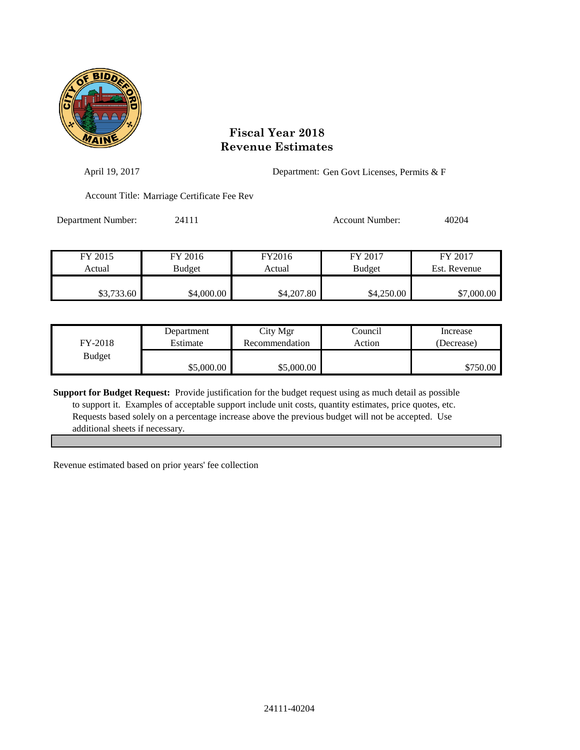## Fiscal Year 2018
## Revenue Estimates

April 19, 2017

Department: Gen Govt Licenses, Permits & F

Account Title: Marriage Certificate Fee Rev

Department Number: 24111

Account Number: 40204

| FY 2015 Actual | FY 2016 Budget | FY2016 Actual | FY 2017 Budget | FY 2017 Est. Revenue |
|---|---|---|---|---|
| $3,733.60 | $4,000.00 | $4,207.80 | $4,250.00 | $7,000.00 |

| FY-2018 Budget | Department Estimate | City Mgr Recommendation | Council Action | Increase (Decrease) |
|---|---|---|---|---|
| | $5,000.00 | $5,000.00 | | $750.00 |

**Support for Budget Request:** Provide justification for the budget request using as much detail as possible to support it. Examples of acceptable support include unit costs, quantity estimates, price quotes, etc. Requests based solely on a percentage increase above the previous budget will not be accepted. Use additional sheets if necessary.

Revenue estimated based on prior years' fee collection

24111-40204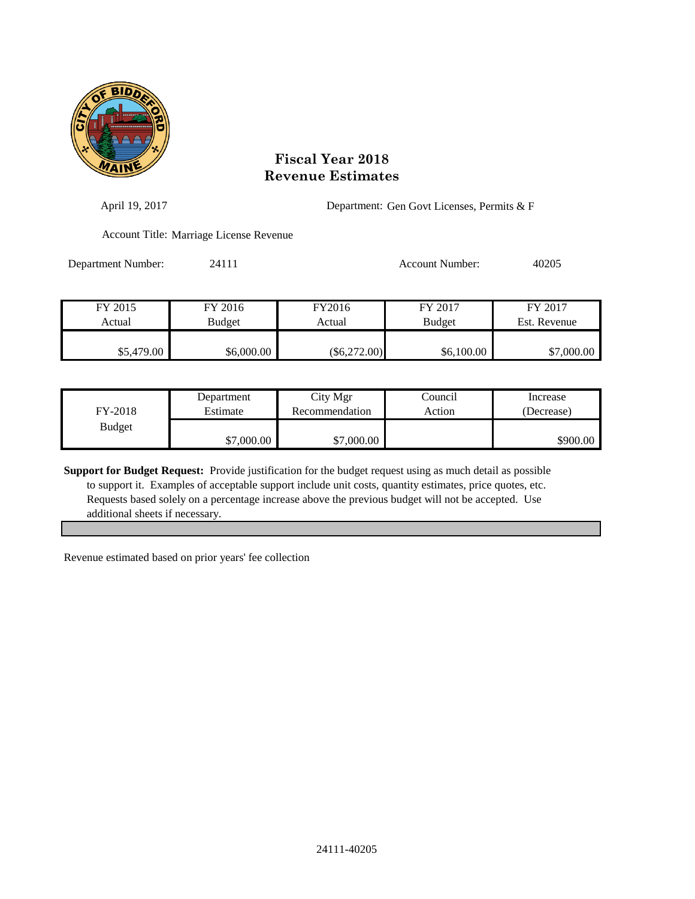# Fiscal Year 2018
# Revenue Estimates

April 19, 2017

Department: Gen Govt Licenses, Permits & F

Account Title: Marriage License Revenue

Department Number: 24111

Account Number: 40205

| FY 2015 Actual | FY 2016 Budget | FY2016 Actual | FY 2017 Budget | FY 2017 Est. Revenue |
|---|---|---|---|---|
| $5,479.00 | $6,000.00 | ($6,272.00) | $6,100.00 | $7,000.00 |

| FY-2018 Budget | Department Estimate | City Mgr Recommendation | Council Action | Increase (Decrease) |
|---|---|---|---|---|
| | $7,000.00 | $7,000.00 | | $900.00 |

**Support for Budget Request:** Provide justification for the budget request using as much detail as possible to support it. Examples of acceptable support include unit costs, quantity estimates, price quotes, etc. Requests based solely on a percentage increase above the previous budget will not be accepted. Use additional sheets if necessary.

Revenue estimated based on prior years' fee collection

24111-40205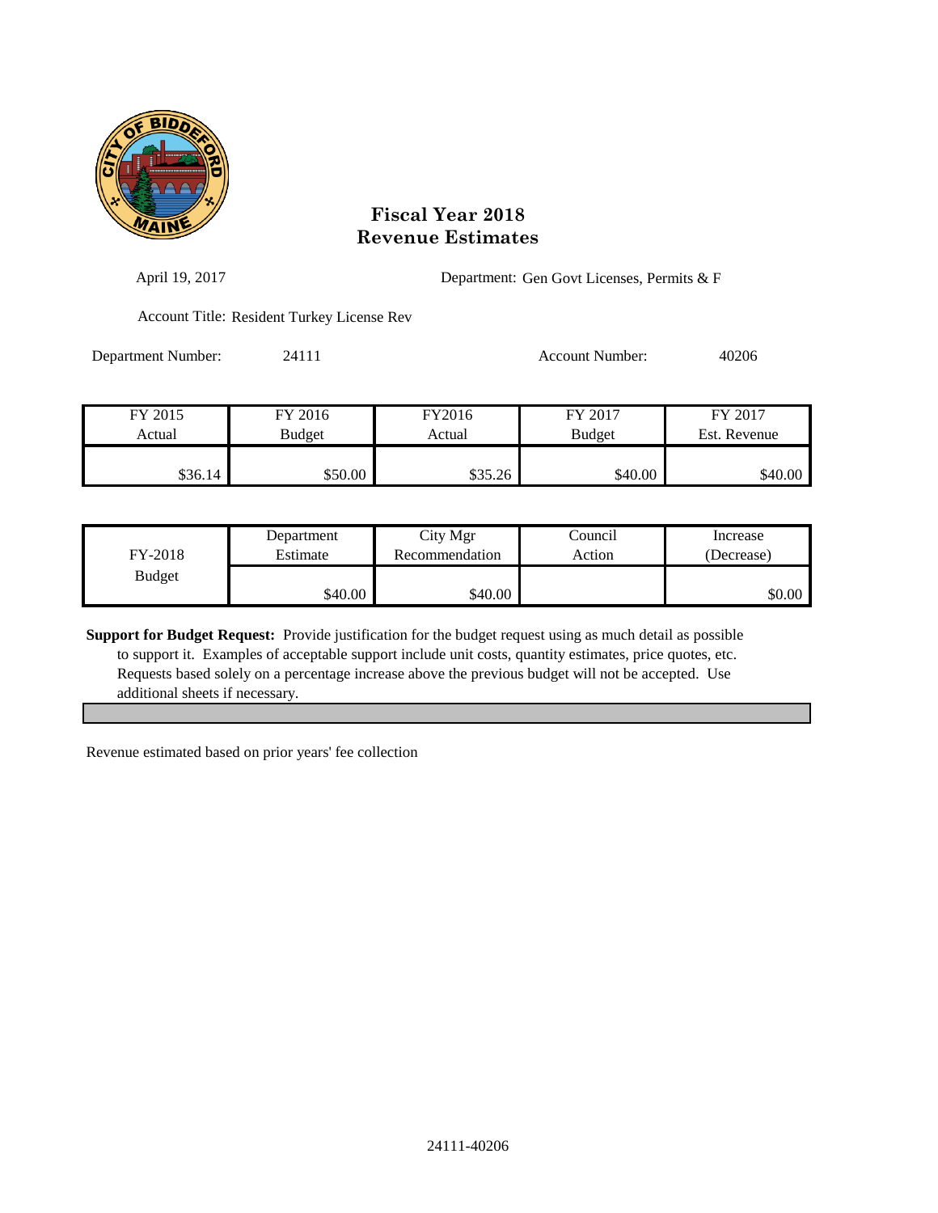# Fiscal Year 2018
# Revenue Estimates

April 19, 2017

Department: Gen Govt Licenses, Permits & F

Account Title: Resident Turkey License Rev

Department Number: 24111

Account Number: 40206

| FY 2015 Actual | FY 2016 Budget | FY2016 Actual | FY 2017 Budget | FY 2017 Est. Revenue |
|---|---|---|---|---|
| $36.14 | $50.00 | $35.26 | $40.00 | $40.00 |

| FY-2018 Budget | Department Estimate | City Mgr Recommendation | Council Action | Increase (Decrease) |
|---|---|---|---|---|
| | $40.00 | $40.00 | | $0.00 |

**Support for Budget Request:** Provide justification for the budget request using as much detail as possible to support it. Examples of acceptable support include unit costs, quantity estimates, price quotes, etc. Requests based solely on a percentage increase above the previous budget will not be accepted. Use additional sheets if necessary.

Revenue estimated based on prior years' fee collection

24111-40206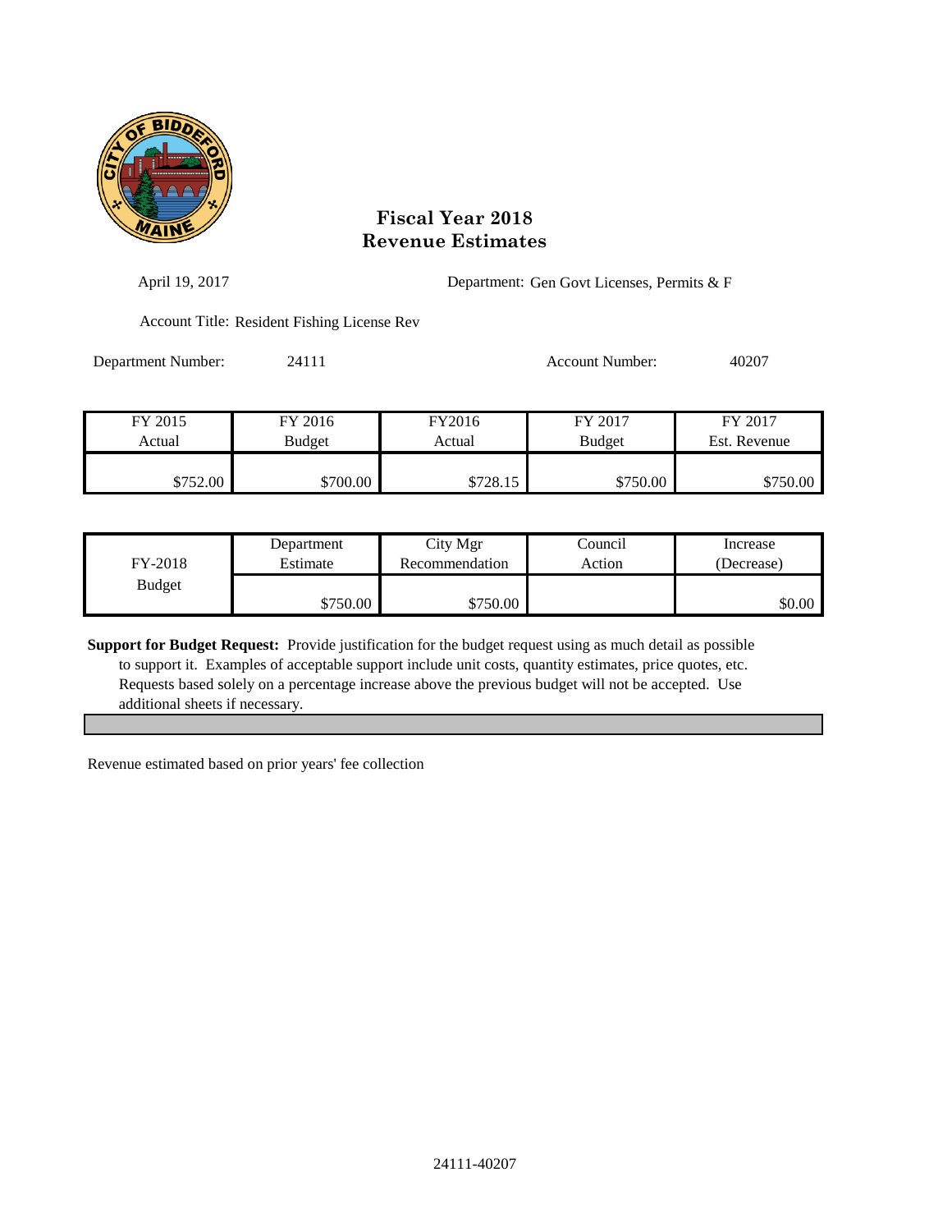# Fiscal Year 2018
# Revenue Estimates

April 19, 2017

Department: Gen Govt Licenses, Permits & F

Account Title: Resident Fishing License Rev

Department Number: 24111

Account Number: 40207

| FY 2015 Actual | FY 2016 Budget | FY2016 Actual | FY 2017 Budget | FY 2017 Est. Revenue |
|---|---|---|---|---|
| $752.00 | $700.00 | $728.15 | $750.00 | $750.00 |

| FY-2018 Budget | Department Estimate | City Mgr Recommendation | Council Action | Increase (Decrease) |
|---|---|---|---|---|
| | $750.00 | $750.00 | | $0.00 |

**Support for Budget Request:** Provide justification for the budget request using as much detail as possible to support it. Examples of acceptable support include unit costs, quantity estimates, price quotes, etc. Requests based solely on a percentage increase above the previous budget will not be accepted. Use additional sheets if necessary.

Revenue estimated based on prior years' fee collection

24111-40207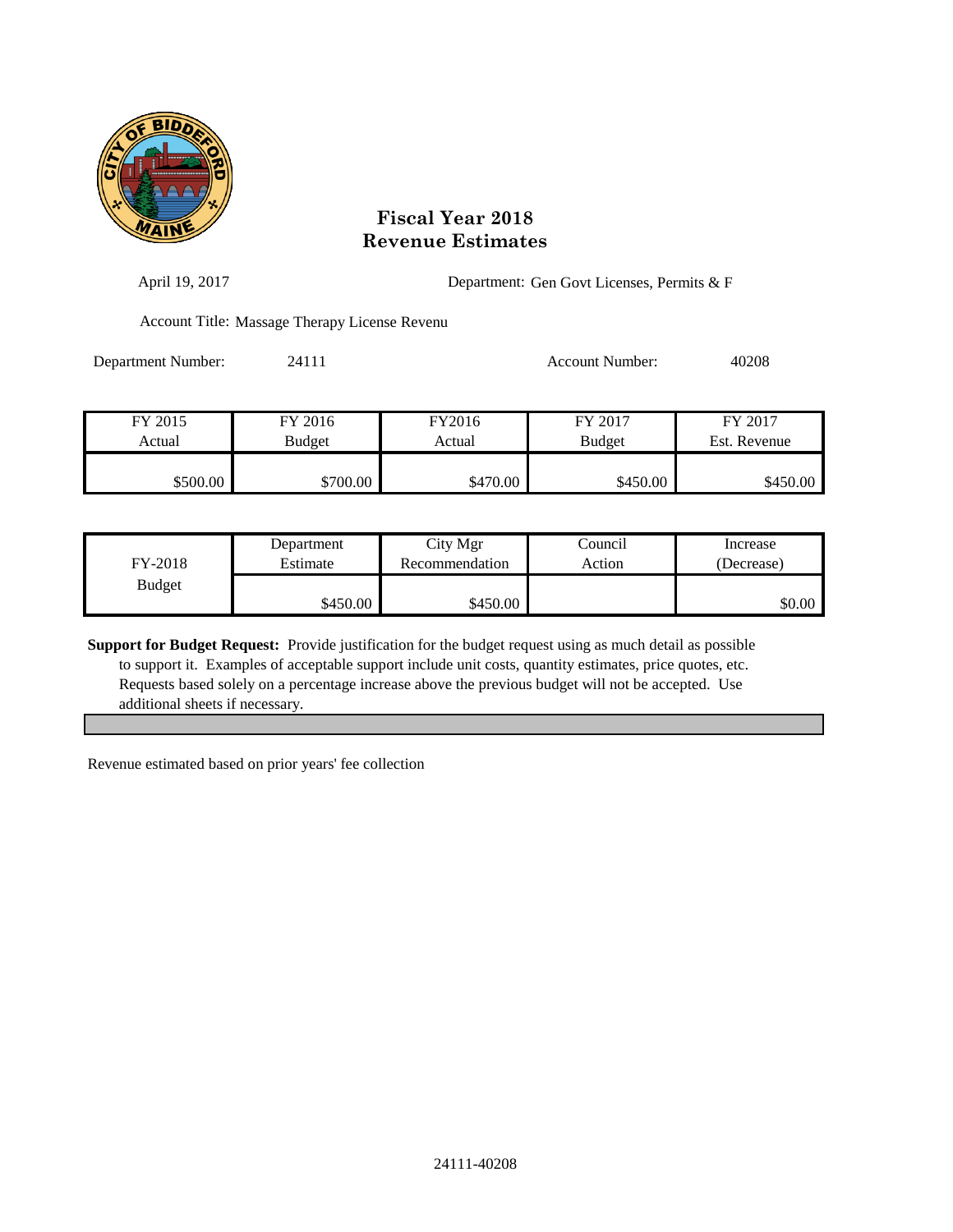# Fiscal Year 2018
# Revenue Estimates

April 19, 2017

Department: Gen Govt Licenses, Permits & F

Account Title: Massage Therapy License Revenu

Department Number: 24111

Account Number: 40208

| FY 2015 Actual | FY 2016 Budget | FY2016 Actual | FY 2017 Budget | FY 2017 Est. Revenue |
|---|---|---|---|---|
| $500.00 | $700.00 | $470.00 | $450.00 | $450.00 |

| FY-2018 Budget | Department Estimate | City Mgr Recommendation | Council Action | Increase (Decrease) |
|---|---|---|---|---|
| | $450.00 | $450.00 | | $0.00 |

**Support for Budget Request:** Provide justification for the budget request using as much detail as possible to support it. Examples of acceptable support include unit costs, quantity estimates, price quotes, etc. Requests based solely on a percentage increase above the previous budget will not be accepted. Use additional sheets if necessary.

Revenue estimated based on prior years' fee collection

24111-40208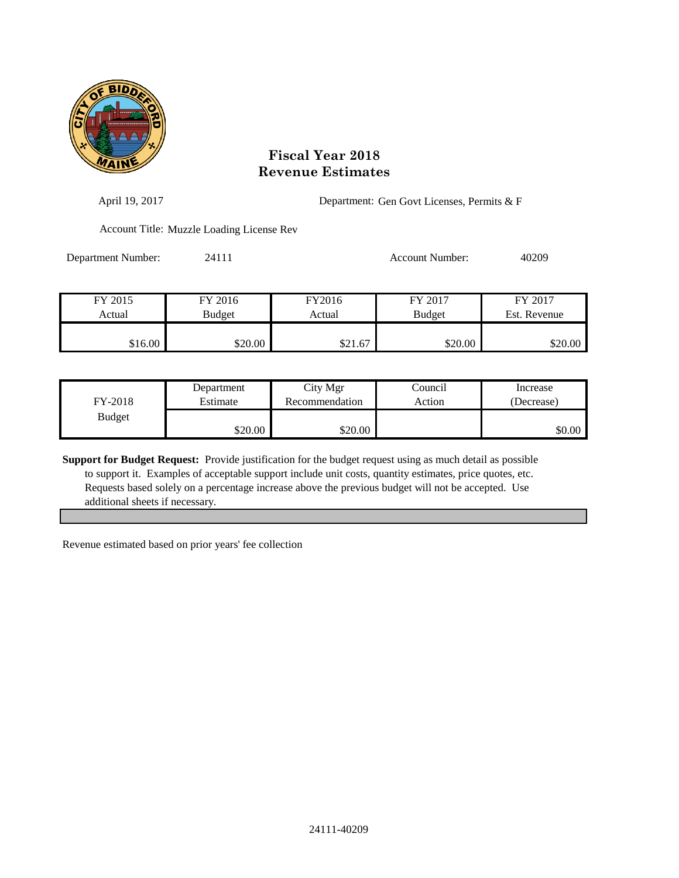# Fiscal Year 2018
# Revenue Estimates

April 19, 2017

Department: Gen Govt Licenses, Permits & F

Account Title: Muzzle Loading License Rev

Department Number: 24111

Account Number: 40209

| FY 2015 Actual | FY 2016 Budget | FY2016 Actual | FY 2017 Budget | FY 2017 Est. Revenue |
|---|---|---|---|---|
| $16.00 | $20.00 | $21.67 | $20.00 | $20.00 |

| FY-2018 Budget | Department Estimate | City Mgr Recommendation | Council Action | Increase (Decrease) |
|---|---|---|---|---|
| | $20.00 | $20.00 | | $0.00 |

**Support for Budget Request:** Provide justification for the budget request using as much detail as possible to support it. Examples of acceptable support include unit costs, quantity estimates, price quotes, etc. Requests based solely on a percentage increase above the previous budget will not be accepted. Use additional sheets if necessary.

Revenue estimated based on prior years' fee collection

24111-40209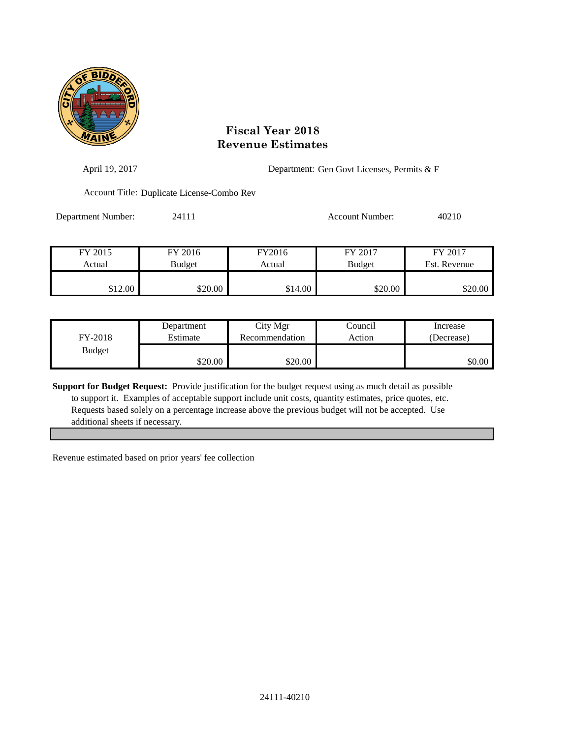# Fiscal Year 2018
# Revenue Estimates

April 19, 2017

Department: Gen Govt Licenses, Permits & F

Account Title: Duplicate License-Combo Rev

Department Number: 24111

Account Number: 40210

| FY 2015 Actual | FY 2016 Budget | FY2016 Actual | FY 2017 Budget | FY 2017 Est. Revenue |
|---|---|---|---|---|
| $12.00 | $20.00 | $14.00 | $20.00 | $20.00 |

| FY-2018 Budget | Department Estimate | City Mgr Recommendation | Council Action | Increase (Decrease) |
|---|---|---|---|---|
| | $20.00 | $20.00 | | $0.00 |

**Support for Budget Request:** Provide justification for the budget request using as much detail as possible to support it. Examples of acceptable support include unit costs, quantity estimates, price quotes, etc. Requests based solely on a percentage increase above the previous budget will not be accepted. Use additional sheets if necessary.

Revenue estimated based on prior years' fee collection

24111-40210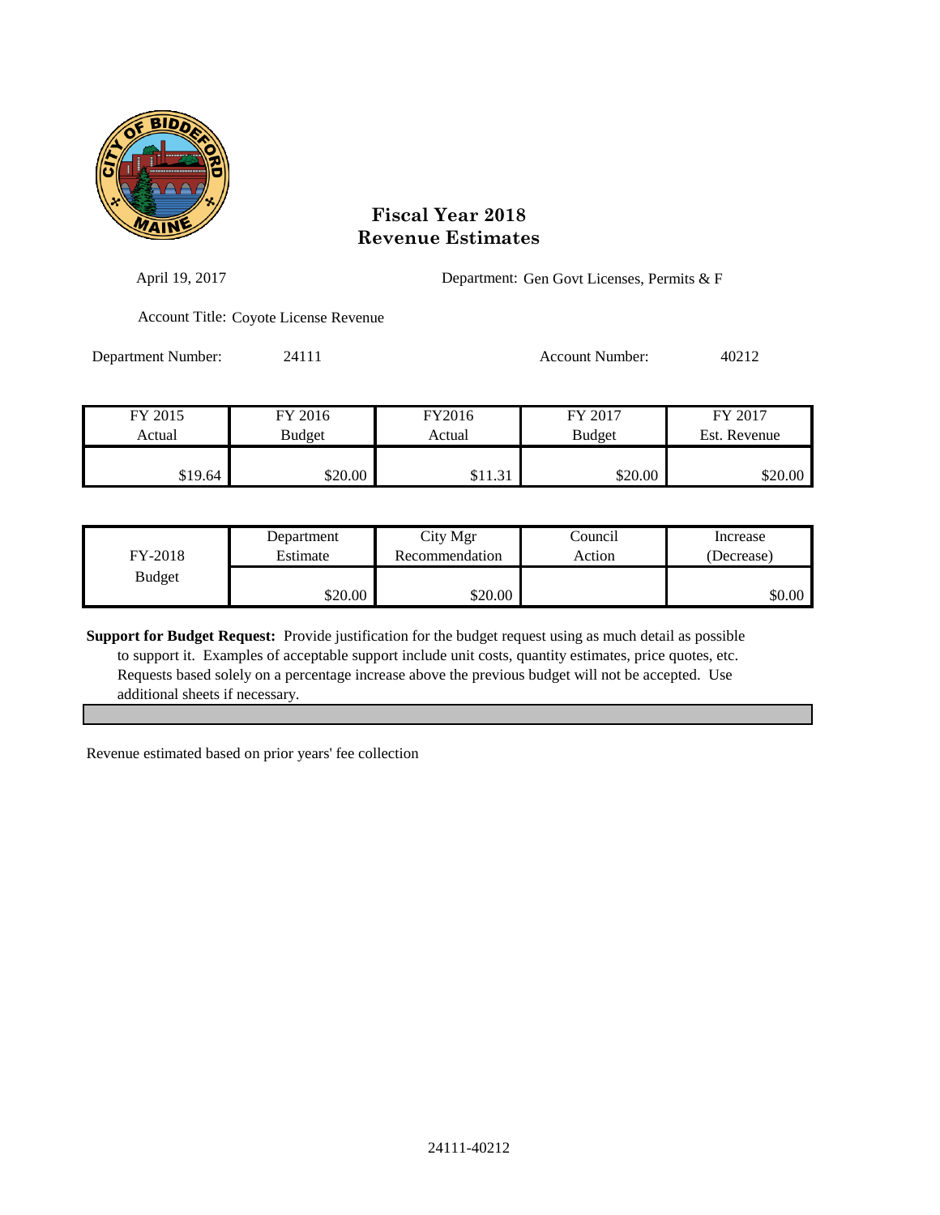# Fiscal Year 2018
# Revenue Estimates

April 19, 2017

Department: Gen Govt Licenses, Permits & F

Account Title: Coyote License Revenue

Department Number: 24111

Account Number: 40212

| FY 2015 Actual | FY 2016 Budget | FY2016 Actual | FY 2017 Budget | FY 2017 Est. Revenue |
|---|---|---|---|---|
| $19.64 | $20.00 | $11.31 | $20.00 | $20.00 |

| FY-2018 Budget | Department Estimate | City Mgr Recommendation | Council Action | Increase (Decrease) |
|---|---|---|---|---|
| | $20.00 | $20.00 | | $0.00 |

**Support for Budget Request:** Provide justification for the budget request using as much detail as possible to support it. Examples of acceptable support include unit costs, quantity estimates, price quotes, etc. Requests based solely on a percentage increase above the previous budget will not be accepted. Use additional sheets if necessary.

Revenue estimated based on prior years' fee collection

24111-40212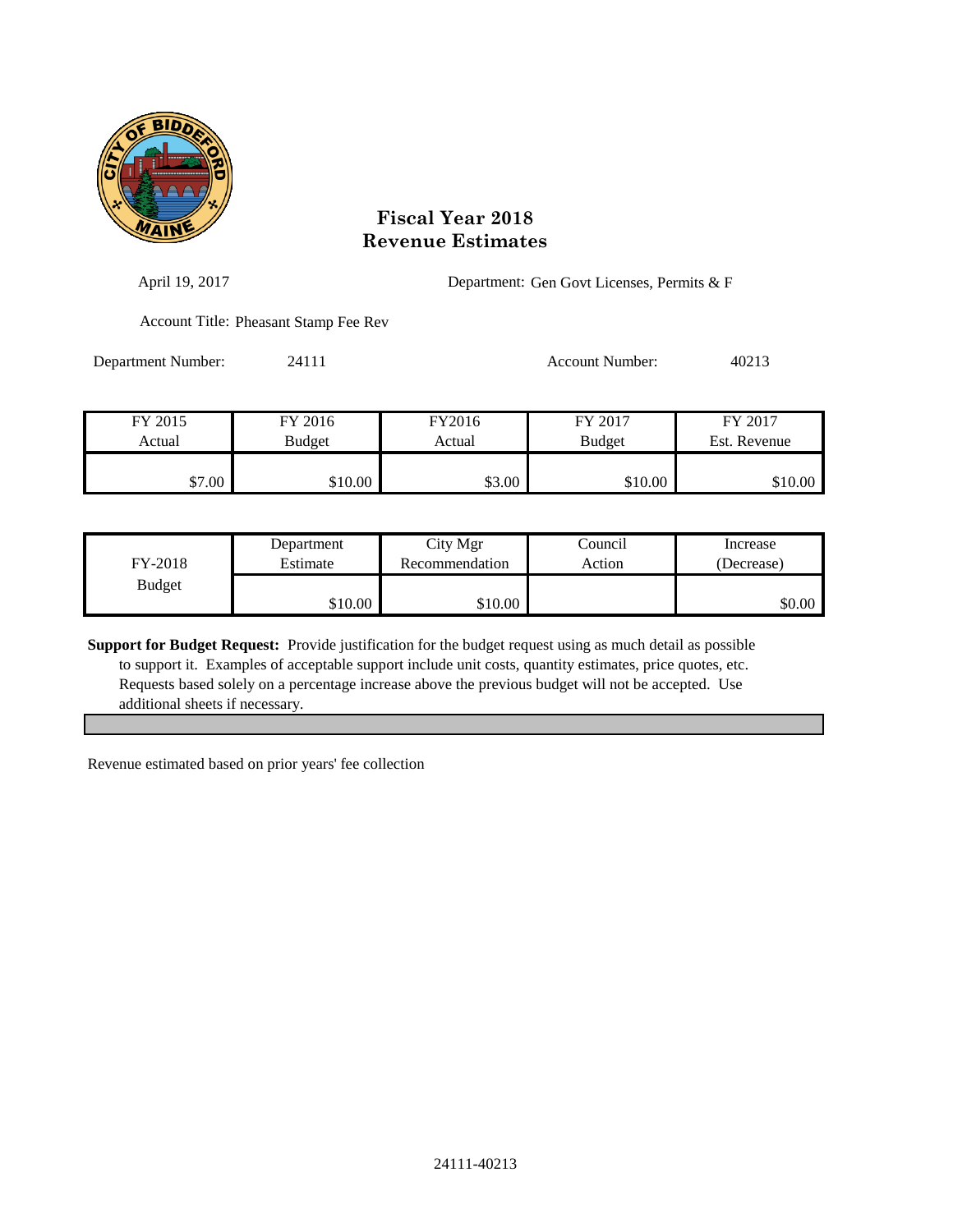# Fiscal Year 2018
# Revenue Estimates

April 19, 2017

Department: Gen Govt Licenses, Permits & F

Account Title: Pheasant Stamp Fee Rev

Department Number: 24111

Account Number: 40213

| FY 2015 Actual | FY 2016 Budget | FY2016 Actual | FY 2017 Budget | FY 2017 Est. Revenue |
|---|---|---|---|---|
| $7.00 | $10.00 | $3.00 | $10.00 | $10.00 |

| FY-2018 Budget | Department Estimate | City Mgr Recommendation | Council Action | Increase (Decrease) |
|---|---|---|---|---|
| | $10.00 | $10.00 | | $0.00 |

**Support for Budget Request:** Provide justification for the budget request using as much detail as possible to support it. Examples of acceptable support include unit costs, quantity estimates, price quotes, etc. Requests based solely on a percentage increase above the previous budget will not be accepted. Use additional sheets if necessary.

Revenue estimated based on prior years' fee collection

24111-40213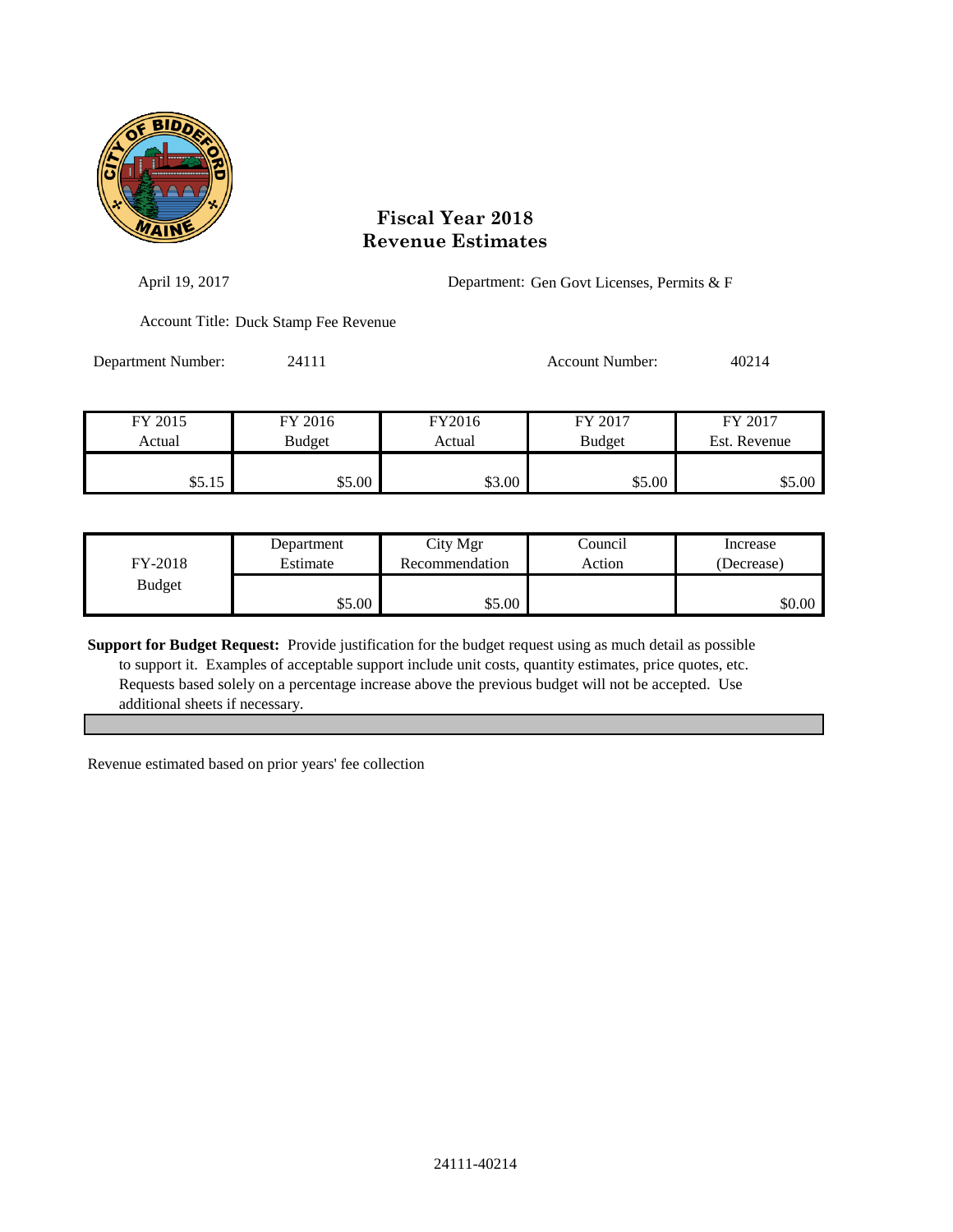# Fiscal Year 2018
# Revenue Estimates

April 19, 2017

Department: Gen Govt Licenses, Permits & F

Account Title: Duck Stamp Fee Revenue

Department Number: 24111

Account Number: 40214

| FY 2015 Actual | FY 2016 Budget | FY2016 Actual | FY 2017 Budget | FY 2017 Est. Revenue |
|---|---|---|---|---|
| $5.15 | $5.00 | $3.00 | $5.00 | $5.00 |

| FY-2018 Budget | Department Estimate | City Mgr Recommendation | Council Action | Increase (Decrease) |
|---|---|---|---|---|
| | $5.00 | $5.00 | | $0.00 |

**Support for Budget Request:** Provide justification for the budget request using as much detail as possible to support it. Examples of acceptable support include unit costs, quantity estimates, price quotes, etc. Requests based solely on a percentage increase above the previous budget will not be accepted. Use additional sheets if necessary.

Revenue estimated based on prior years' fee collection

24111-40214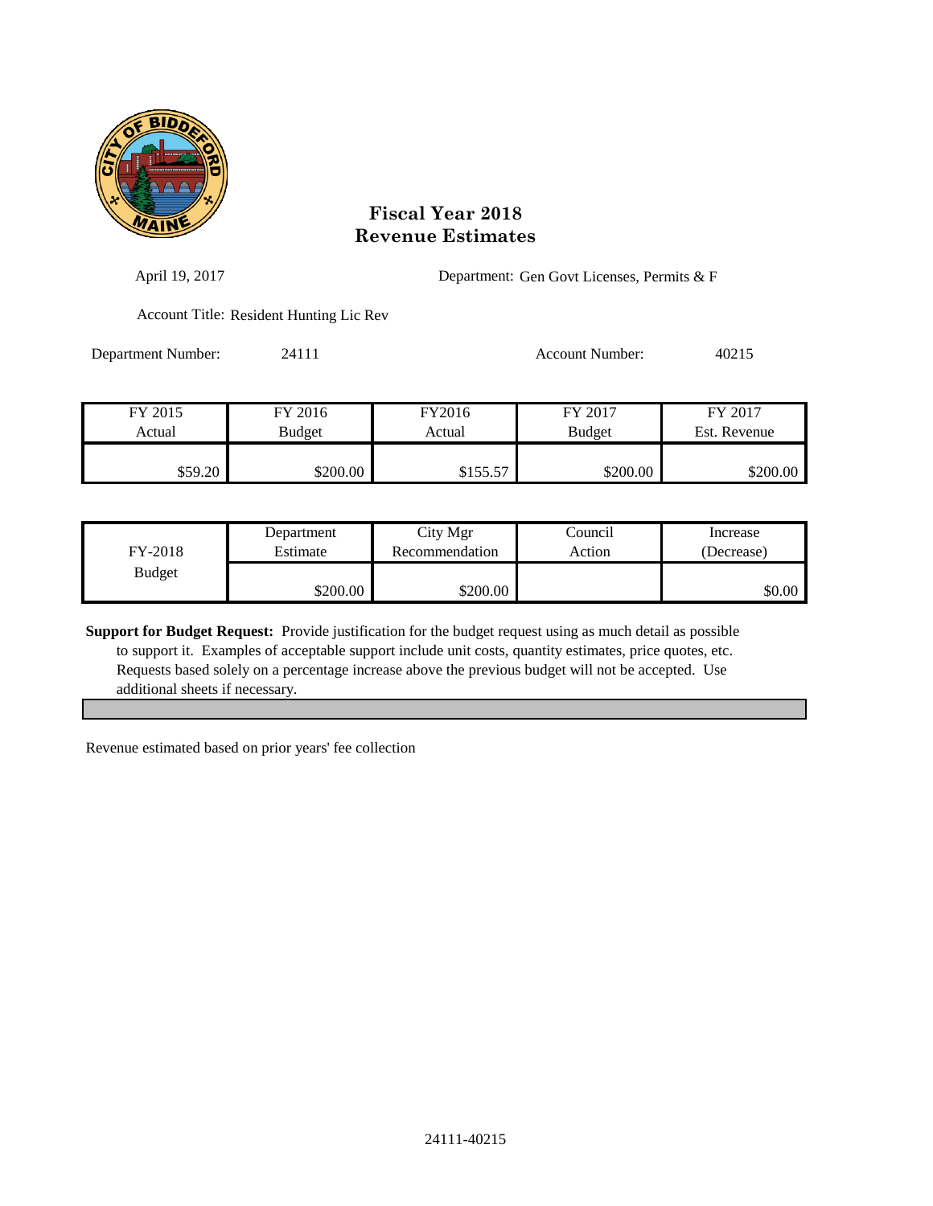# Fiscal Year 2018
# Revenue Estimates

April 19, 2017

Department: Gen Govt Licenses, Permits & F

Account Title: Resident Hunting Lic Rev

Department Number: 24111

Account Number: 40215

| FY 2015 Actual | FY 2016 Budget | FY2016 Actual | FY 2017 Budget | FY 2017 Est. Revenue |
|---|---|---|---|---|
| $59.20 | $200.00 | $155.57 | $200.00 | $200.00 |

| FY-2018 Budget | Department Estimate | City Mgr Recommendation | Council Action | Increase (Decrease) |
|---|---|---|---|---|
| | $200.00 | $200.00 | | $0.00 |

**Support for Budget Request:** Provide justification for the budget request using as much detail as possible to support it. Examples of acceptable support include unit costs, quantity estimates, price quotes, etc. Requests based solely on a percentage increase above the previous budget will not be accepted. Use additional sheets if necessary.

Revenue estimated based on prior years' fee collection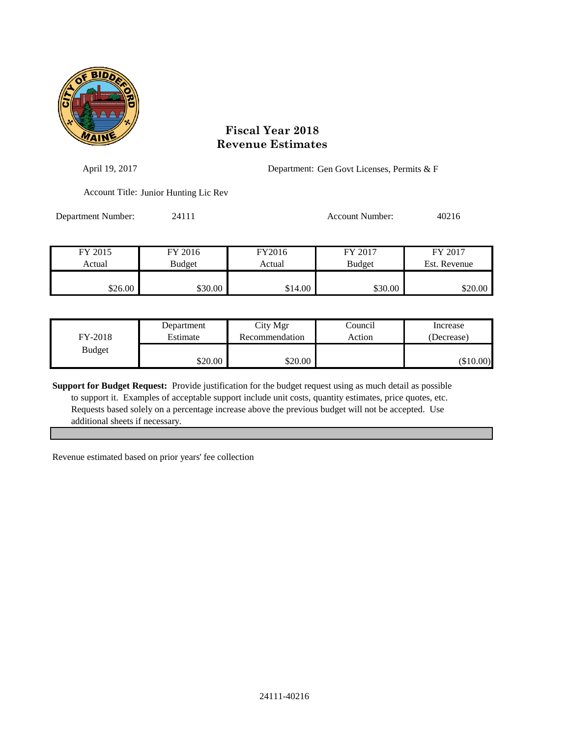# Fiscal Year 2018
# Revenue Estimates

April 19, 2017

Department: Gen Govt Licenses, Permits & F

Account Title: Junior Hunting Lic Rev

Department Number: 24111

Account Number: 40216

| FY 2015 Actual | FY 2016 Budget | FY2016 Actual | FY 2017 Budget | FY 2017 Est. Revenue |
|---|---|---|---|---|
| $26.00 | $30.00 | $14.00 | $30.00 | $20.00 |

| FY-2018 Budget | Department Estimate | City Mgr Recommendation | Council Action | Increase (Decrease) |
|---|---|---|---|---|
| | $20.00 | $20.00 | | ($10.00) |

**Support for Budget Request:** Provide justification for the budget request using as much detail as possible to support it. Examples of acceptable support include unit costs, quantity estimates, price quotes, etc. Requests based solely on a percentage increase above the previous budget will not be accepted. Use additional sheets if necessary.

Revenue estimated based on prior years' fee collection

24111-40216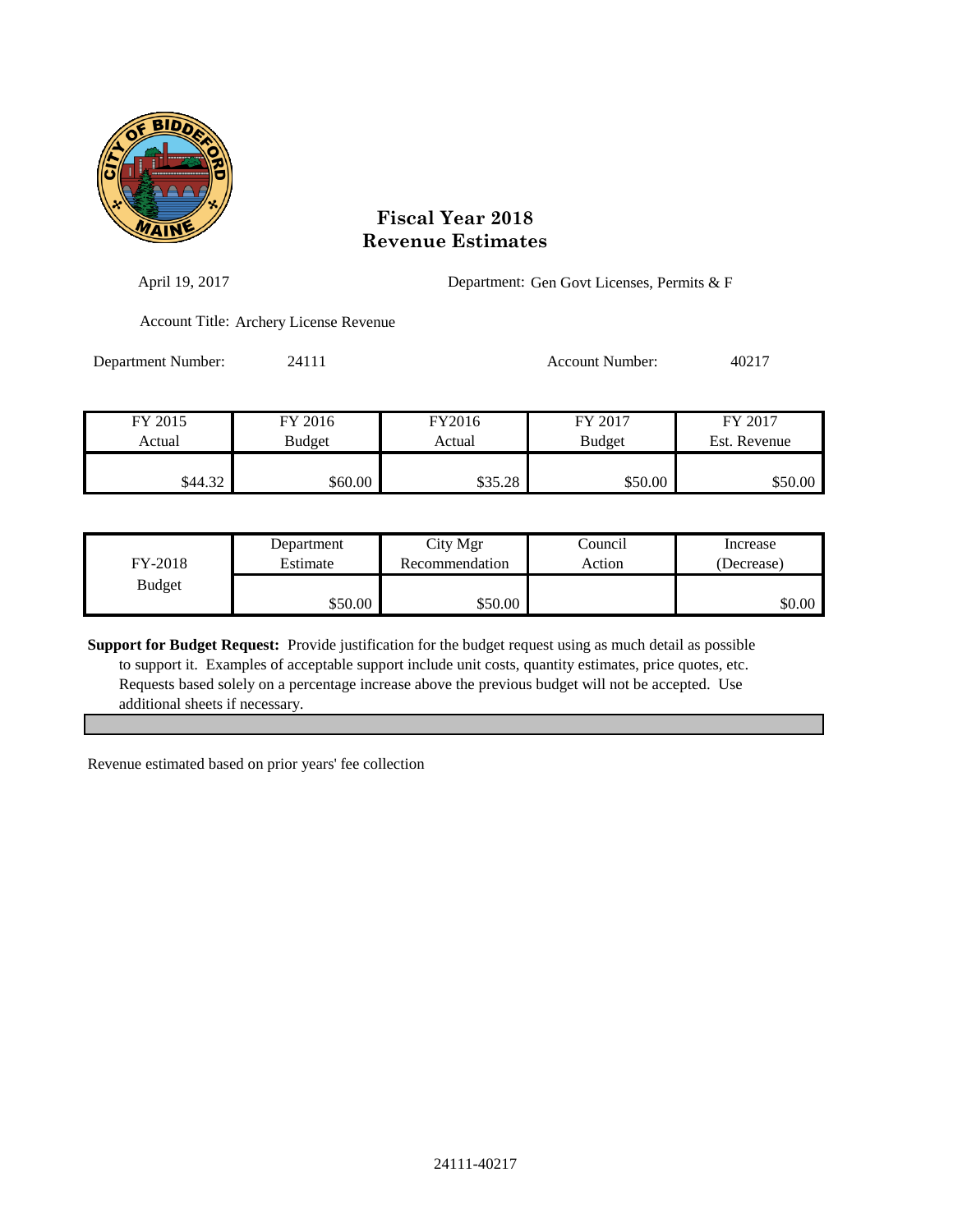# Fiscal Year 2018
# Revenue Estimates

April 19, 2017

Department: Gen Govt Licenses, Permits & F

Account Title: Archery License Revenue

Department Number: 24111

Account Number: 40217

| FY 2015 Actual | FY 2016 Budget | FY2016 Actual | FY 2017 Budget | FY 2017 Est. Revenue |
|---|---|---|---|---|
| $44.32 | $60.00 | $35.28 | $50.00 | $50.00 |

| FY-2018 Budget | Department Estimate | City Mgr Recommendation | Council Action | Increase (Decrease) |
|---|---|---|---|---|
| | $50.00 | $50.00 | | $0.00 |

**Support for Budget Request:** Provide justification for the budget request using as much detail as possible to support it. Examples of acceptable support include unit costs, quantity estimates, price quotes, etc. Requests based solely on a percentage increase above the previous budget will not be accepted. Use additional sheets if necessary.

Revenue estimated based on prior years' fee collection

24111-40217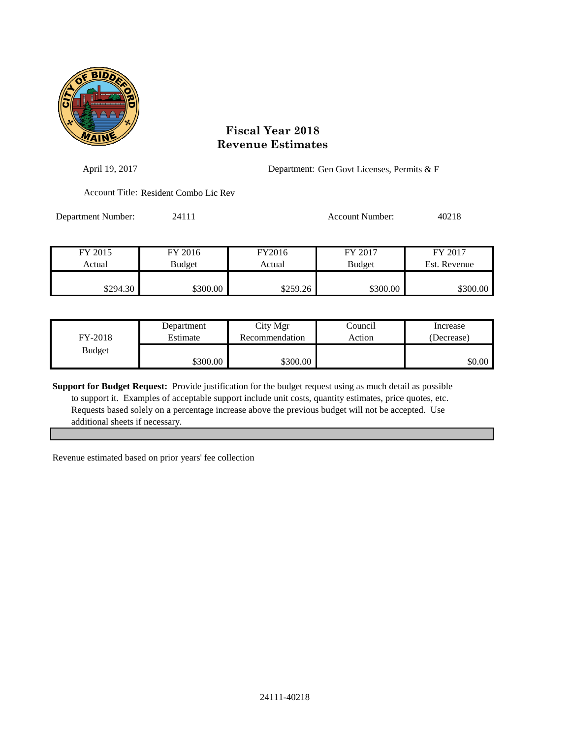# Fiscal Year 2018
# Revenue Estimates

April 19, 2017

Department: Gen Govt Licenses, Permits & F

Account Title: Resident Combo Lic Rev

Department Number: 24111

Account Number: 40218

| FY 2015 Actual | FY 2016 Budget | FY2016 Actual | FY 2017 Budget | FY 2017 Est. Revenue |
|---|---|---|---|---|
| $294.30 | $300.00 | $259.26 | $300.00 | $300.00 |

| FY-2018 Budget | Department Estimate | City Mgr Recommendation | Council Action | Increase (Decrease) |
|---|---|---|---|---|
| | $300.00 | $300.00 | | $0.00 |

**Support for Budget Request:** Provide justification for the budget request using as much detail as possible to support it. Examples of acceptable support include unit costs, quantity estimates, price quotes, etc. Requests based solely on a percentage increase above the previous budget will not be accepted. Use additional sheets if necessary.

Revenue estimated based on prior years' fee collection

24111-40218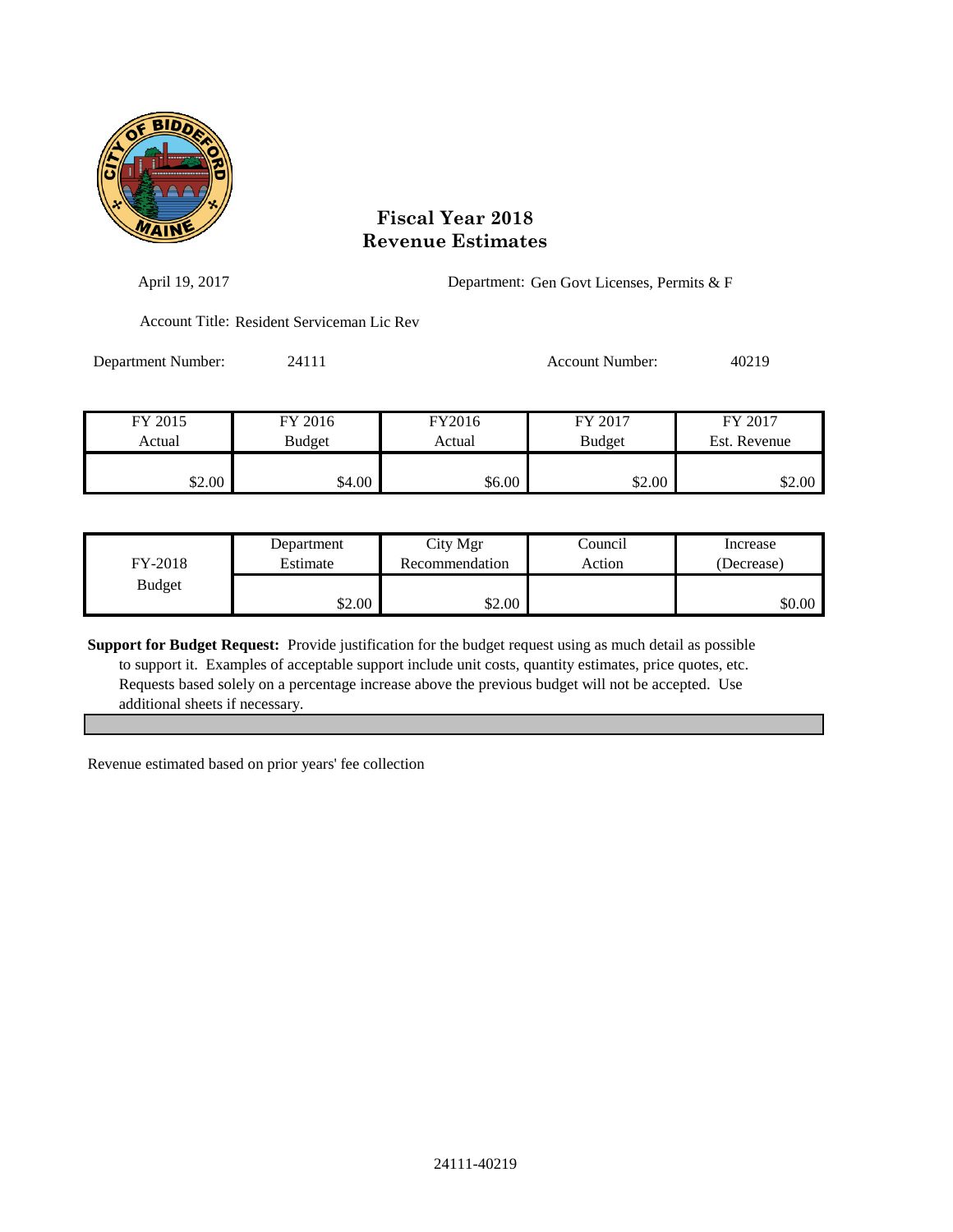# Fiscal Year 2018
# Revenue Estimates

April 19, 2017

Department: Gen Govt Licenses, Permits & F

Account Title: Resident Serviceman Lic Rev

Department Number: 24111

Account Number: 40219

| FY 2015 Actual | FY 2016 Budget | FY2016 Actual | FY 2017 Budget | FY 2017 Est. Revenue |
|---|---|---|---|---|
| $2.00 | $4.00 | $6.00 | $2.00 | $2.00 |

| FY-2018 Budget | Department Estimate | City Mgr Recommendation | Council Action | Increase (Decrease) |
|---|---|---|---|---|
| | $2.00 | $2.00 | | $0.00 |

**Support for Budget Request:** Provide justification for the budget request using as much detail as possible to support it. Examples of acceptable support include unit costs, quantity estimates, price quotes, etc. Requests based solely on a percentage increase above the previous budget will not be accepted. Use additional sheets if necessary.

Revenue estimated based on prior years' fee collection

24111-40219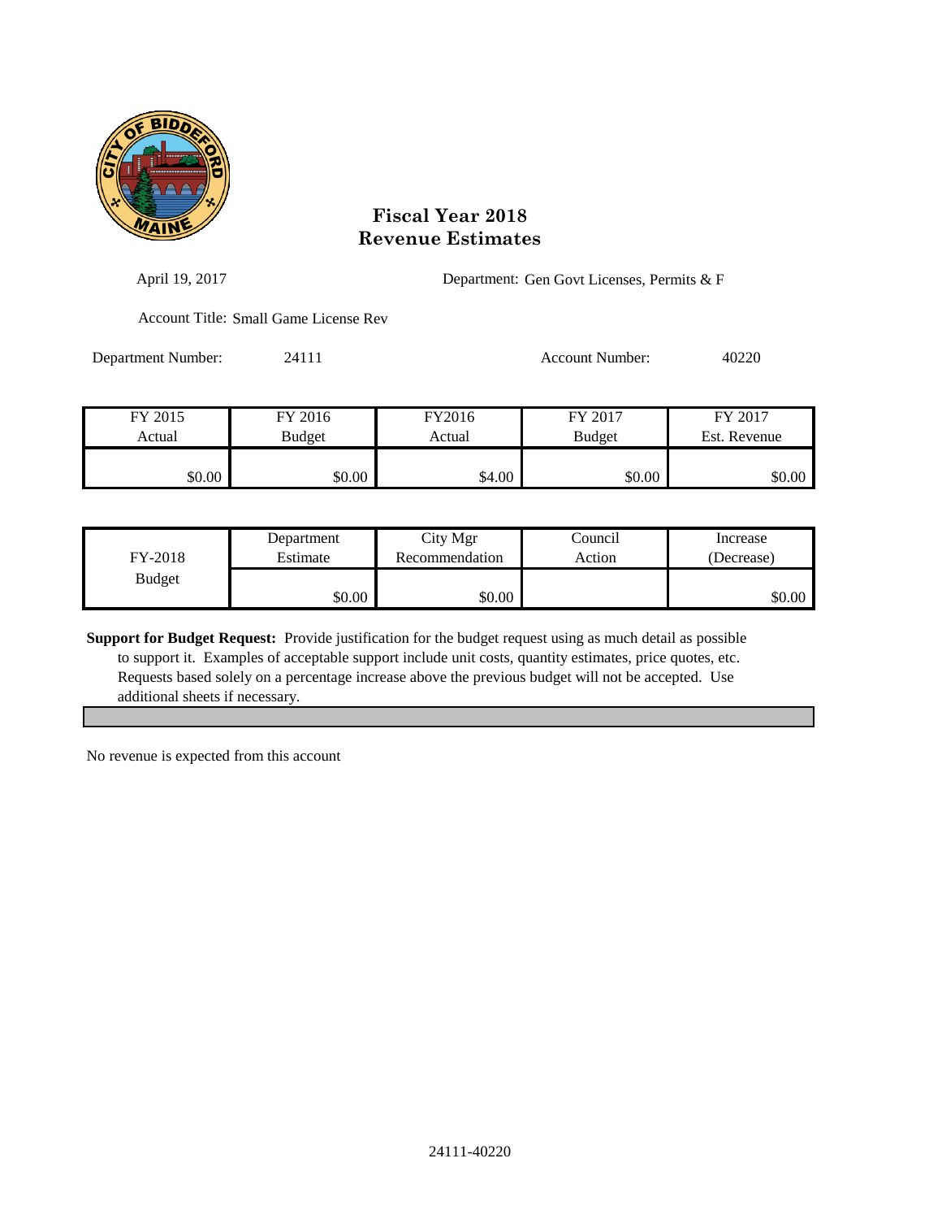# Fiscal Year 2018
# Revenue Estimates

April 19, 2017

Department: Gen Govt Licenses, Permits & F

Account Title: Small Game License Rev

Department Number: 24111

Account Number: 40220

| FY 2015 Actual | FY 2016 Budget | FY2016 Actual | FY 2017 Budget | FY 2017 Est. Revenue |
|---|---|---|---|---|
| $0.00 | $0.00 | $4.00 | $0.00 | $0.00 |

| FY-2018 Budget | Department Estimate | City Mgr Recommendation | Council Action | Increase (Decrease) |
|---|---|---|---|---|
| | $0.00 | $0.00 | | $0.00 |

**Support for Budget Request:** Provide justification for the budget request using as much detail as possible to support it. Examples of acceptable support include unit costs, quantity estimates, price quotes, etc. Requests based solely on a percentage increase above the previous budget will not be accepted. Use additional sheets if necessary.

No revenue is expected from this account

24111-40220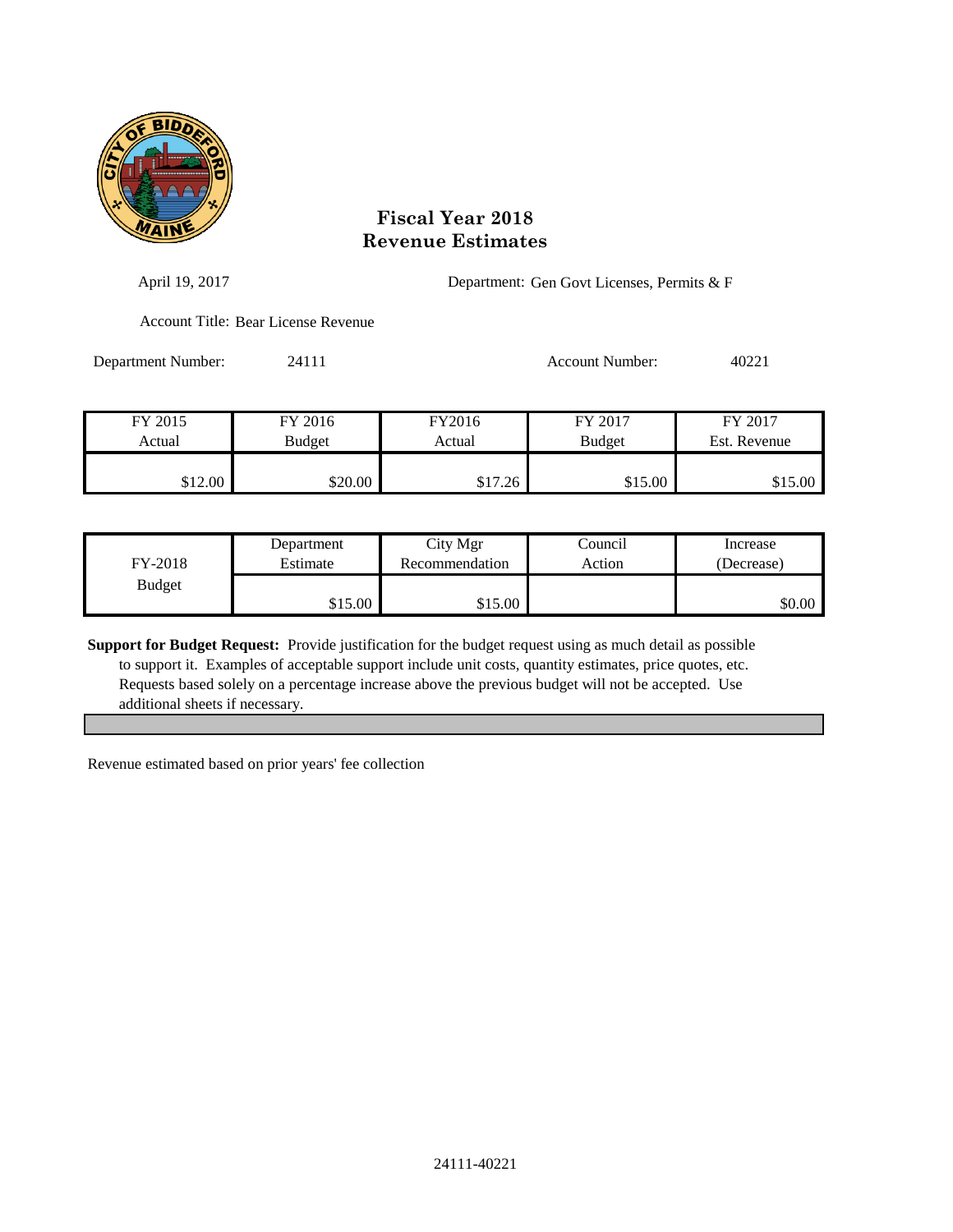# Fiscal Year 2018
# Revenue Estimates

April 19, 2017

Department: Gen Govt Licenses, Permits & F

Account Title: Bear License Revenue

Department Number: 24111

Account Number: 40221

| FY 2015 Actual | FY 2016 Budget | FY2016 Actual | FY 2017 Budget | FY 2017 Est. Revenue |
|---|---|---|---|---|
| $12.00 | $20.00 | $17.26 | $15.00 | $15.00 |

| FY-2018 Budget | Department Estimate | City Mgr Recommendation | Council Action | Increase (Decrease) |
|---|---|---|---|---|
| | $15.00 | $15.00 | | $0.00 |

**Support for Budget Request:** Provide justification for the budget request using as much detail as possible to support it. Examples of acceptable support include unit costs, quantity estimates, price quotes, etc. Requests based solely on a percentage increase above the previous budget will not be accepted. Use additional sheets if necessary.

Revenue estimated based on prior years' fee collection

24111-40221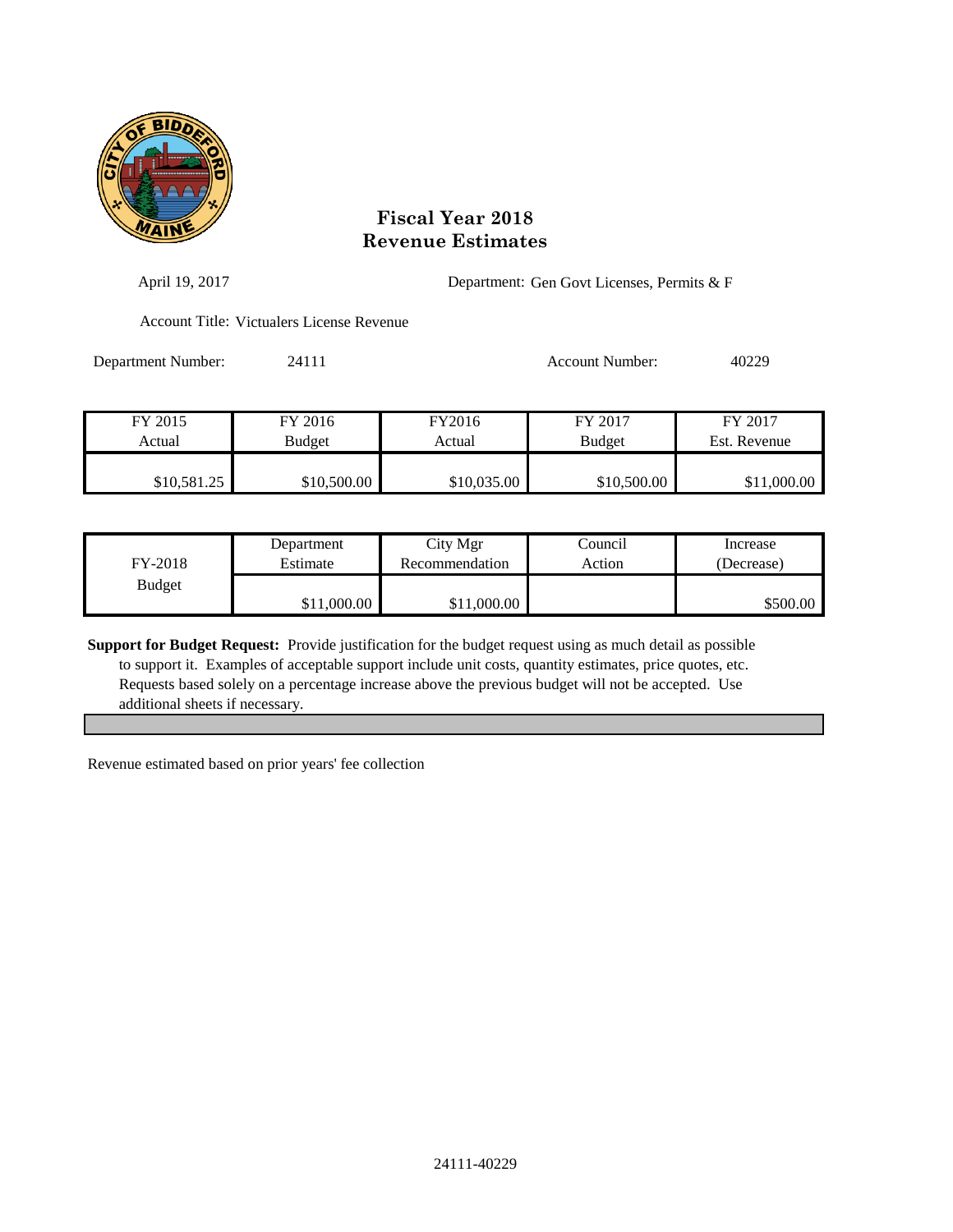# Fiscal Year 2018
# Revenue Estimates

April 19, 2017

Department: Gen Govt Licenses, Permits & F

Account Title: Victualers License Revenue

Department Number: 24111

Account Number: 40229

| FY 2015 Actual | FY 2016 Budget | FY2016 Actual | FY 2017 Budget | FY 2017 Est. Revenue |
|---|---|---|---|---|
| $10,581.25 | $10,500.00 | $10,035.00 | $10,500.00 | $11,000.00 |

| FY-2018 Budget | Department Estimate | City Mgr Recommendation | Council Action | Increase (Decrease) |
|---|---|---|---|---|
| | $11,000.00 | $11,000.00 | | $500.00 |

**Support for Budget Request:** Provide justification for the budget request using as much detail as possible to support it. Examples of acceptable support include unit costs, quantity estimates, price quotes, etc. Requests based solely on a percentage increase above the previous budget will not be accepted. Use additional sheets if necessary.

Revenue estimated based on prior years' fee collection

24111-40229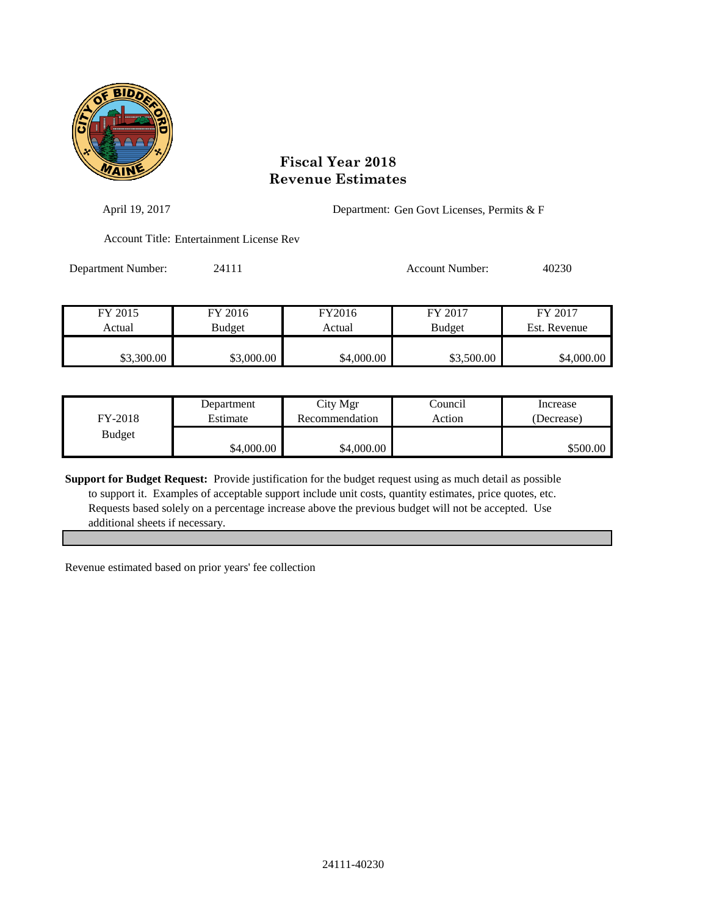# Fiscal Year 2018
# Revenue Estimates

April 19, 2017

Department: Gen Govt Licenses, Permits & F

Account Title: Entertainment License Rev

Department Number: 24111

Account Number: 40230

| FY 2015 Actual | FY 2016 Budget | FY2016 Actual | FY 2017 Budget | FY 2017 Est. Revenue |
|---|---|---|---|---|
| $3,300.00 | $3,000.00 | $4,000.00 | $3,500.00 | $4,000.00 |

| FY-2018 Budget | Department Estimate | City Mgr Recommendation | Council Action | Increase (Decrease) |
|---|---|---|---|---|
| | $4,000.00 | $4,000.00 | | $500.00 |

**Support for Budget Request:** Provide justification for the budget request using as much detail as possible to support it. Examples of acceptable support include unit costs, quantity estimates, price quotes, etc. Requests based solely on a percentage increase above the previous budget will not be accepted. Use additional sheets if necessary.

Revenue estimated based on prior years' fee collection

24111-40230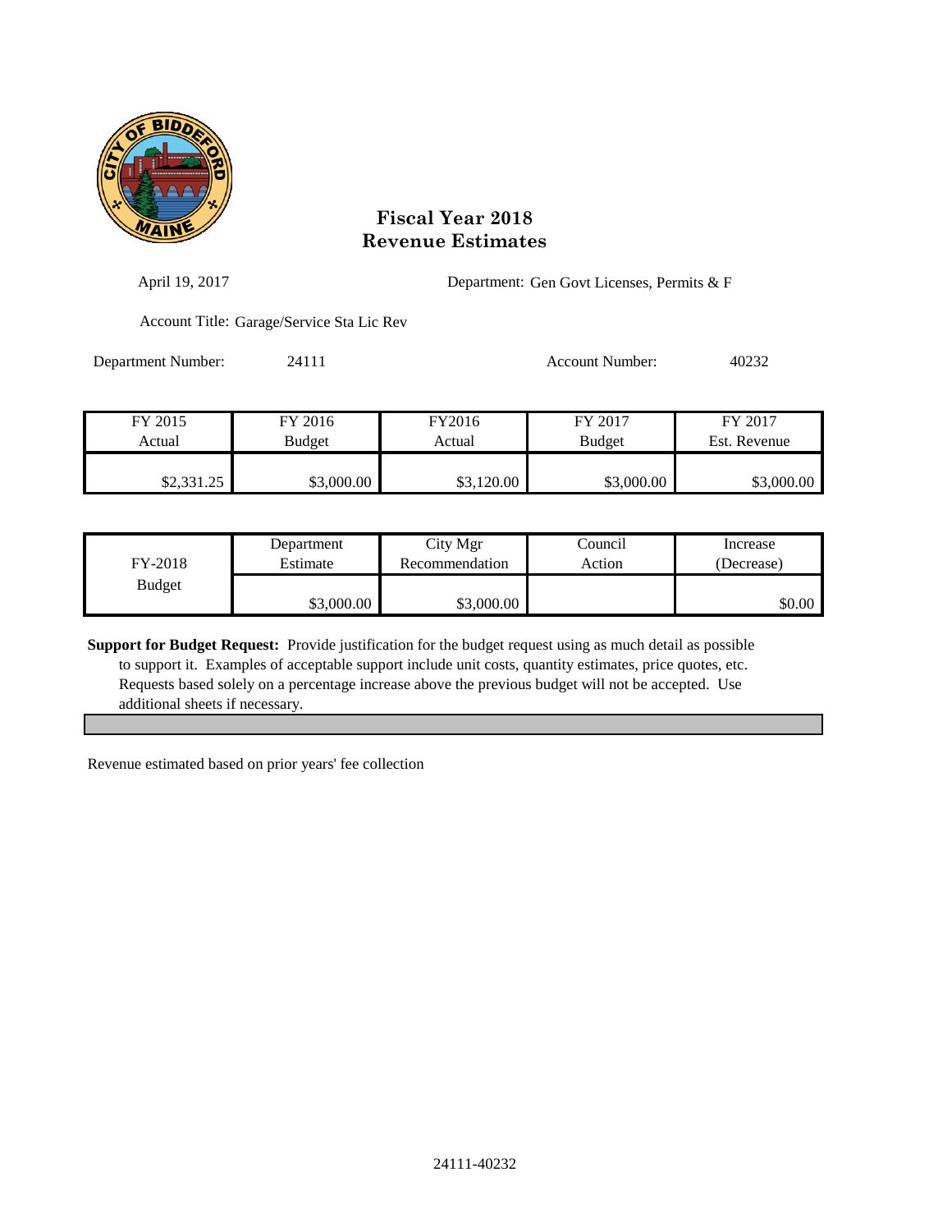# Fiscal Year 2018
# Revenue Estimates

April 19, 2017

Department: Gen Govt Licenses, Permits & F

Account Title: Garage/Service Sta Lic Rev

Department Number: 24111

Account Number: 40232

| FY 2015 Actual | FY 2016 Budget | FY2016 Actual | FY 2017 Budget | FY 2017 Est. Revenue |
|---|---|---|---|---|
| $2,331.25 | $3,000.00 | $3,120.00 | $3,000.00 | $3,000.00 |

| FY-2018 Budget | Department Estimate | City Mgr Recommendation | Council Action | Increase (Decrease) |
|---|---|---|---|---|
| | $3,000.00 | $3,000.00 | | $0.00 |

**Support for Budget Request:** Provide justification for the budget request using as much detail as possible to support it. Examples of acceptable support include unit costs, quantity estimates, price quotes, etc. Requests based solely on a percentage increase above the previous budget will not be accepted. Use additional sheets if necessary.

Revenue estimated based on prior years' fee collection

24111-40232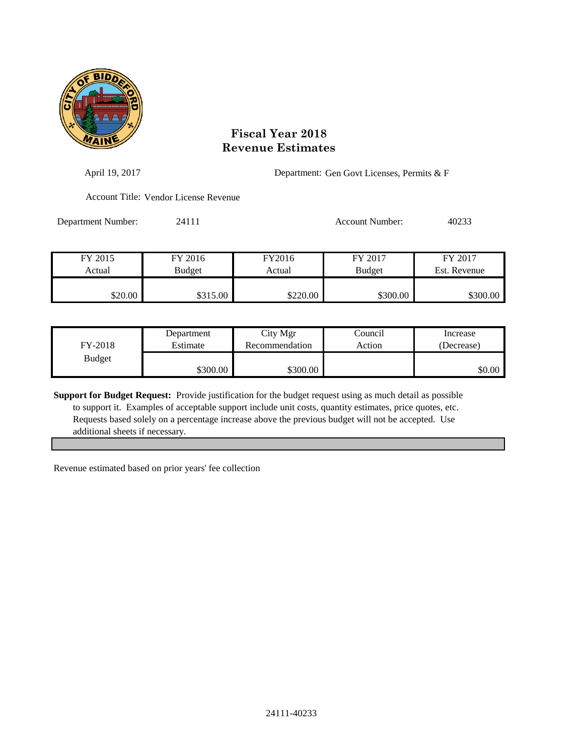# Fiscal Year 2018
# Revenue Estimates

April 19, 2017

Department: Gen Govt Licenses, Permits & F

Account Title: Vendor License Revenue

Department Number: 24111

Account Number: 40233

| FY 2015 Actual | FY 2016 Budget | FY2016 Actual | FY 2017 Budget | FY 2017 Est. Revenue |
|---|---|---|---|---|
| $20.00 | $315.00 | $220.00 | $300.00 | $300.00 |

| FY-2018 Budget | Department Estimate | City Mgr Recommendation | Council Action | Increase (Decrease) |
|---|---|---|---|---|
| | $300.00 | $300.00 | | $0.00 |

**Support for Budget Request:** Provide justification for the budget request using as much detail as possible to support it. Examples of acceptable support include unit costs, quantity estimates, price quotes, etc. Requests based solely on a percentage increase above the previous budget will not be accepted. Use additional sheets if necessary.

Revenue estimated based on prior years' fee collection

24111-40233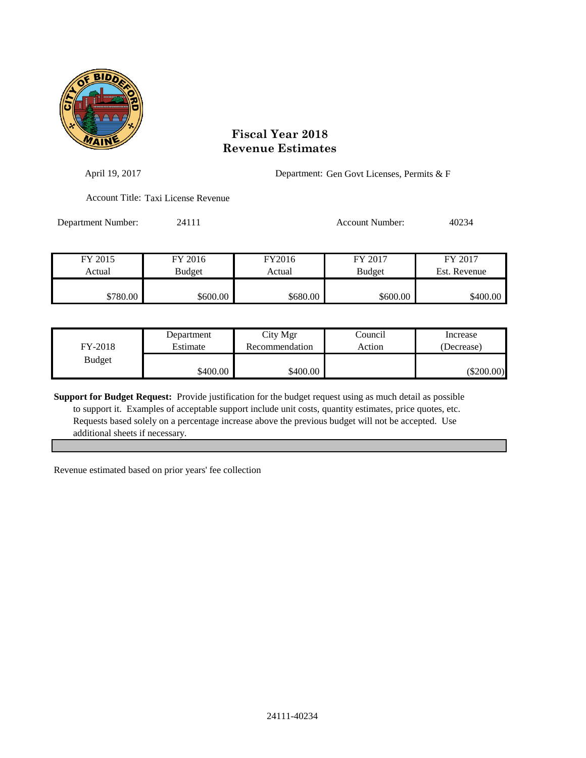# Fiscal Year 2018
# Revenue Estimates

April 19, 2017

Department: Gen Govt Licenses, Permits & F

Account Title: Taxi License Revenue

Department Number: 24111

Account Number: 40234

| FY 2015 Actual | FY 2016 Budget | FY2016 Actual | FY 2017 Budget | FY 2017 Est. Revenue |
|---|---|---|---|---|
| $780.00 | $600.00 | $680.00 | $600.00 | $400.00 |

| FY-2018 Budget | Department Estimate | City Mgr Recommendation | Council Action | Increase (Decrease) |
|---|---|---|---|---|
| | $400.00 | $400.00 | | ($200.00) |

**Support for Budget Request:** Provide justification for the budget request using as much detail as possible to support it. Examples of acceptable support include unit costs, quantity estimates, price quotes, etc. Requests based solely on a percentage increase above the previous budget will not be accepted. Use additional sheets if necessary.

Revenue estimated based on prior years' fee collection

24111-40234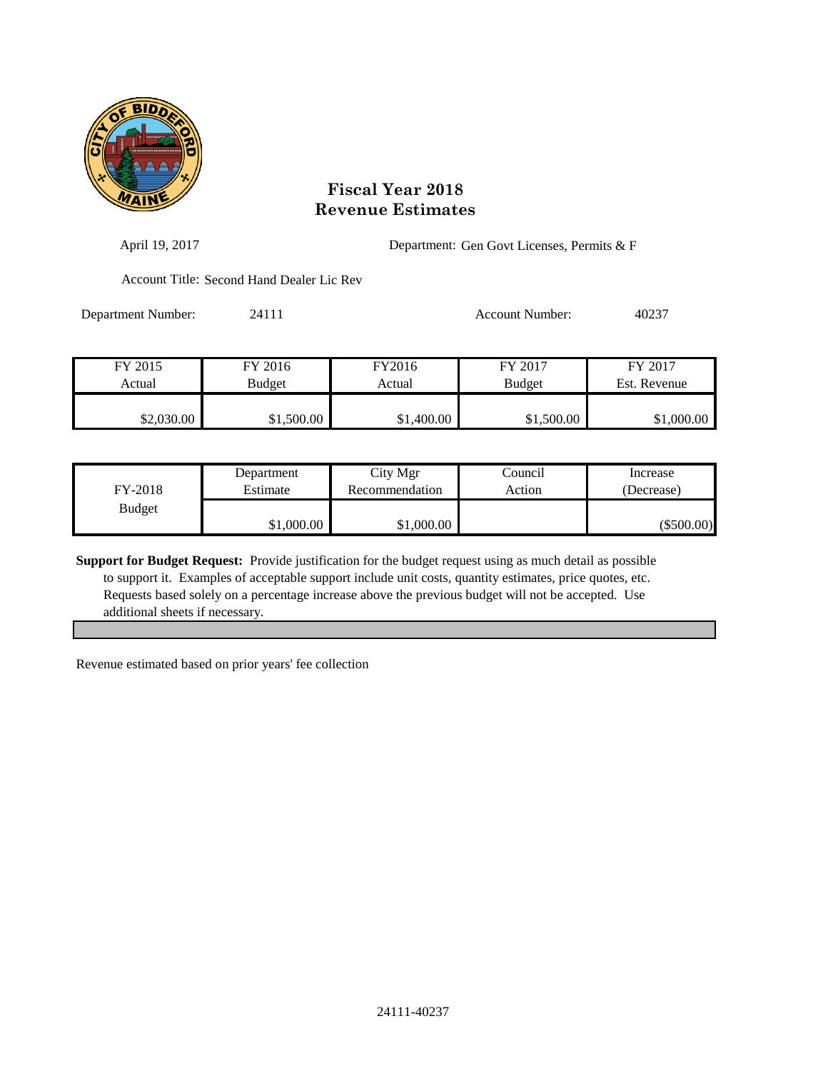# Fiscal Year 2018
# Revenue Estimates

April 19, 2017

Department: Gen Govt Licenses, Permits & F

Account Title: Second Hand Dealer Lic Rev

Department Number: 24111

Account Number: 40237

| FY 2015 Actual | FY 2016 Budget | FY2016 Actual | FY 2017 Budget | FY 2017 Est. Revenue |
|---|---|---|---|---|
| $2,030.00 | $1,500.00 | $1,400.00 | $1,500.00 | $1,000.00 |

| FY-2018 Budget | Department Estimate | City Mgr Recommendation | Council Action | Increase (Decrease) |
|---|---|---|---|---|
| | $1,000.00 | $1,000.00 | | ($500.00) |

**Support for Budget Request:** Provide justification for the budget request using as much detail as possible to support it. Examples of acceptable support include unit costs, quantity estimates, price quotes, etc. Requests based solely on a percentage increase above the previous budget will not be accepted. Use additional sheets if necessary.

Revenue estimated based on prior years' fee collection

24111-40237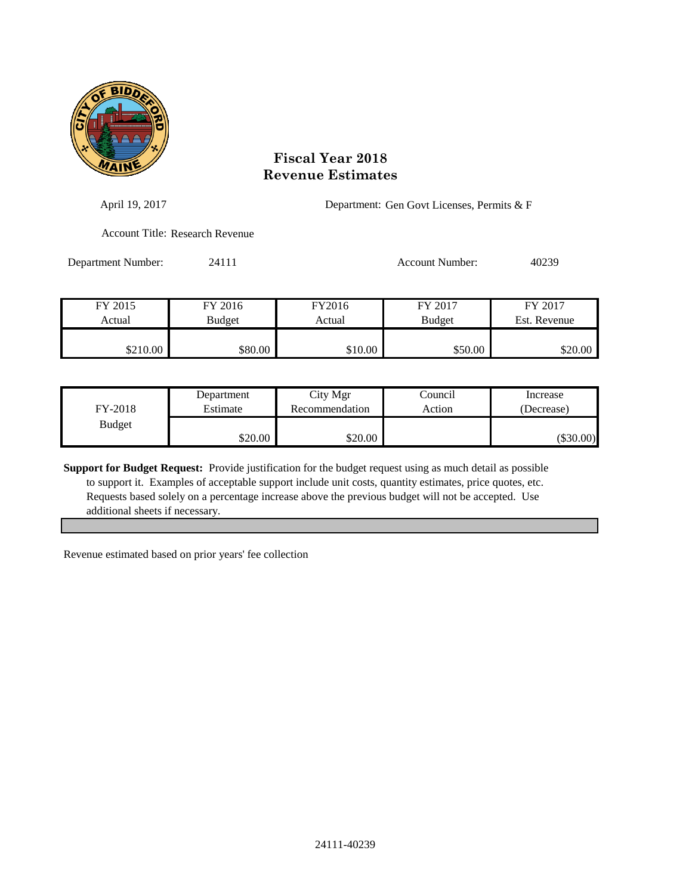# Fiscal Year 2018
# Revenue Estimates

April 19, 2017

Department: Gen Govt Licenses, Permits & F

Account Title: Research Revenue

Department Number: 24111

Account Number: 40239

| FY 2015 Actual | FY 2016 Budget | FY2016 Actual | FY 2017 Budget | FY 2017 Est. Revenue |
|---|---|---|---|---|
| $210.00 | $80.00 | $10.00 | $50.00 | $20.00 |

| FY-2018 Budget | Department Estimate | City Mgr Recommendation | Council Action | Increase (Decrease) |
|---|---|---|---|---|
| | $20.00 | $20.00 | | ($30.00) |

**Support for Budget Request:** Provide justification for the budget request using as much detail as possible to support it. Examples of acceptable support include unit costs, quantity estimates, price quotes, etc. Requests based solely on a percentage increase above the previous budget will not be accepted. Use additional sheets if necessary.

Revenue estimated based on prior years' fee collection

24111-40239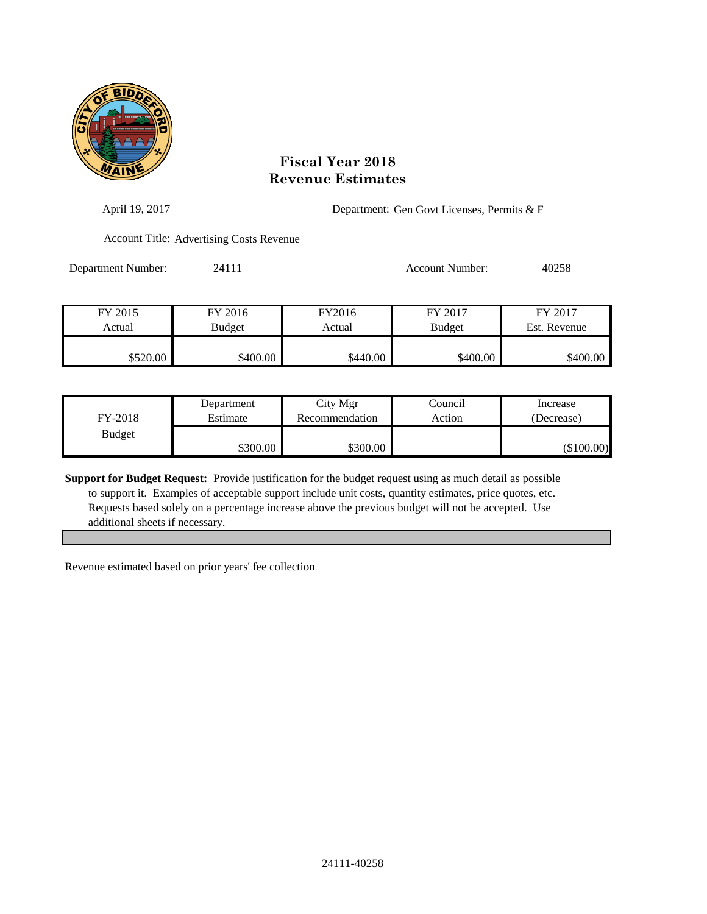# Fiscal Year 2018
# Revenue Estimates

April 19, 2017

Department: Gen Govt Licenses, Permits & F

Account Title: Advertising Costs Revenue

Department Number: 24111

Account Number: 40258

| FY 2015 Actual | FY 2016 Budget | FY2016 Actual | FY 2017 Budget | FY 2017 Est. Revenue |
|---|---|---|---|---|
| $520.00 | $400.00 | $440.00 | $400.00 | $400.00 |

| FY-2018 Budget | Department Estimate | City Mgr Recommendation | Council Action | Increase (Decrease) |
|---|---|---|---|---|
| | $300.00 | $300.00 | | ($100.00) |

**Support for Budget Request:** Provide justification for the budget request using as much detail as possible to support it. Examples of acceptable support include unit costs, quantity estimates, price quotes, etc. Requests based solely on a percentage increase above the previous budget will not be accepted. Use additional sheets if necessary.

Revenue estimated based on prior years' fee collection

24111-40258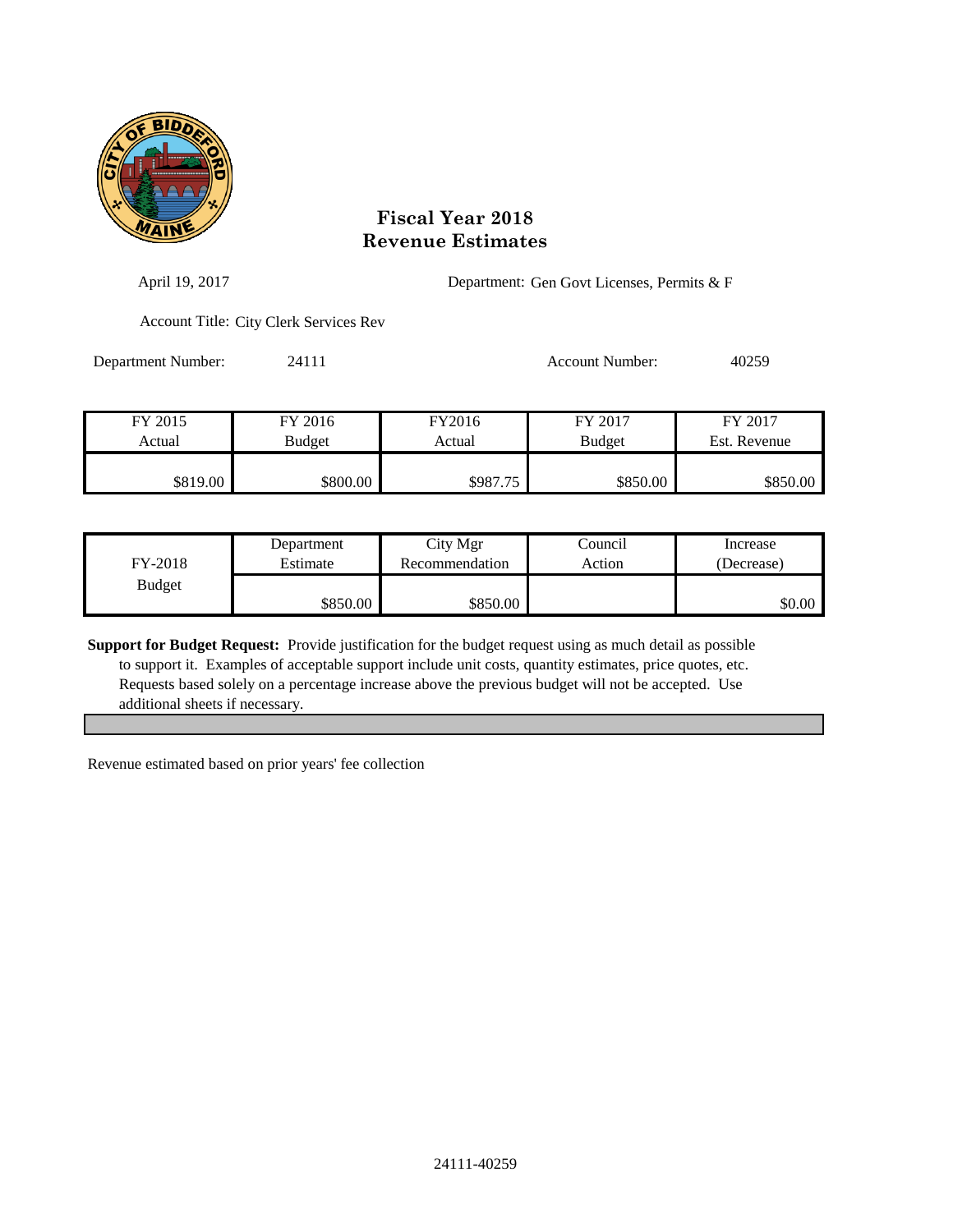# Fiscal Year 2018
# Revenue Estimates

April 19, 2017

Department: Gen Govt Licenses, Permits & F

Account Title: City Clerk Services Rev

Department Number: 24111

Account Number: 40259

| FY 2015 Actual | FY 2016 Budget | FY2016 Actual | FY 2017 Budget | FY 2017 Est. Revenue |
|---|---|---|---|---|
| $819.00 | $800.00 | $987.75 | $850.00 | $850.00 |

| FY-2018 Budget | Department Estimate | City Mgr Recommendation | Council Action | Increase (Decrease) |
|---|---|---|---|---|
| | $850.00 | $850.00 | | $0.00 |

**Support for Budget Request:** Provide justification for the budget request using as much detail as possible to support it. Examples of acceptable support include unit costs, quantity estimates, price quotes, etc. Requests based solely on a percentage increase above the previous budget will not be accepted. Use additional sheets if necessary.

Revenue estimated based on prior years' fee collection

24111-40259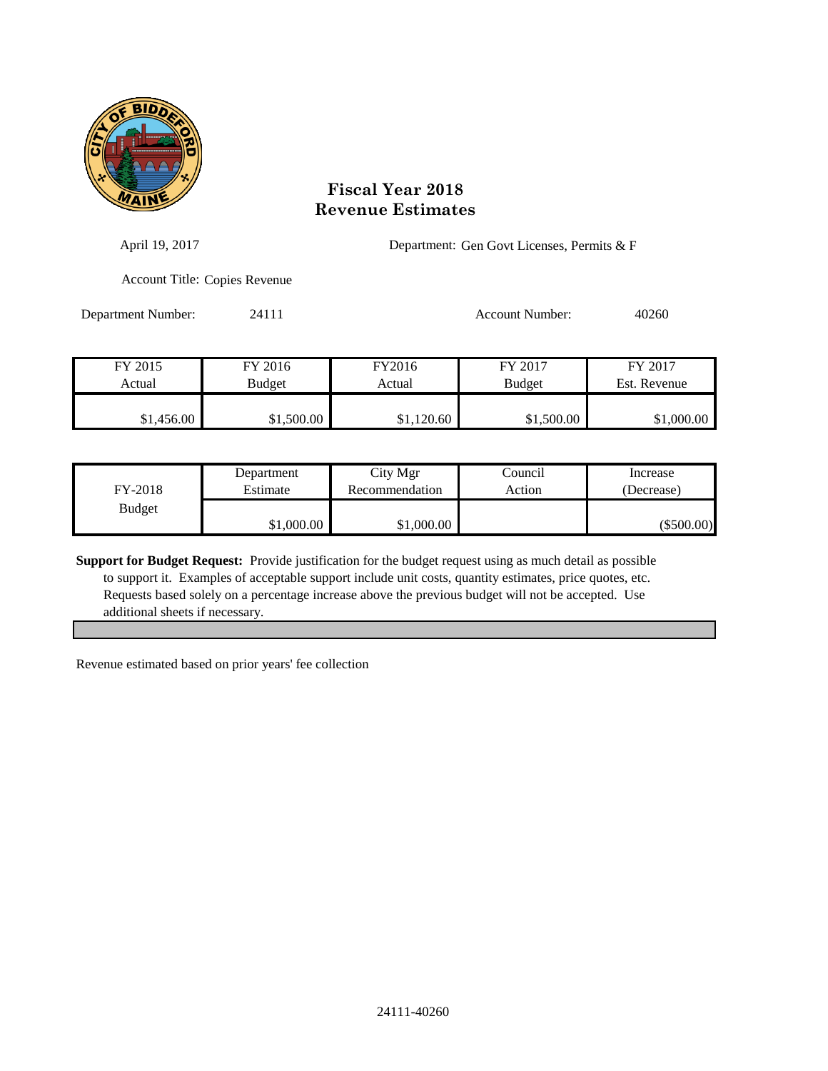# Fiscal Year 2018
# Revenue Estimates

April 19, 2017

Department: Gen Govt Licenses, Permits & F

Account Title: Copies Revenue

Department Number: 24111

Account Number: 40260

| FY 2015 Actual | FY 2016 Budget | FY2016 Actual | FY 2017 Budget | FY 2017 Est. Revenue |
|---|---|---|---|---|
| $1,456.00 | $1,500.00 | $1,120.60 | $1,500.00 | $1,000.00 |

| FY-2018 Budget | Department Estimate | City Mgr Recommendation | Council Action | Increase (Decrease) |
|---|---|---|---|---|
| | $1,000.00 | $1,000.00 | | ($500.00) |

**Support for Budget Request:** Provide justification for the budget request using as much detail as possible to support it. Examples of acceptable support include unit costs, quantity estimates, price quotes, etc. Requests based solely on a percentage increase above the previous budget will not be accepted. Use additional sheets if necessary.

Revenue estimated based on prior years' fee collection

24111-40260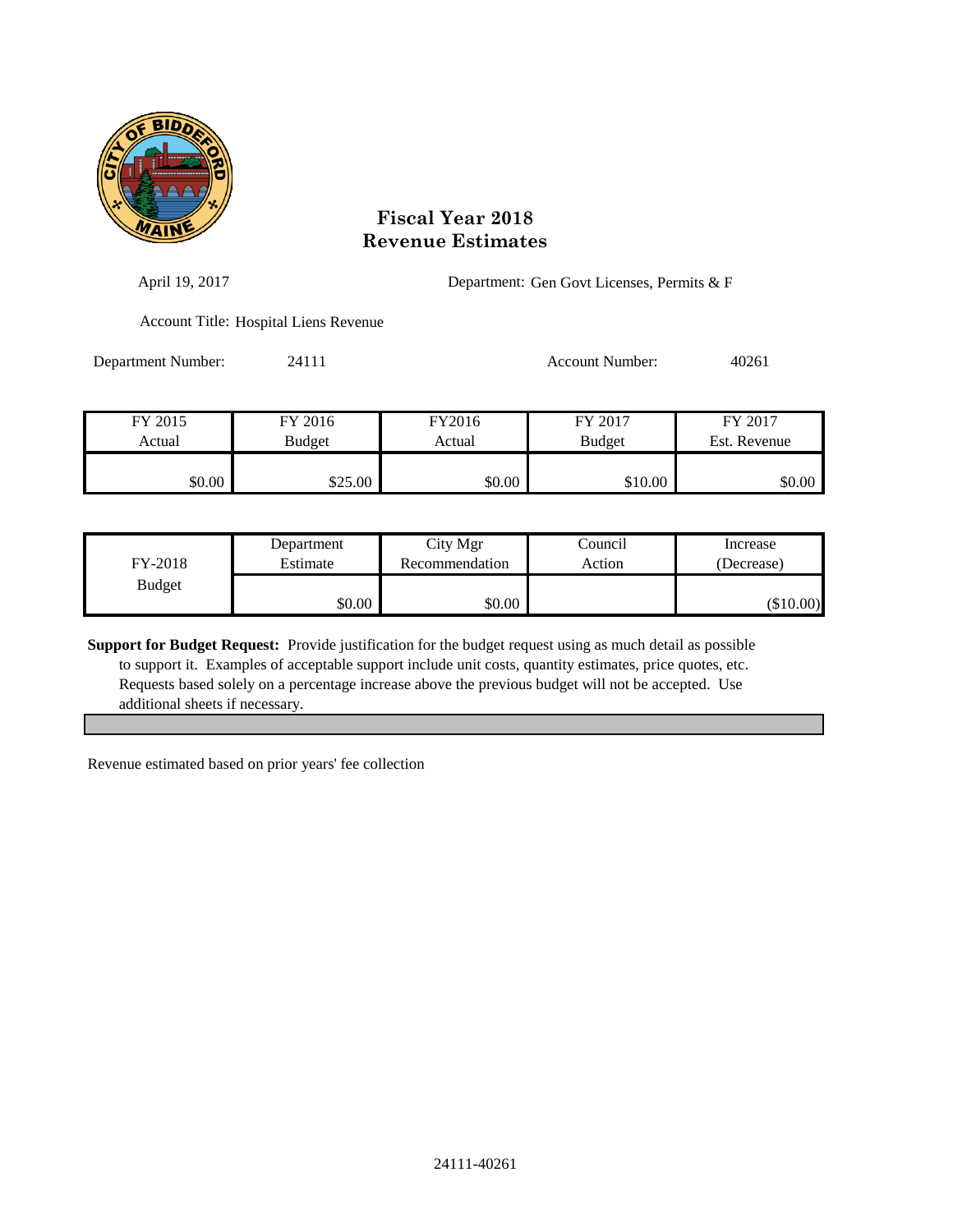# Fiscal Year 2018
# Revenue Estimates

April 19, 2017

Department: Gen Govt Licenses, Permits & F

Account Title: Hospital Liens Revenue

Department Number: 24111

Account Number: 40261

| FY 2015 Actual | FY 2016 Budget | FY2016 Actual | FY 2017 Budget | FY 2017 Est. Revenue |
|---|---|---|---|---|
| $0.00 | $25.00 | $0.00 | $10.00 | $0.00 |

| FY-2018 Budget | Department Estimate | City Mgr Recommendation | Council Action | Increase (Decrease) |
|---|---|---|---|---|
| | $0.00 | $0.00 | | ($10.00) |

**Support for Budget Request:** Provide justification for the budget request using as much detail as possible to support it. Examples of acceptable support include unit costs, quantity estimates, price quotes, etc. Requests based solely on a percentage increase above the previous budget will not be accepted. Use additional sheets if necessary.

Revenue estimated based on prior years' fee collection

24111-40261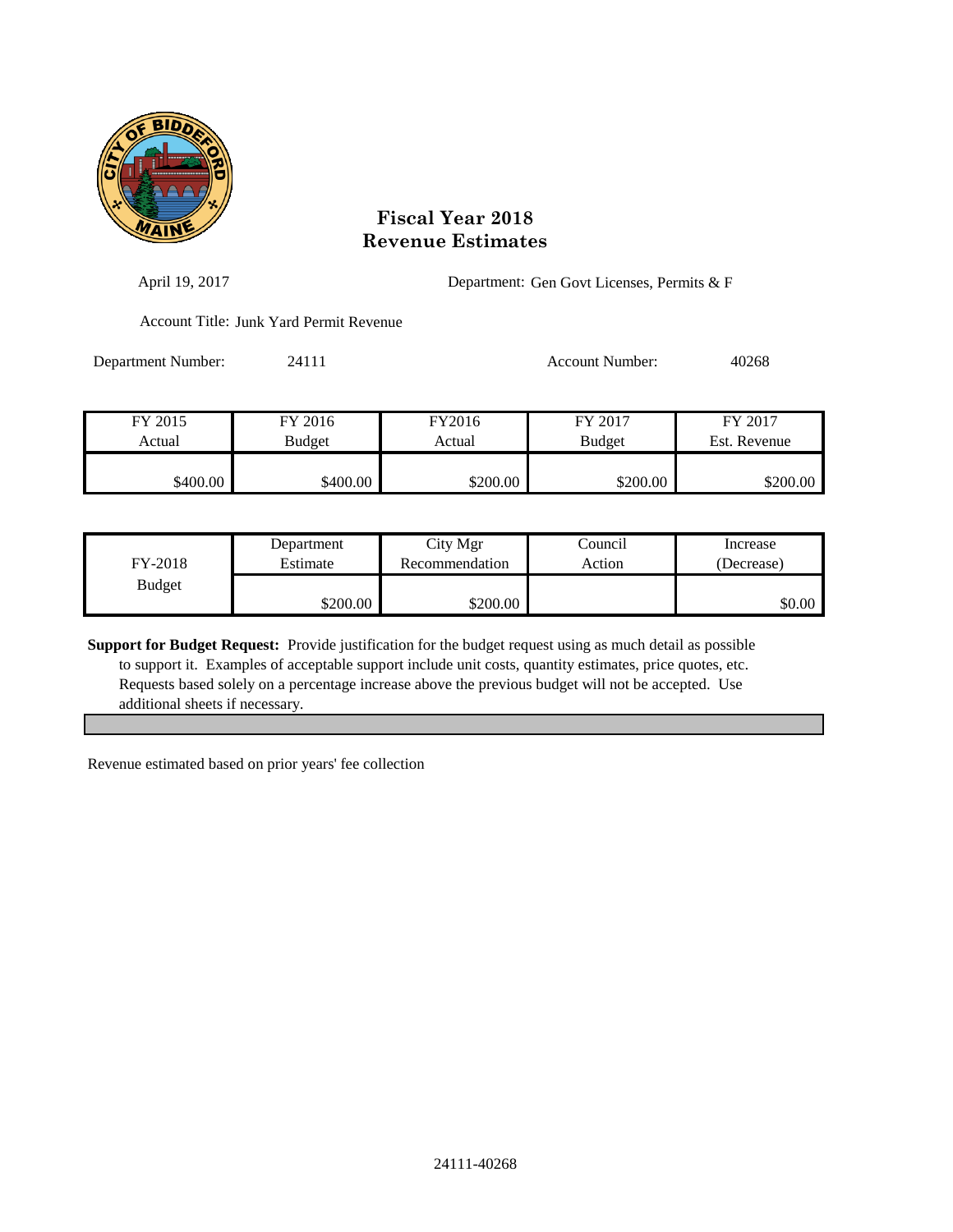# Fiscal Year 2018
# Revenue Estimates

April 19, 2017

Department: Gen Govt Licenses, Permits & F

Account Title: Junk Yard Permit Revenue

Department Number: 24111

Account Number: 40268

| FY 2015 Actual | FY 2016 Budget | FY2016 Actual | FY 2017 Budget | FY 2017 Est. Revenue |
|---|---|---|---|---|
| $400.00 | $400.00 | $200.00 | $200.00 | $200.00 |

| FY-2018 Budget | Department Estimate | City Mgr Recommendation | Council Action | Increase (Decrease) |
|---|---|---|---|---|
| | $200.00 | $200.00 | | $0.00 |

**Support for Budget Request:** Provide justification for the budget request using as much detail as possible to support it. Examples of acceptable support include unit costs, quantity estimates, price quotes, etc. Requests based solely on a percentage increase above the previous budget will not be accepted. Use additional sheets if necessary.

Revenue estimated based on prior years' fee collection

24111-40268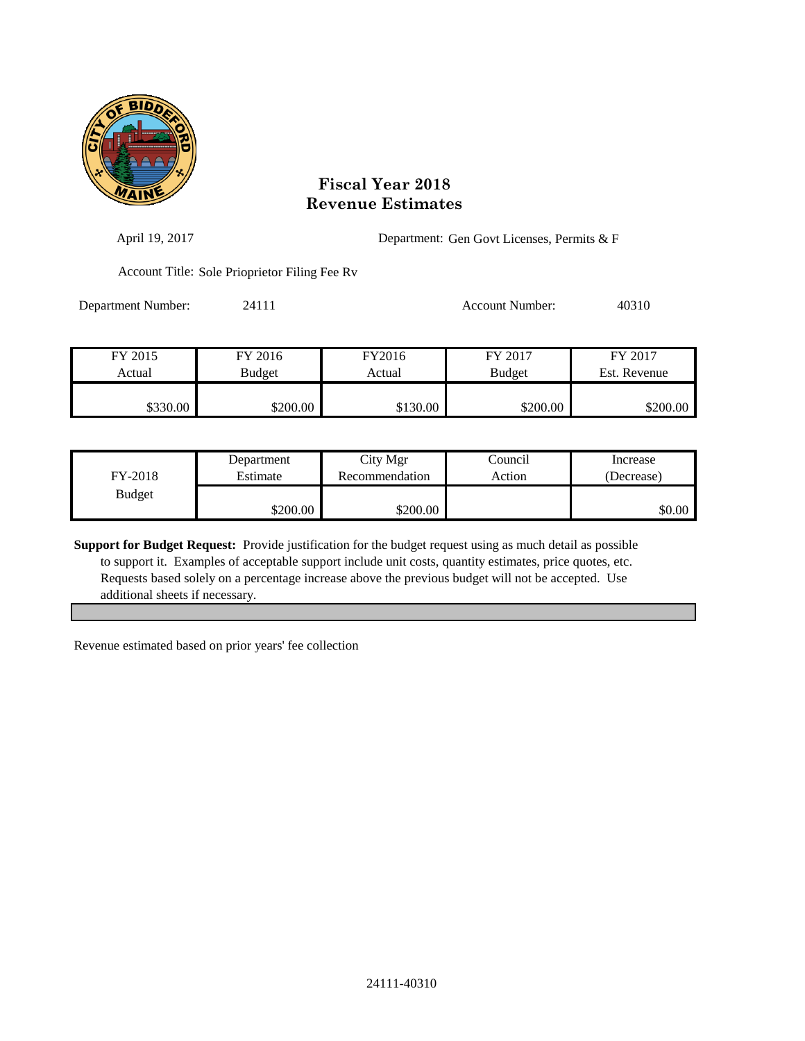# Fiscal Year 2018
# Revenue Estimates

April 19, 2017

Department: Gen Govt Licenses, Permits & F

Account Title: Sole Priopriettor Filing Fee Rv

Department Number: 24111

Account Number: 40310

| FY 2015 Actual | FY 2016 Budget | FY2016 Actual | FY 2017 Budget | FY 2017 Est. Revenue |
|---|---|---|---|---|
| $330.00 | $200.00 | $130.00 | $200.00 | $200.00 |

| FY-2018 Budget | Department Estimate | City Mgr Recommendation | Council Action | Increase (Decrease) |
|---|---|---|---|---|
| | $200.00 | $200.00 | | $0.00 |

**Support for Budget Request:** Provide justification for the budget request using as much detail as possible to support it. Examples of acceptable support include unit costs, quantity estimates, price quotes, etc. Requests based solely on a percentage increase above the previous budget will not be accepted. Use additional sheets if necessary.

Revenue estimated based on prior years' fee collection

24111-40310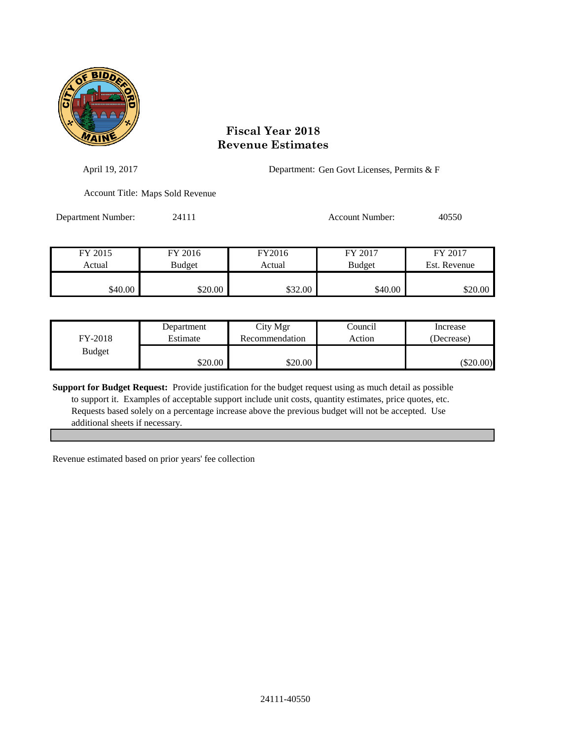# Fiscal Year 2018
## Revenue Estimates

April 19, 2017

Department: Gen Govt Licenses, Permits & F

Account Title: Maps Sold Revenue

Department Number: 24111

Account Number: 40550

| FY 2015 Actual | FY 2016 Budget | FY2016 Actual | FY 2017 Budget | FY 2017 Est. Revenue |
|---|---|---|---|---|
| $40.00 | $20.00 | $32.00 | $40.00 | $20.00 |

| FY-2018 Budget | Department Estimate | City Mgr Recommendation | Council Action | Increase (Decrease) |
|---|---|---|---|---|
| | $20.00 | $20.00 | | ($20.00) |

**Support for Budget Request:** Provide justification for the budget request using as much detail as possible to support it. Examples of acceptable support include unit costs, quantity estimates, price quotes, etc. Requests based solely on a percentage increase above the previous budget will not be accepted. Use additional sheets if necessary.

Revenue estimated based on prior years' fee collection

24111-40550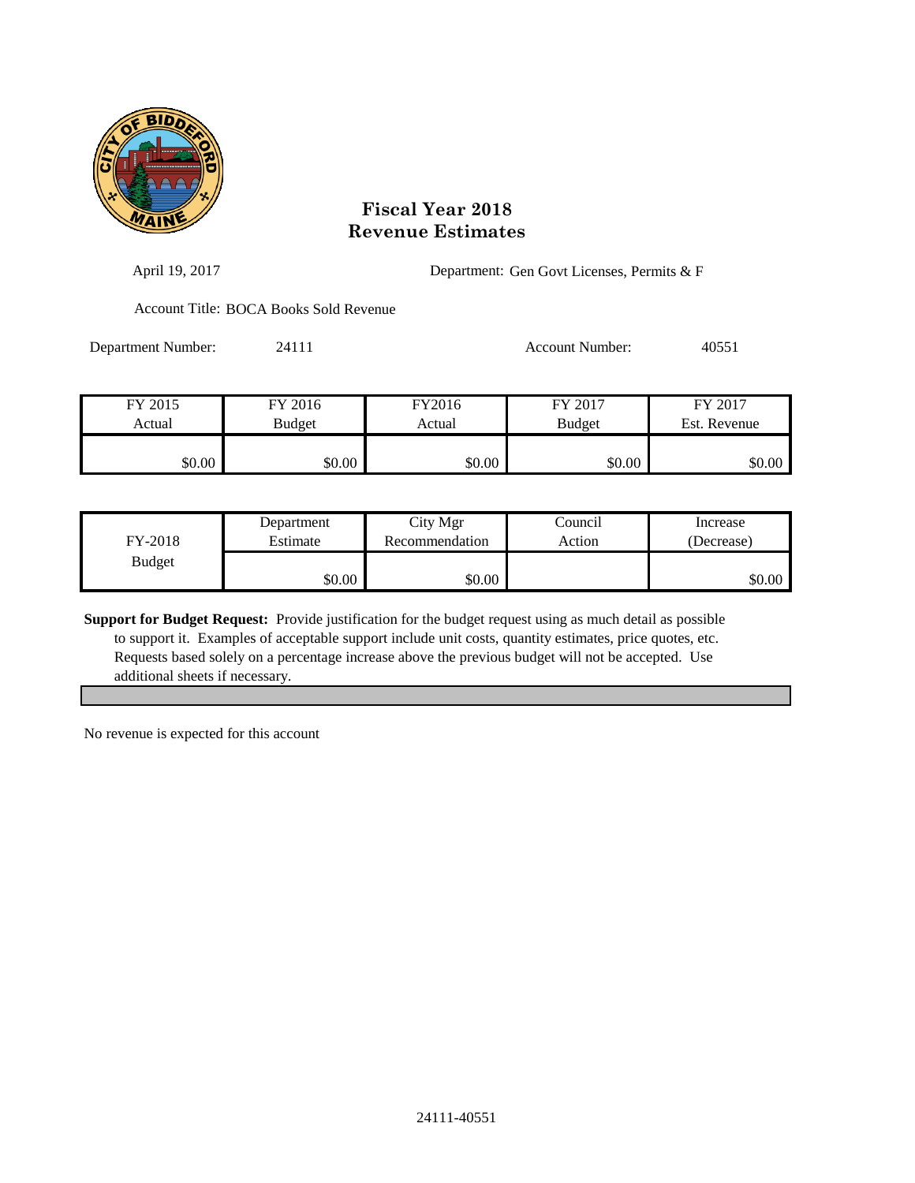# Fiscal Year 2018
# Revenue Estimates

April 19, 2017

Department: Gen Govt Licenses, Permits & F

Account Title: BOCA Books Sold Revenue

Department Number: 24111

Account Number: 40551

| FY 2015 Actual | FY 2016 Budget | FY2016 Actual | FY 2017 Budget | FY 2017 Est. Revenue |
|---|---|---|---|---|
| $0.00 | $0.00 | $0.00 | $0.00 | $0.00 |

| FY-2018 Budget | Department Estimate | City Mgr Recommendation | Council Action | Increase (Decrease) |
|---|---|---|---|---|
| | $0.00 | $0.00 | | $0.00 |

**Support for Budget Request:** Provide justification for the budget request using as much detail as possible to support it. Examples of acceptable support include unit costs, quantity estimates, price quotes, etc. Requests based solely on a percentage increase above the previous budget will not be accepted. Use additional sheets if necessary.

No revenue is expected for this account

24111-40551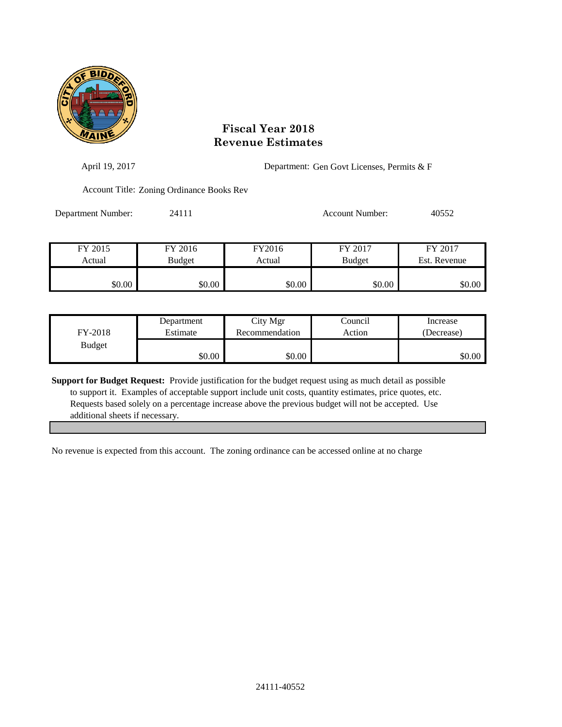# Fiscal Year 2018
# Revenue Estimates

April 19, 2017

Department: Gen Govt Licenses, Permits & F

Account Title: Zoning Ordinance Books Rev

Department Number: 24111

Account Number: 40552

| FY 2015 Actual | FY 2016 Budget | FY2016 Actual | FY 2017 Budget | FY 2017 Est. Revenue |
|---|---|---|---|---|
| $0.00 | $0.00 | $0.00 | $0.00 | $0.00 |

| FY-2018 Budget | Department Estimate | City Mgr Recommendation | Council Action | Increase (Decrease) |
|---|---|---|---|---|
| | $0.00 | $0.00 | | $0.00 |

**Support for Budget Request:** Provide justification for the budget request using as much detail as possible to support it. Examples of acceptable support include unit costs, quantity estimates, price quotes, etc. Requests based solely on a percentage increase above the previous budget will not be accepted. Use additional sheets if necessary.

No revenue is expected from this account. The zoning ordinance can be accessed online at no charge

24111-40552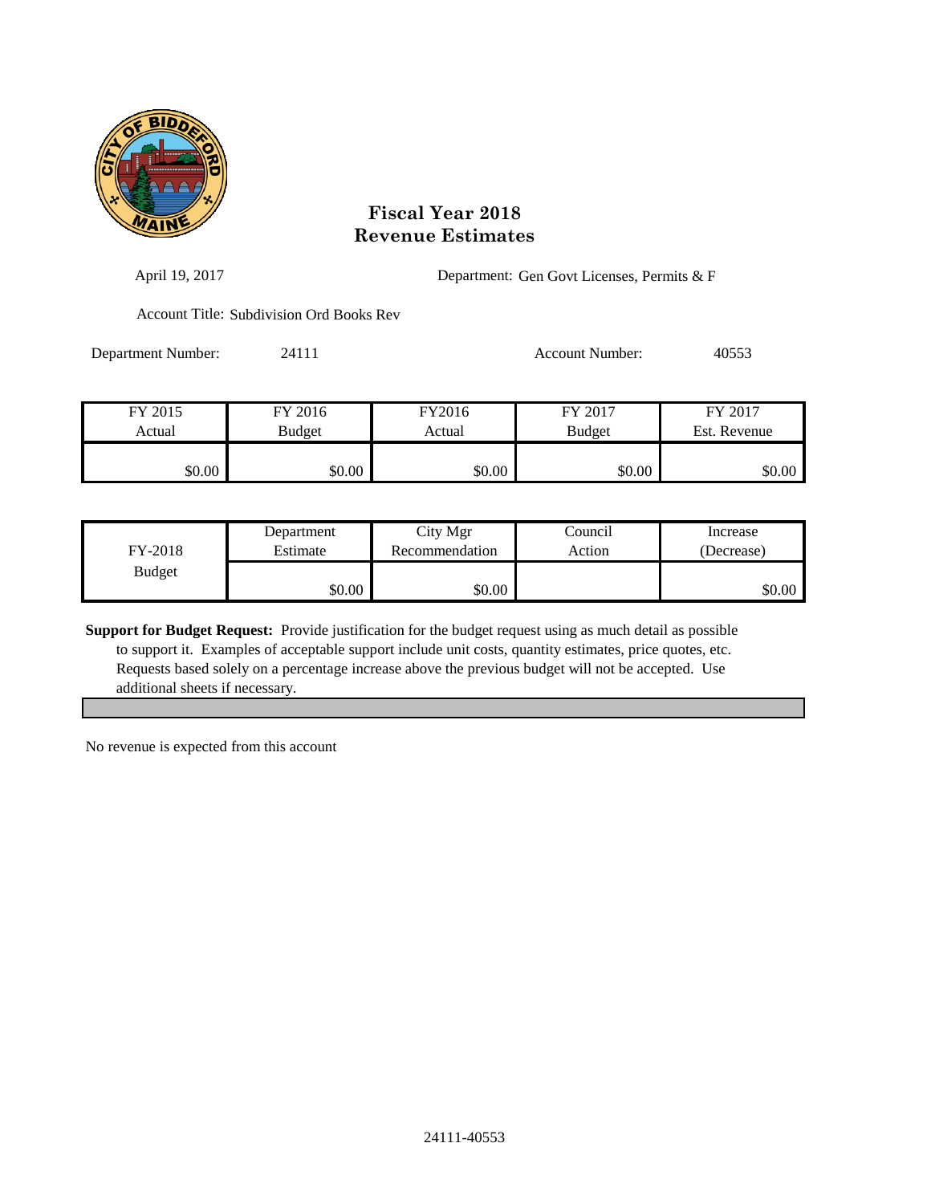# Fiscal Year 2018
# Revenue Estimates

April 19, 2017

Department: Gen Govt Licenses, Permits & F

Account Title: Subdivision Ord Books Rev

Department Number: 24111

Account Number: 40553

| FY 2015 Actual | FY 2016 Budget | FY2016 Actual | FY 2017 Budget | FY 2017 Est. Revenue |
|---|---|---|---|---|
| $0.00 | $0.00 | $0.00 | $0.00 | $0.00 |

| FY-2018 Budget | Department Estimate | City Mgr Recommendation | Council Action | Increase (Decrease) |
|---|---|---|---|---|
| | $0.00 | $0.00 | | $0.00 |

**Support for Budget Request:** Provide justification for the budget request using as much detail as possible to support it. Examples of acceptable support include unit costs, quantity estimates, price quotes, etc. Requests based solely on a percentage increase above the previous budget will not be accepted. Use additional sheets if necessary.

No revenue is expected from this account

24111-40553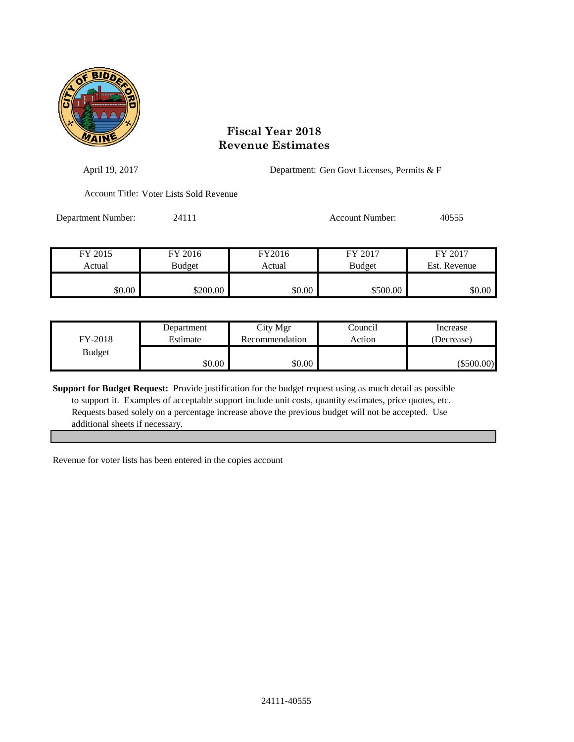# Fiscal Year 2018
# Revenue Estimates

April 19, 2017

Department: Gen Govt Licenses, Permits & F

Account Title: Voter Lists Sold Revenue

Department Number: 24111

Account Number: 40555

| FY 2015 Actual | FY 2016 Budget | FY2016 Actual | FY 2017 Budget | FY 2017 Est. Revenue |
|---|---|---|---|---|
| $0.00 | $200.00 | $0.00 | $500.00 | $0.00 |

| FY-2018 Budget | Department Estimate | City Mgr Recommendation | Council Action | Increase (Decrease) |
|---|---|---|---|---|
| | $0.00 | $0.00 | | ($500.00) |

**Support for Budget Request:** Provide justification for the budget request using as much detail as possible to support it. Examples of acceptable support include unit costs, quantity estimates, price quotes, etc. Requests based solely on a percentage increase above the previous budget will not be accepted. Use additional sheets if necessary.

Revenue for voter lists has been entered in the copies account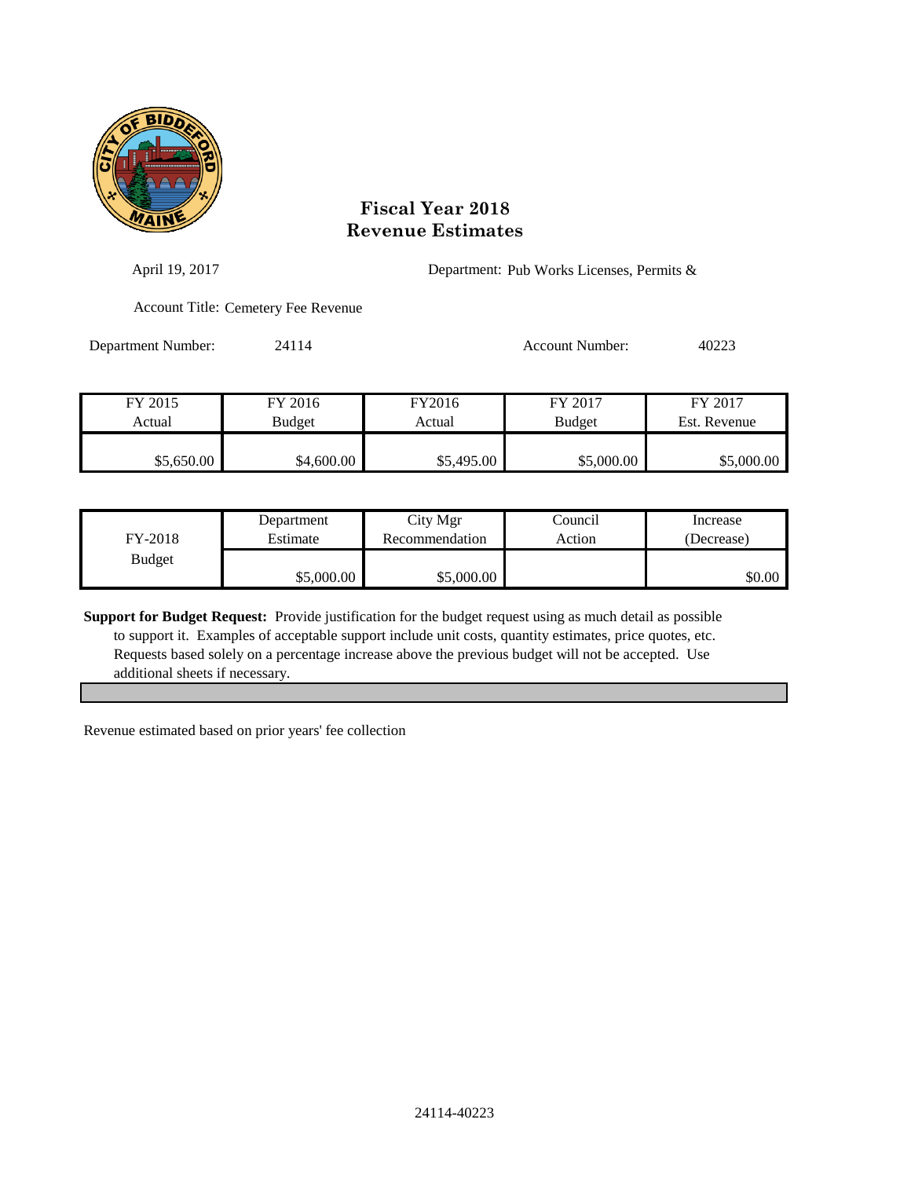# Fiscal Year 2018
# Revenue Estimates

April 19, 2017

Department: Pub Works Licenses, Permits &

Account Title: Cemetery Fee Revenue

Department Number: 24114

Account Number: 40223

| FY 2015 Actual | FY 2016 Budget | FY2016 Actual | FY 2017 Budget | FY 2017 Est. Revenue |
|---|---|---|---|---|
| $5,650.00 | $4,600.00 | $5,495.00 | $5,000.00 | $5,000.00 |

| FY-2018 Budget | Department Estimate | City Mgr Recommendation | Council Action | Increase (Decrease) |
|---|---|---|---|---|
| | $5,000.00 | $5,000.00 | | $0.00 |

**Support for Budget Request:** Provide justification for the budget request using as much detail as possible to support it. Examples of acceptable support include unit costs, quantity estimates, price quotes, etc. Requests based solely on a percentage increase above the previous budget will not be accepted. Use additional sheets if necessary.

Revenue estimated based on prior years' fee collection

24114-40223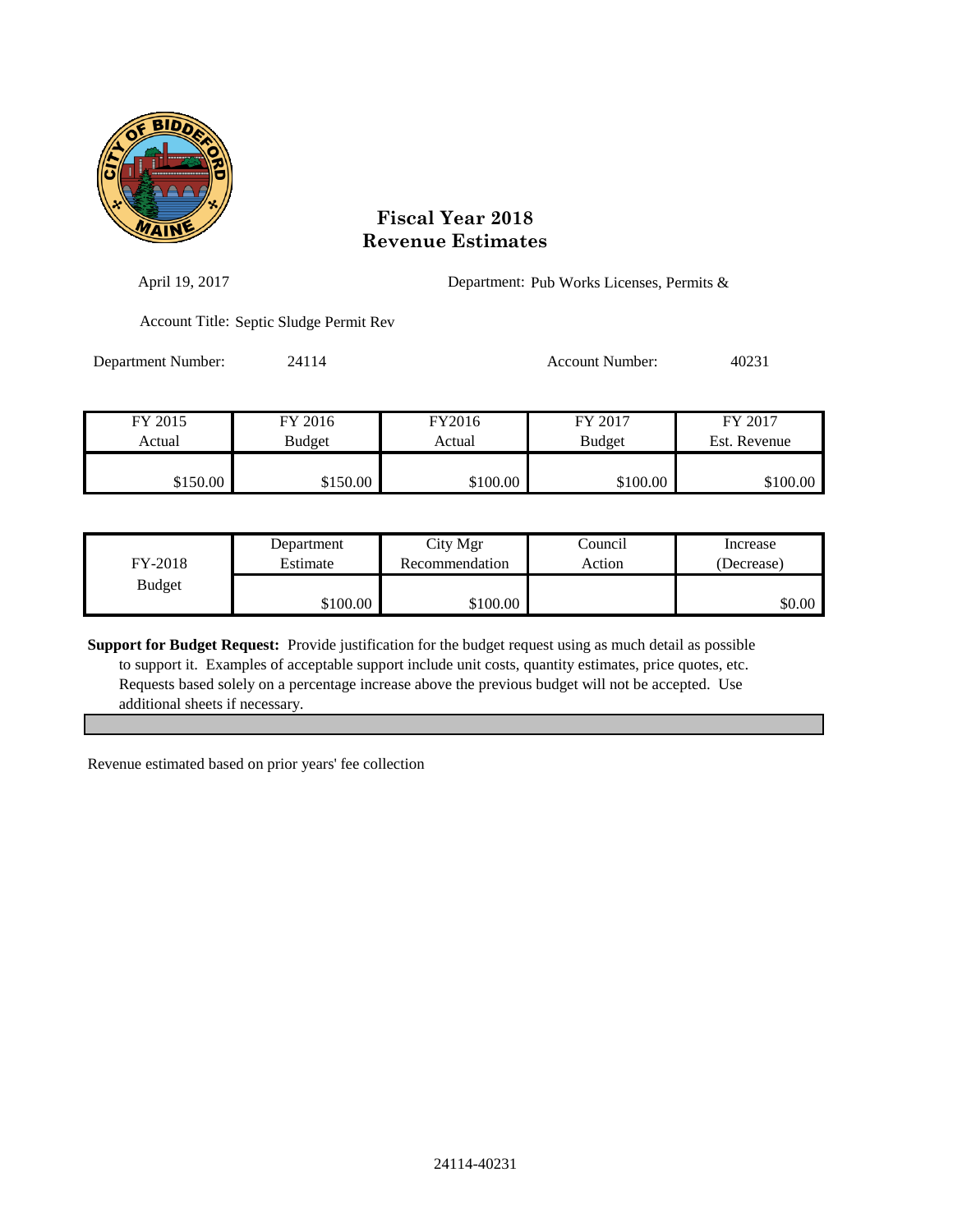# Fiscal Year 2018
# Revenue Estimates

April 19, 2017

Department: Pub Works Licenses, Permits &

Account Title: Septic Sludge Permit Rev

Department Number: 24114

Account Number: 40231

| FY 2015 Actual | FY 2016 Budget | FY2016 Actual | FY 2017 Budget | FY 2017 Est. Revenue |
|---|---|---|---|---|
| $150.00 | $150.00 | $100.00 | $100.00 | $100.00 |

| FY-2018 Budget | Department Estimate | City Mgr Recommendation | Council Action | Increase (Decrease) |
|---|---|---|---|---|
| | $100.00 | $100.00 | | $0.00 |

**Support for Budget Request:** Provide justification for the budget request using as much detail as possible to support it. Examples of acceptable support include unit costs, quantity estimates, price quotes, etc. Requests based solely on a percentage increase above the previous budget will not be accepted. Use additional sheets if necessary.

Revenue estimated based on prior years' fee collection

24114-40231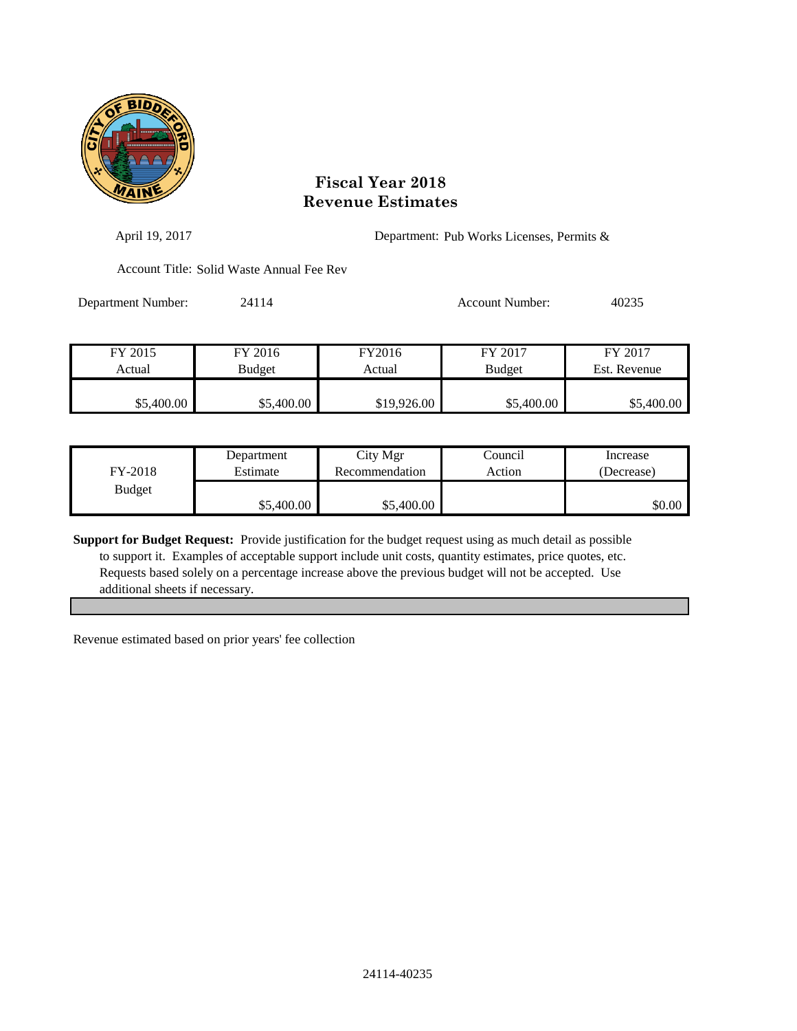# Fiscal Year 2018
# Revenue Estimates

April 19, 2017

Department: Pub Works Licenses, Permits &

Account Title: Solid Waste Annual Fee Rev

Department Number: 24114

Account Number: 40235

| FY 2015 Actual | FY 2016 Budget | FY2016 Actual | FY 2017 Budget | FY 2017 Est. Revenue |
|---|---|---|---|---|
| $5,400.00 | $5,400.00 | $19,926.00 | $5,400.00 | $5,400.00 |

| FY-2018 Budget | Department Estimate | City Mgr Recommendation | Council Action | Increase (Decrease) |
|---|---|---|---|---|
| | $5,400.00 | $5,400.00 | | $0.00 |

**Support for Budget Request:** Provide justification for the budget request using as much detail as possible to support it. Examples of acceptable support include unit costs, quantity estimates, price quotes, etc. Requests based solely on a percentage increase above the previous budget will not be accepted. Use additional sheets if necessary.

Revenue estimated based on prior years' fee collection

24114-40235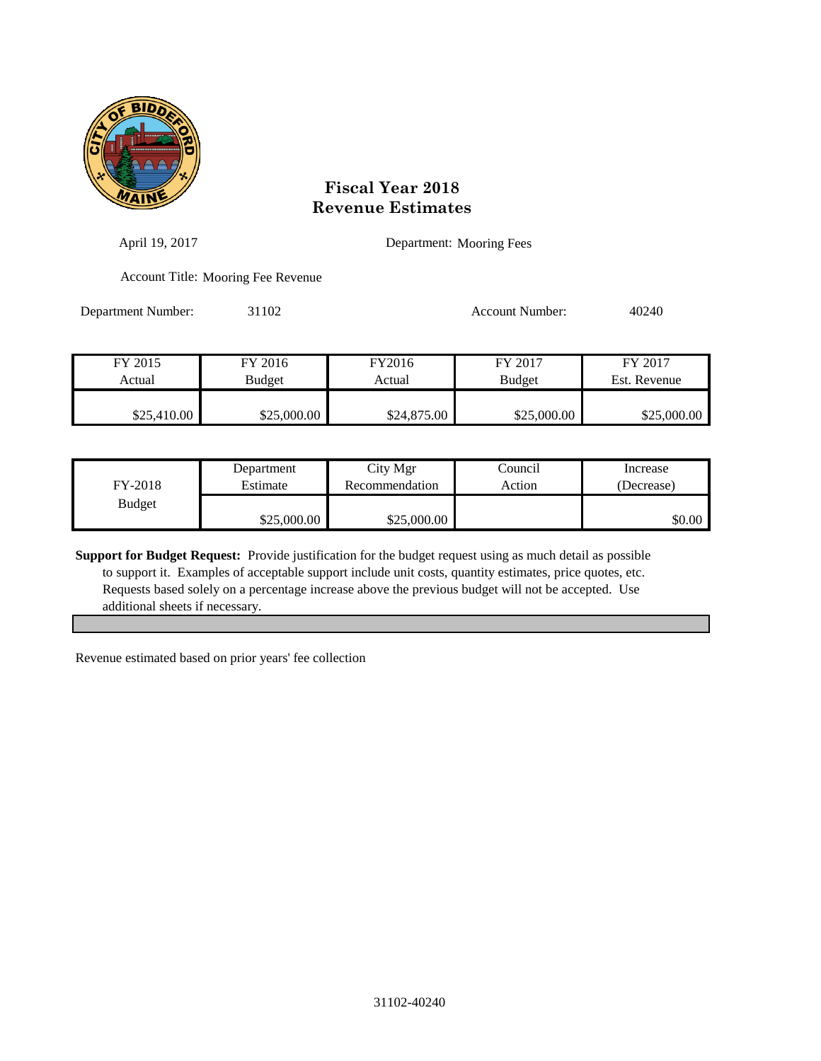# Fiscal Year 2018
# Revenue Estimates

April 19, 2017

Department: Mooring Fees

Account Title: Mooring Fee Revenue

Department Number: 31102

Account Number: 40240

| FY 2015 Actual | FY 2016 Budget | FY2016 Actual | FY 2017 Budget | FY 2017 Est. Revenue |
|---|---|---|---|---|
| $25,410.00 | $25,000.00 | $24,875.00 | $25,000.00 | $25,000.00 |

| FY-2018 Budget | Department Estimate | City Mgr Recommendation | Council Action | Increase (Decrease) |
|---|---|---|---|---|
| | $25,000.00 | $25,000.00 | | $0.00 |

**Support for Budget Request:** Provide justification for the budget request using as much detail as possible to support it. Examples of acceptable support include unit costs, quantity estimates, price quotes, etc. Requests based solely on a percentage increase above the previous budget will not be accepted. Use additional sheets if necessary.

Revenue estimated based on prior years' fee collection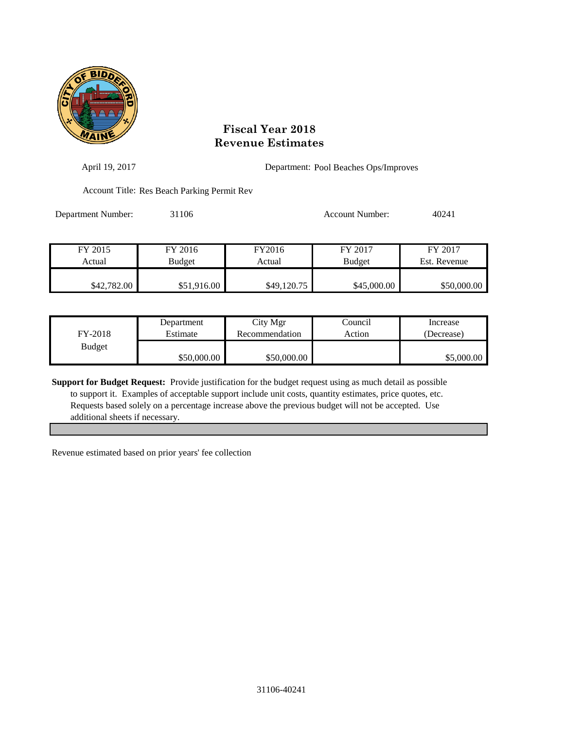# Fiscal Year 2018
# Revenue Estimates

April 19, 2017

Department: Pool Beaches Ops/Improves

Account Title: Res Beach Parking Permit Rev

Department Number: 31106

Account Number: 40241

| FY 2015 Actual | FY 2016 Budget | FY2016 Actual | FY 2017 Budget | FY 2017 Est. Revenue |
|---|---|---|---|---|
| $42,782.00 | $51,916.00 | $49,120.75 | $45,000.00 | $50,000.00 |

| FY-2018 Budget | Department Estimate | City Mgr Recommendation | Council Action | Increase (Decrease) |
|---|---|---|---|---|
| | $50,000.00 | $50,000.00 | | $5,000.00 |

**Support for Budget Request:** Provide justification for the budget request using as much detail as possible to support it. Examples of acceptable support include unit costs, quantity estimates, price quotes, etc. Requests based solely on a percentage increase above the previous budget will not be accepted. Use additional sheets if necessary.

Revenue estimated based on prior years' fee collection

31106-40241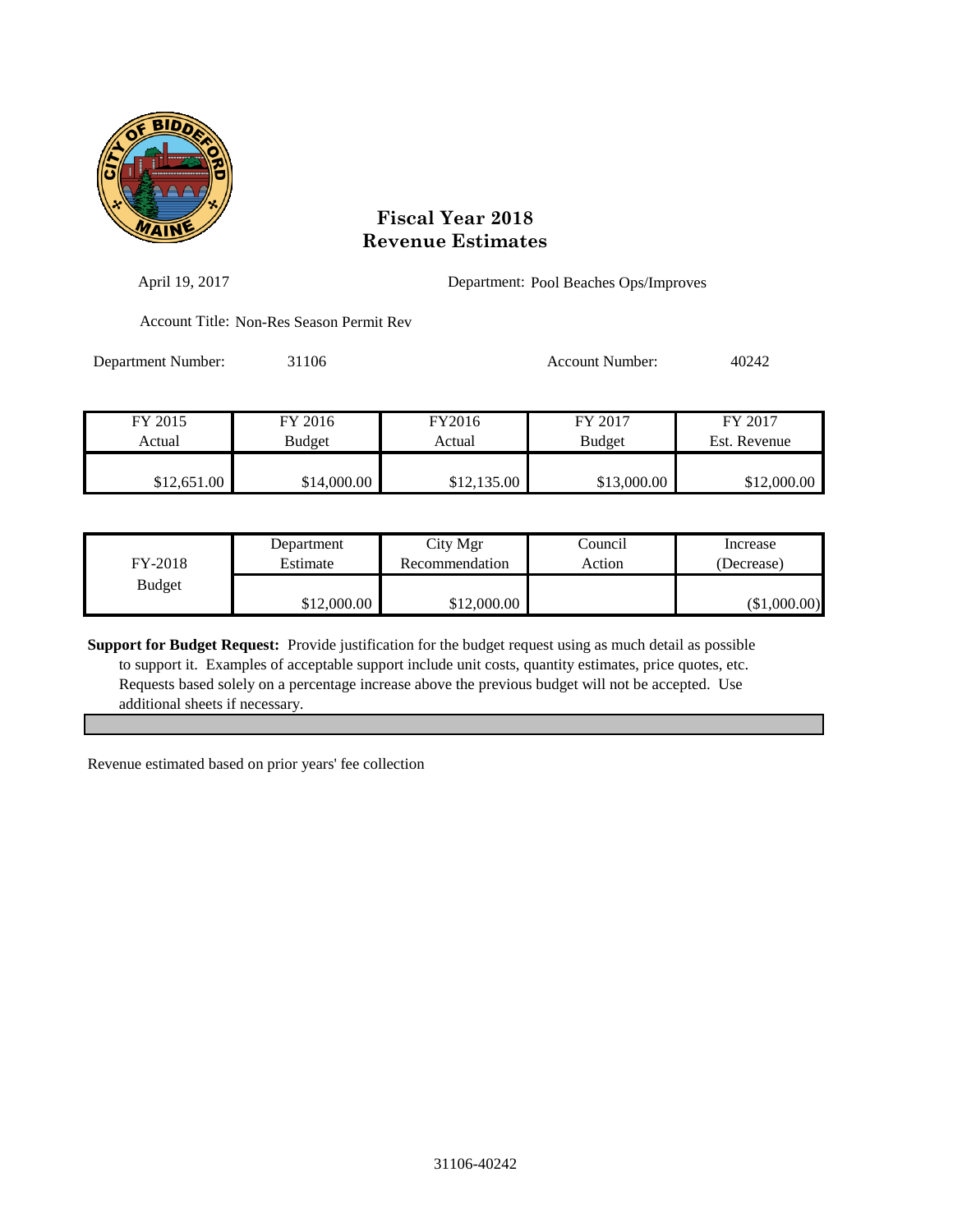# Fiscal Year 2018
# Revenue Estimates

April 19, 2017

Department: Pool Beaches Ops/Improves

Account Title: Non-Res Season Permit Rev

Department Number: 31106

Account Number: 40242

| FY 2015 Actual | FY 2016 Budget | FY2016 Actual | FY 2017 Budget | FY 2017 Est. Revenue |
|---|---|---|---|---|
| $12,651.00 | $14,000.00 | $12,135.00 | $13,000.00 | $12,000.00 |

| FY-2018 Budget | Department Estimate | City Mgr Recommendation | Council Action | Increase (Decrease) |
|---|---|---|---|---|
| | $12,000.00 | $12,000.00 | | ($1,000.00) |

**Support for Budget Request:** Provide justification for the budget request using as much detail as possible to support it. Examples of acceptable support include unit costs, quantity estimates, price quotes, etc. Requests based solely on a percentage increase above the previous budget will not be accepted. Use additional sheets if necessary.

Revenue estimated based on prior years' fee collection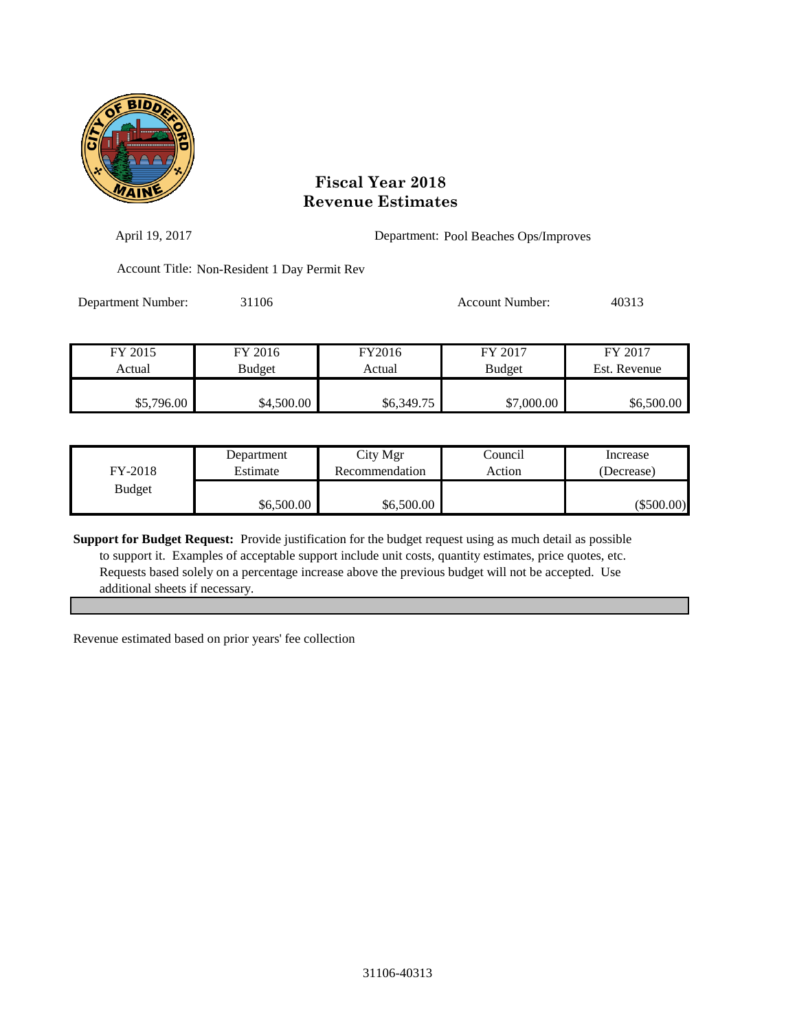# Fiscal Year 2018
# Revenue Estimates

April 19, 2017

Department: Pool Beaches Ops/Improves

Account Title: Non-Resident 1 Day Permit Rev

Department Number: 31106

Account Number: 40313

| FY 2015 Actual | FY 2016 Budget | FY2016 Actual | FY 2017 Budget | FY 2017 Est. Revenue |
|---|---|---|---|---|
| $5,796.00 | $4,500.00 | $6,349.75 | $7,000.00 | $6,500.00 |

| FY-2018 Budget | Department Estimate | City Mgr Recommendation | Council Action | Increase (Decrease) |
|---|---|---|---|---|
| | $6,500.00 | $6,500.00 | | ($500.00) |

**Support for Budget Request:** Provide justification for the budget request using as much detail as possible to support it. Examples of acceptable support include unit costs, quantity estimates, price quotes, etc. Requests based solely on a percentage increase above the previous budget will not be accepted. Use additional sheets if necessary.

Revenue estimated based on prior years' fee collection

31106-40313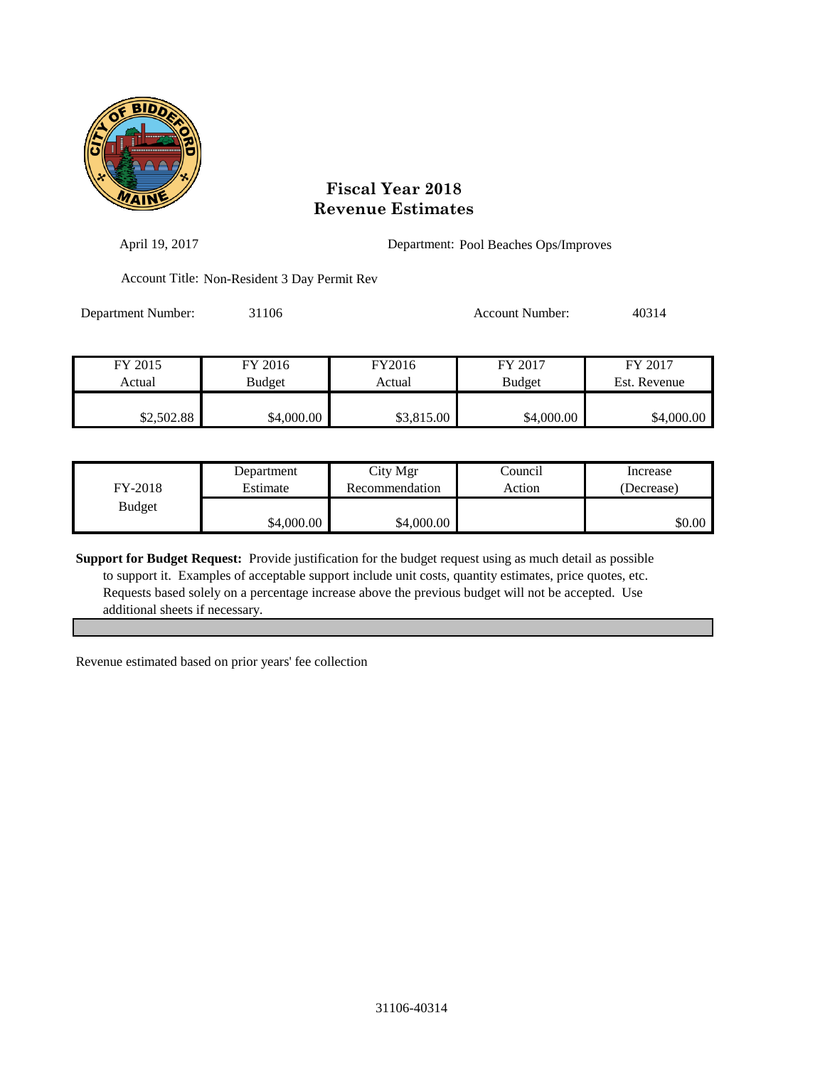# Fiscal Year 2018
# Revenue Estimates

April 19, 2017

Department: Pool Beaches Ops/Improves

Account Title: Non-Resident 3 Day Permit Rev

Department Number: 31106

Account Number: 40314

| FY 2015 Actual | FY 2016 Budget | FY2016 Actual | FY 2017 Budget | FY 2017 Est. Revenue |
|---|---|---|---|---|
| $2,502.88 | $4,000.00 | $3,815.00 | $4,000.00 | $4,000.00 |

| FY-2018 Budget | Department Estimate | City Mgr Recommendation | Council Action | Increase (Decrease) |
|---|---|---|---|---|
| | $4,000.00 | $4,000.00 | | $0.00 |

**Support for Budget Request:** Provide justification for the budget request using as much detail as possible to support it. Examples of acceptable support include unit costs, quantity estimates, price quotes, etc. Requests based solely on a percentage increase above the previous budget will not be accepted. Use additional sheets if necessary.

Revenue estimated based on prior years' fee collection

31106-40314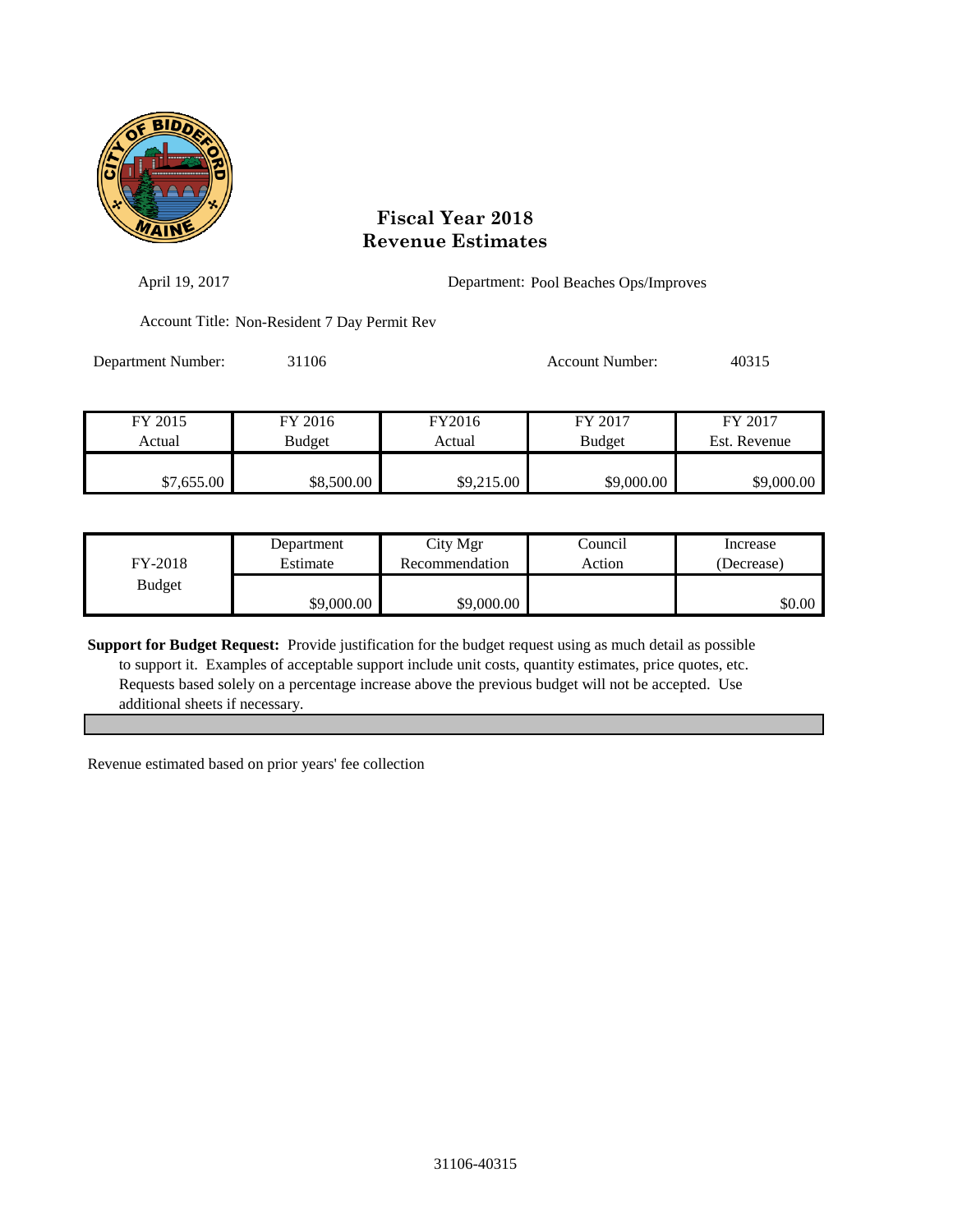# Fiscal Year 2018
# Revenue Estimates

April 19, 2017

Department: Pool Beaches Ops/Improves

Account Title: Non-Resident 7 Day Permit Rev

Department Number: 31106

Account Number: 40315

| FY 2015 Actual | FY 2016 Budget | FY2016 Actual | FY 2017 Budget | FY 2017 Est. Revenue |
|---|---|---|---|---|
| $7,655.00 | $8,500.00 | $9,215.00 | $9,000.00 | $9,000.00 |

| FY-2018 Budget | Department Estimate | City Mgr Recommendation | Council Action | Increase (Decrease) |
|---|---|---|---|---|
| | $9,000.00 | $9,000.00 | | $0.00 |

**Support for Budget Request:** Provide justification for the budget request using as much detail as possible to support it. Examples of acceptable support include unit costs, quantity estimates, price quotes, etc. Requests based solely on a percentage increase above the previous budget will not be accepted. Use additional sheets if necessary.

Revenue estimated based on prior years' fee collection

31106-40315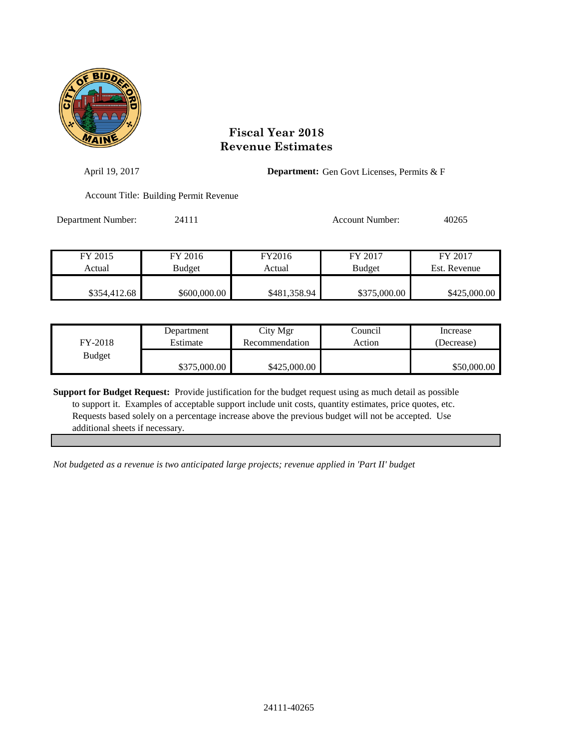# Fiscal Year 2018
# Revenue Estimates

April 19, 2017

**Department:** Gen Govt Licenses, Permits & F

Account Title: Building Permit Revenue

Department Number: 24111

Account Number: 40265

| FY 2015 Actual | FY 2016 Budget | FY2016 Actual | FY 2017 Budget | FY 2017 Est. Revenue |
|---|---|---|---|---|
| $354,412.68 | $600,000.00 | $481,358.94 | $375,000.00 | $425,000.00 |

| FY-2018 Budget | Department Estimate | City Mgr Recommendation | Council Action | Increase (Decrease) |
|---|---|---|---|---|
| | $375,000.00 | $425,000.00 | | $50,000.00 |

**Support for Budget Request:** Provide justification for the budget request using as much detail as possible to support it. Examples of acceptable support include unit costs, quantity estimates, price quotes, etc. Requests based solely on a percentage increase above the previous budget will not be accepted. Use additional sheets if necessary.

*Not budgeted as a revenue is two anticipated large projects; revenue applied in 'Part II' budget*

24111-40265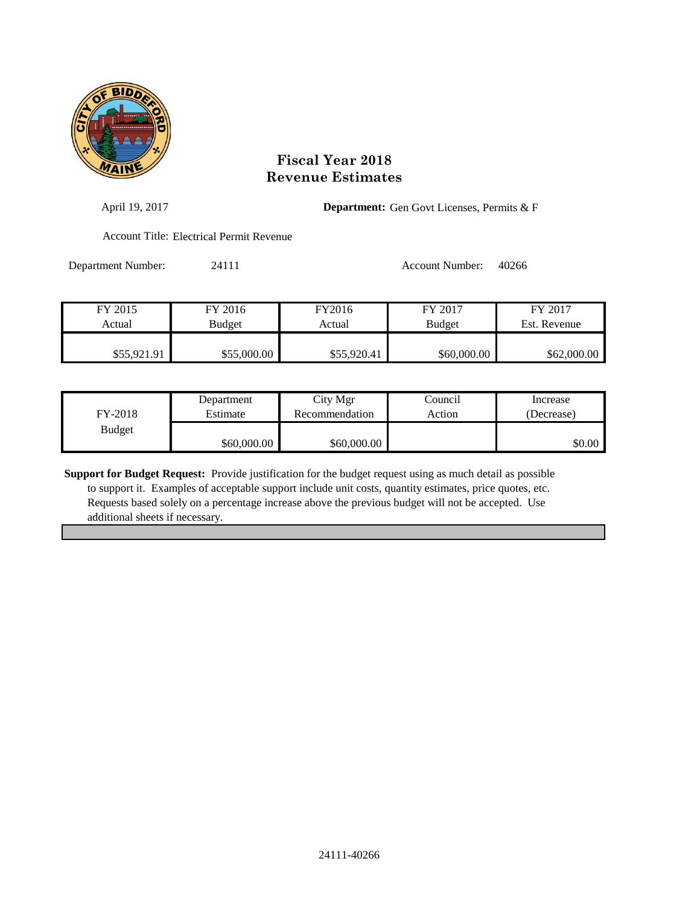# Fiscal Year 2018
# Revenue Estimates

April 19, 2017

**Department:** Gen Govt Licenses, Permits & F

Account Title: Electrical Permit Revenue

Department Number: 24111

Account Number: 40266

| FY 2015 Actual | FY 2016 Budget | FY2016 Actual | FY 2017 Budget | FY 2017 Est. Revenue |
|---|---|---|---|---|
| $55,921.91 | $55,000.00 | $55,920.41 | $60,000.00 | $62,000.00 |

| FY-2018 Budget | Department Estimate | City Mgr Recommendation | Council Action | Increase (Decrease) |
|---|---|---|---|---|
| | $60,000.00 | $60,000.00 | | $0.00 |

**Support for Budget Request:** Provide justification for the budget request using as much detail as possible to support it. Examples of acceptable support include unit costs, quantity estimates, price quotes, etc. Requests based solely on a percentage increase above the previous budget will not be accepted. Use additional sheets if necessary.

24111-40266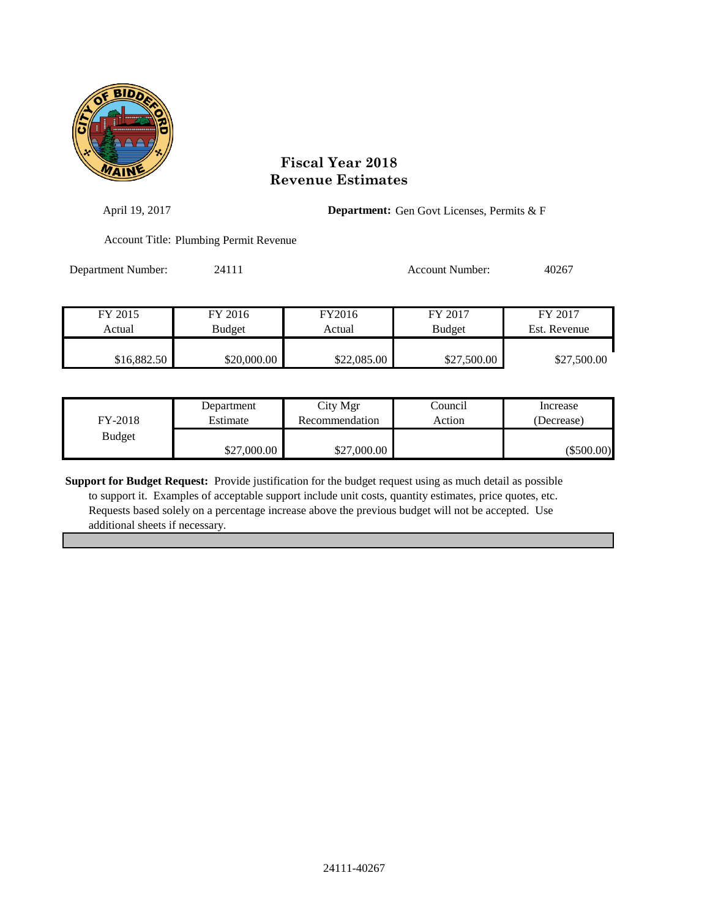# Fiscal Year 2018
# Revenue Estimates

April 19, 2017

**Department:** Gen Govt Licenses, Permits & F

Account Title: Plumbing Permit Revenue

Department Number: 24111

Account Number: 40267

| FY 2015 Actual | FY 2016 Budget | FY2016 Actual | FY 2017 Budget | FY 2017 Est. Revenue |
|---|---|---|---|---|
| $16,882.50 | $20,000.00 | $22,085.00 | $27,500.00 | $27,500.00 |

| FY-2018 Budget | Department Estimate | City Mgr Recommendation | Council Action | Increase (Decrease) |
|---|---|---|---|---|
| | $27,000.00 | $27,000.00 | | ($500.00) |

**Support for Budget Request:** Provide justification for the budget request using as much detail as possible to support it. Examples of acceptable support include unit costs, quantity estimates, price quotes, etc. Requests based solely on a percentage increase above the previous budget will not be accepted. Use additional sheets if necessary.

24111-40267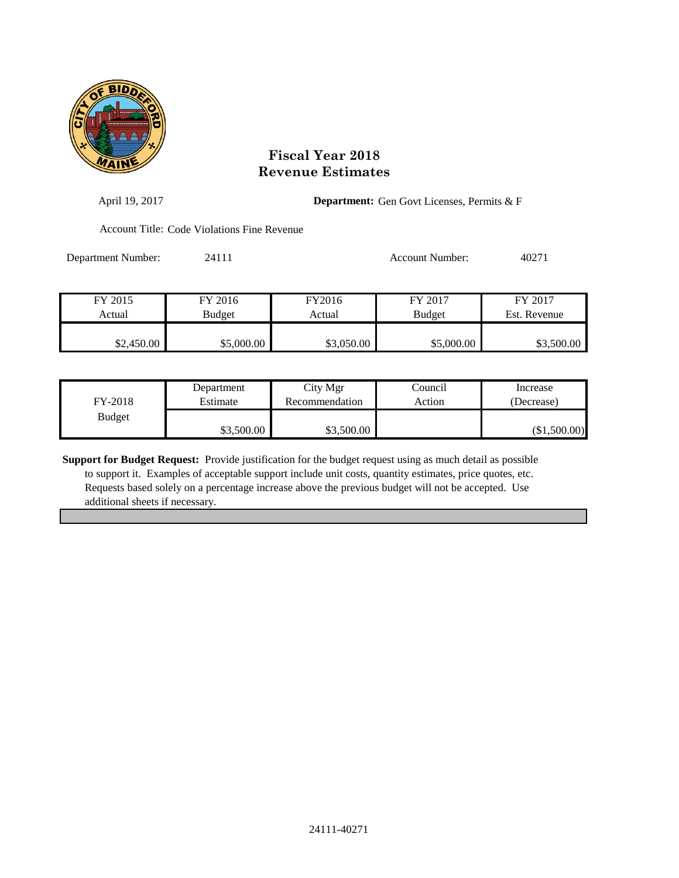# Fiscal Year 2018
# Revenue Estimates

April 19, 2017

**Department:** Gen Govt Licenses, Permits & F

Account Title: Code Violations Fine Revenue

Department Number: 24111

Account Number: 40271

| FY 2015 Actual | FY 2016 Budget | FY2016 Actual | FY 2017 Budget | FY 2017 Est. Revenue |
|---|---|---|---|---|
| $2,450.00 | $5,000.00 | $3,050.00 | $5,000.00 | $3,500.00 |

| FY-2018 Budget | Department Estimate | City Mgr Recommendation | Council Action | Increase (Decrease) |
|---|---|---|---|---|
| | $3,500.00 | $3,500.00 | | ($1,500.00) |

**Support for Budget Request:** Provide justification for the budget request using as much detail as possible to support it. Examples of acceptable support include unit costs, quantity estimates, price quotes, etc. Requests based solely on a percentage increase above the previous budget will not be accepted. Use additional sheets if necessary.

24111-40271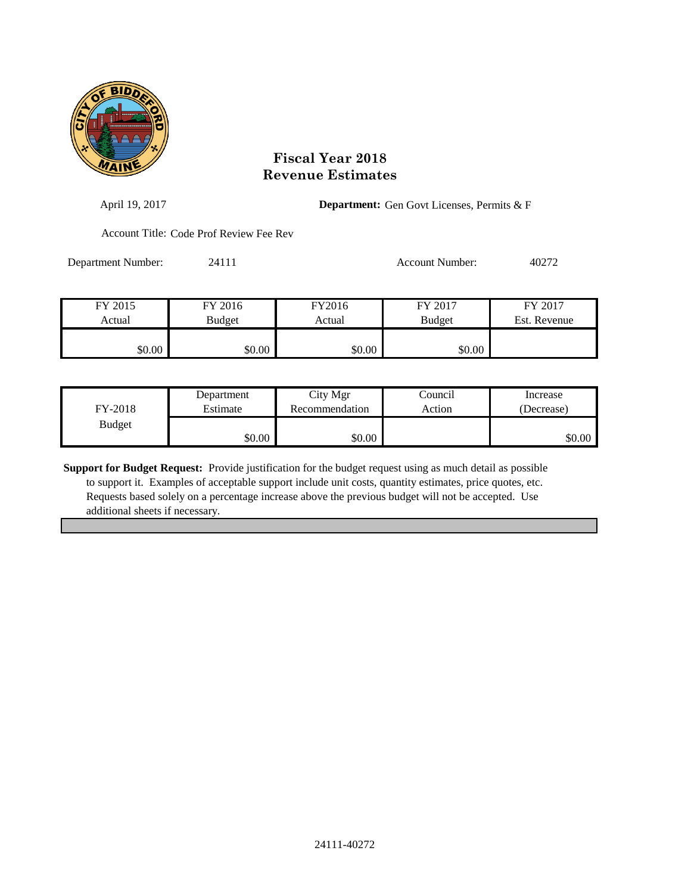# Fiscal Year 2018
# Revenue Estimates

April 19, 2017

**Department:** Gen Govt Licenses, Permits & F

Account Title: Code Prof Review Fee Rev

Department Number: 24111

Account Number: 40272

| FY 2015 Actual | FY 2016 Budget | FY2016 Actual | FY 2017 Budget | FY 2017 Est. Revenue |
|---|---|---|---|---|
| $0.00 | $0.00 | $0.00 | $0.00 | |

| FY-2018 Budget | Department Estimate | City Mgr Recommendation | Council Action | Increase (Decrease) |
|---|---|---|---|---|
| | $0.00 | $0.00 | | $0.00 |

**Support for Budget Request:** Provide justification for the budget request using as much detail as possible to support it. Examples of acceptable support include unit costs, quantity estimates, price quotes, etc. Requests based solely on a percentage increase above the previous budget will not be accepted. Use additional sheets if necessary.

24111-40272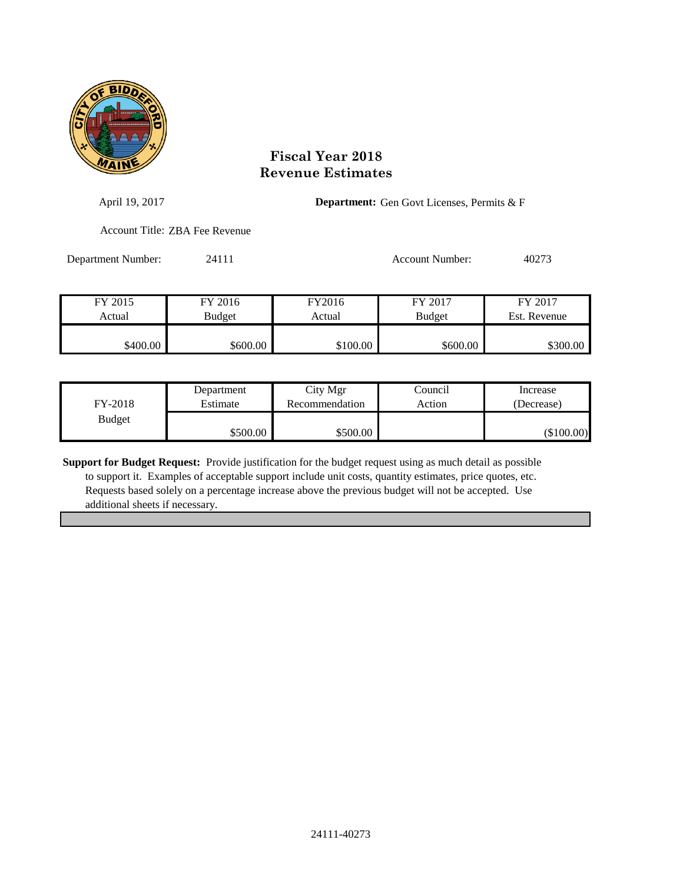# Fiscal Year 2018
# Revenue Estimates

April 19, 2017

**Department:** Gen Govt Licenses, Permits & F

Account Title: ZBA Fee Revenue

Department Number: 24111

Account Number: 40273

| FY 2015 Actual | FY 2016 Budget | FY2016 Actual | FY 2017 Budget | FY 2017 Est. Revenue |
|---|---|---|---|---|
| $400.00 | $600.00 | $100.00 | $600.00 | $300.00 |

| FY-2018 Budget | Department Estimate | City Mgr Recommendation | Council Action | Increase (Decrease) |
|---|---|---|---|---|
| | $500.00 | $500.00 | | ($100.00) |

**Support for Budget Request:** Provide justification for the budget request using as much detail as possible to support it. Examples of acceptable support include unit costs, quantity estimates, price quotes, etc. Requests based solely on a percentage increase above the previous budget will not be accepted. Use additional sheets if necessary.

24111-40273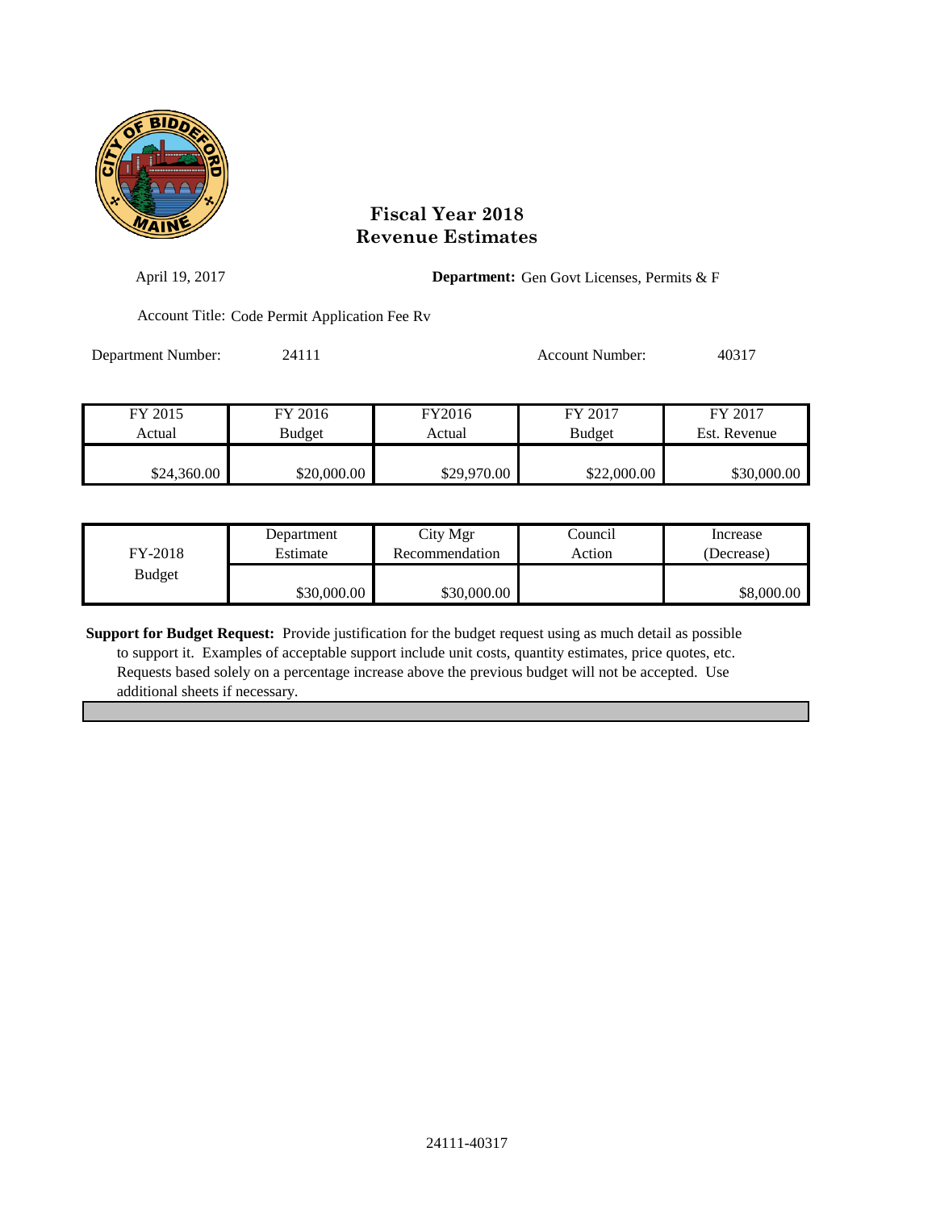# Fiscal Year 2018
# Revenue Estimates

April 19, 2017

**Department:** Gen Govt Licenses, Permits & F

Account Title: Code Permit Application Fee Rv

Department Number: 24111

Account Number: 40317

| FY 2015 Actual | FY 2016 Budget | FY2016 Actual | FY 2017 Budget | FY 2017 Est. Revenue |
|---|---|---|---|---|
| $24,360.00 | $20,000.00 | $29,970.00 | $22,000.00 | $30,000.00 |

| FY-2018 Budget | Department Estimate | City Mgr Recommendation | Council Action | Increase (Decrease) |
|---|---|---|---|---|
| | $30,000.00 | $30,000.00 | | $8,000.00 |

**Support for Budget Request:** Provide justification for the budget request using as much detail as possible to support it. Examples of acceptable support include unit costs, quantity estimates, price quotes, etc. Requests based solely on a percentage increase above the previous budget will not be accepted. Use additional sheets if necessary.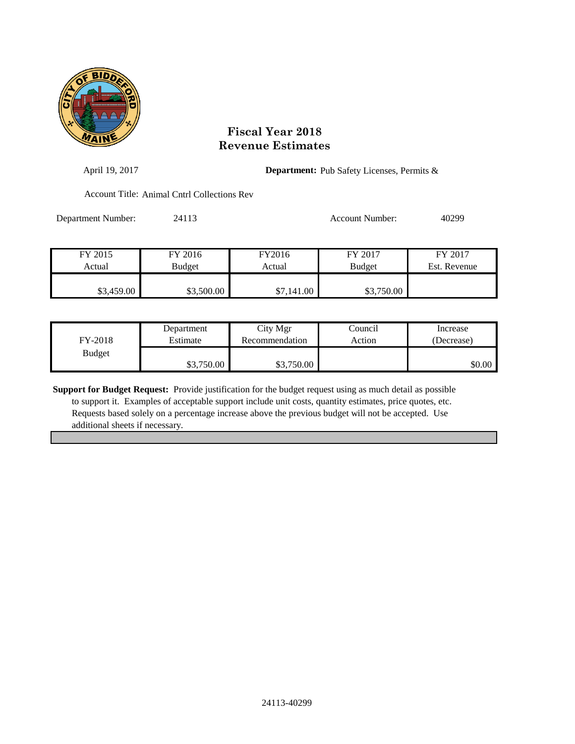# Fiscal Year 2018
# Revenue Estimates

April 19, 2017

**Department:** Pub Safety Licenses, Permits &

Account Title: Animal Cntrl Collections Rev

Department Number: 24113

Account Number: 40299

| FY 2015 Actual | FY 2016 Budget | FY2016 Actual | FY 2017 Budget | FY 2017 Est. Revenue |
|---|---|---|---|---|
| $3,459.00 | $3,500.00 | $7,141.00 | $3,750.00 | |

| FY-2018 Budget | Department Estimate | City Mgr Recommendation | Council Action | Increase (Decrease) |
|---|---|---|---|---|
| | $3,750.00 | $3,750.00 | | $0.00 |

**Support for Budget Request:** Provide justification for the budget request using as much detail as possible to support it. Examples of acceptable support include unit costs, quantity estimates, price quotes, etc. Requests based solely on a percentage increase above the previous budget will not be accepted. Use additional sheets if necessary.

24113-40299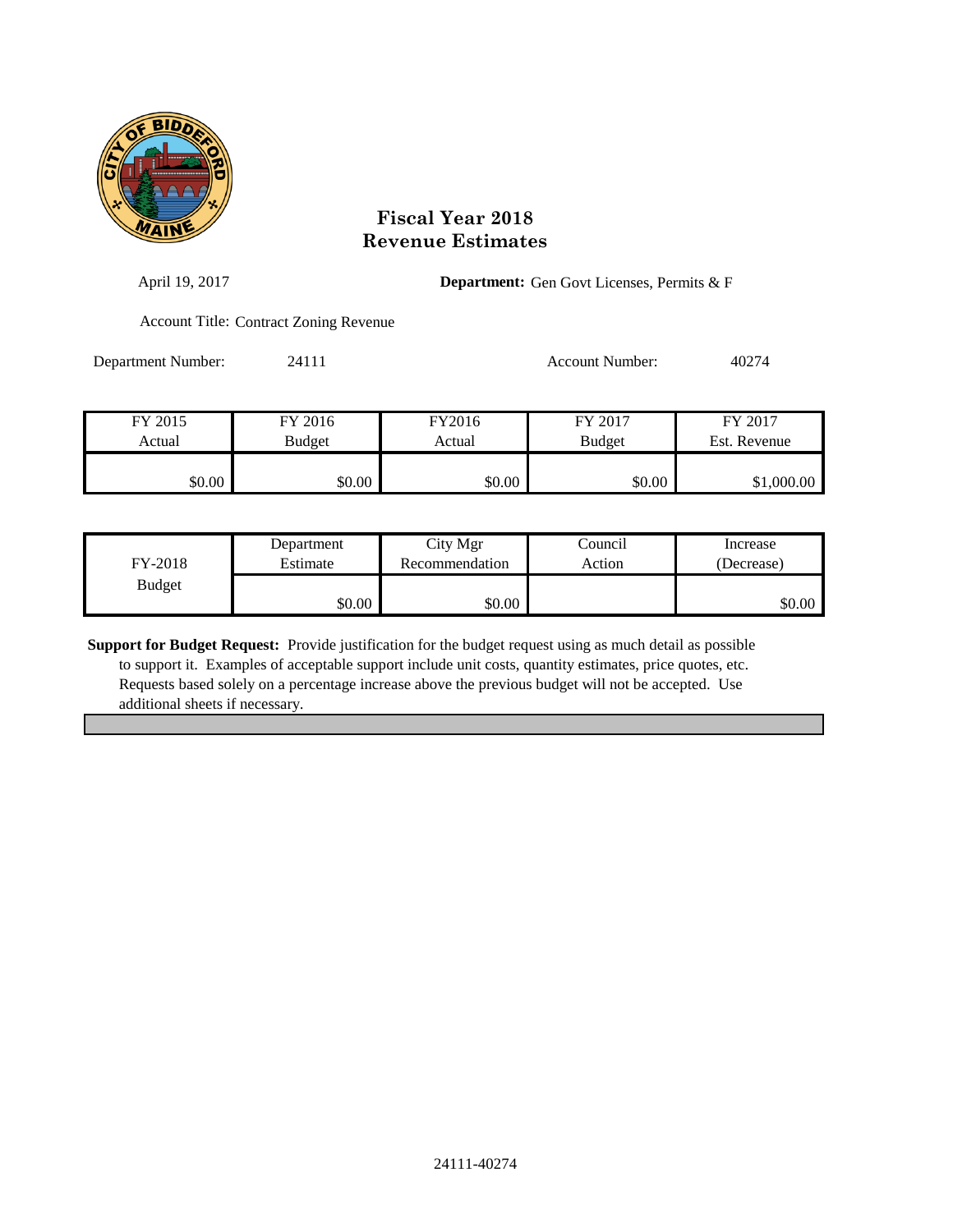# Fiscal Year 2018
# Revenue Estimates

April 19, 2017

**Department:** Gen Govt Licenses, Permits & F

Account Title: Contract Zoning Revenue

Department Number: 24111

Account Number: 40274

| FY 2015 Actual | FY 2016 Budget | FY2016 Actual | FY 2017 Budget | FY 2017 Est. Revenue |
|---|---|---|---|---|
| $0.00 | $0.00 | $0.00 | $0.00 | $1,000.00 |

| FY-2018 Budget | Department Estimate | City Mgr Recommendation | Council Action | Increase (Decrease) |
|---|---|---|---|---|
| | $0.00 | $0.00 | | $0.00 |

**Support for Budget Request:** Provide justification for the budget request using as much detail as possible to support it. Examples of acceptable support include unit costs, quantity estimates, price quotes, etc. Requests based solely on a percentage increase above the previous budget will not be accepted. Use additional sheets if necessary.

24111-40274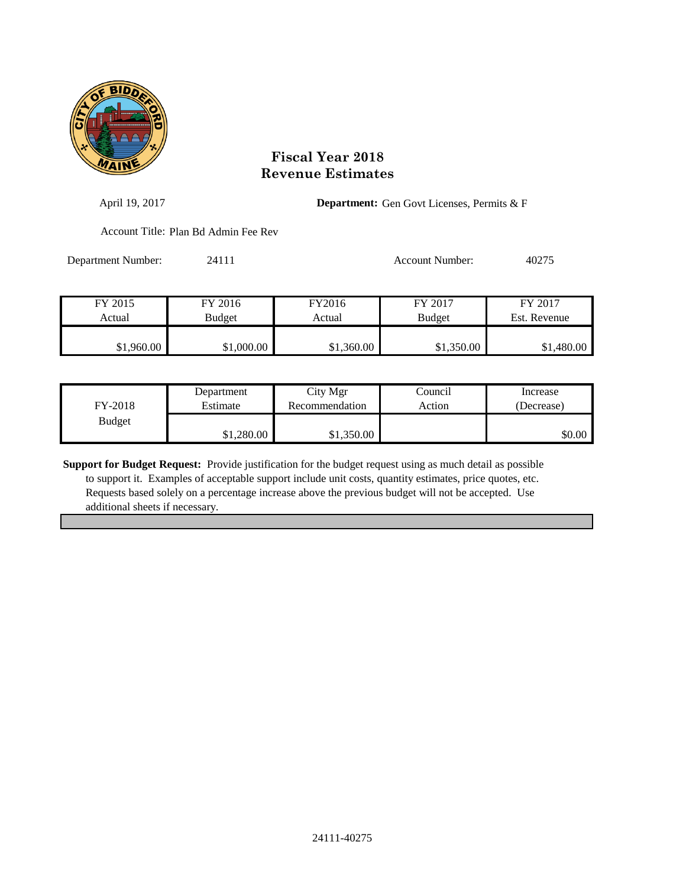# Fiscal Year 2018
# Revenue Estimates

April 19, 2017

**Department:** Gen Govt Licenses, Permits & F

Account Title: Plan Bd Admin Fee Rev

Department Number: 24111

Account Number: 40275

| FY 2015 Actual | FY 2016 Budget | FY2016 Actual | FY 2017 Budget | FY 2017 Est. Revenue |
|---|---|---|---|---|
| $1,960.00 | $1,000.00 | $1,360.00 | $1,350.00 | $1,480.00 |

| FY-2018 Budget | Department Estimate | City Mgr Recommendation | Council Action | Increase (Decrease) |
|---|---|---|---|---|
| | $1,280.00 | $1,350.00 | | $0.00 |

**Support for Budget Request:** Provide justification for the budget request using as much detail as possible to support it. Examples of acceptable support include unit costs, quantity estimates, price quotes, etc. Requests based solely on a percentage increase above the previous budget will not be accepted. Use additional sheets if necessary.

24111-40275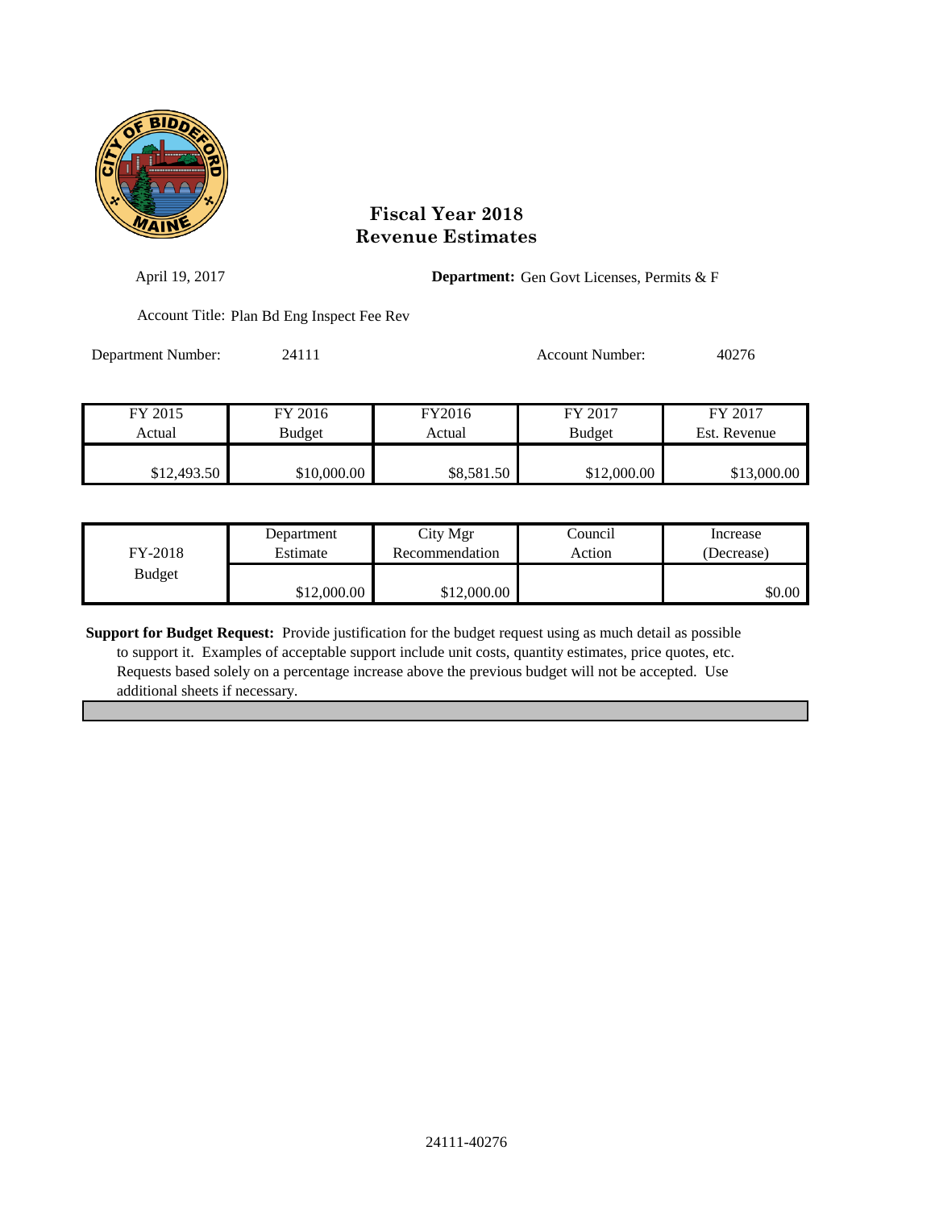# Fiscal Year 2018
# Revenue Estimates

April 19, 2017

**Department:** Gen Govt Licenses, Permits & F

Account Title: Plan Bd Eng Inspect Fee Rev

Department Number: 24111

Account Number: 40276

| FY 2015 Actual | FY 2016 Budget | FY2016 Actual | FY 2017 Budget | FY 2017 Est. Revenue |
|---|---|---|---|---|
| $12,493.50 | $10,000.00 | $8,581.50 | $12,000.00 | $13,000.00 |

| FY-2018 Budget | Department Estimate | City Mgr Recommendation | Council Action | Increase (Decrease) |
|---|---|---|---|---|
| | $12,000.00 | $12,000.00 | | $0.00 |

**Support for Budget Request:** Provide justification for the budget request using as much detail as possible to support it. Examples of acceptable support include unit costs, quantity estimates, price quotes, etc. Requests based solely on a percentage increase above the previous budget will not be accepted. Use additional sheets if necessary.

24111-40276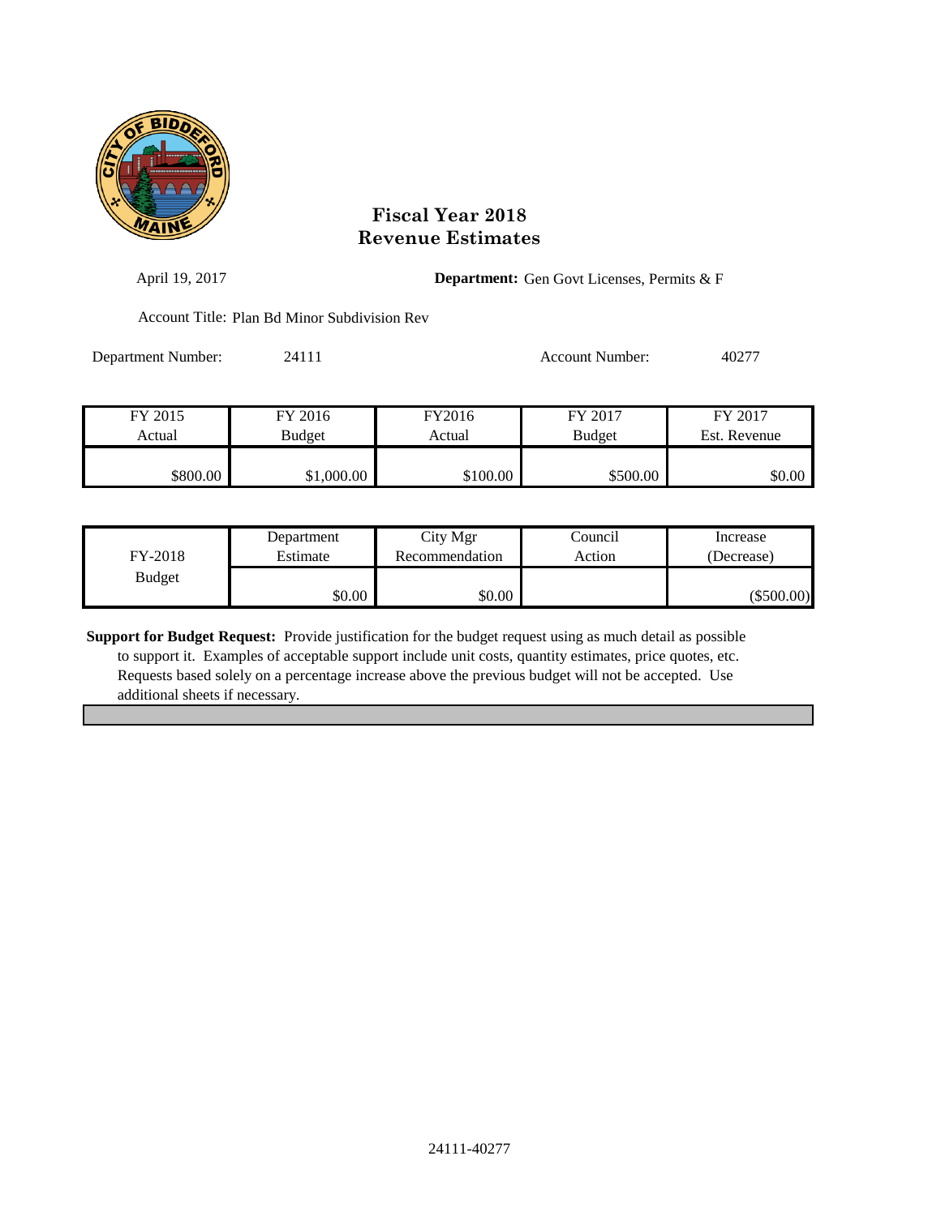# Fiscal Year 2018
# Revenue Estimates

April 19, 2017 **Department:** Gen Govt Licenses, Permits & F

Account Title: Plan Bd Minor Subdivision Rev

Department Number: 24111 Account Number: 40277

| FY 2015 Actual | FY 2016 Budget | FY2016 Actual | FY 2017 Budget | FY 2017 Est. Revenue |
|---|---|---|---|---|
| $800.00 | $1,000.00 | $100.00 | $500.00 | $0.00 |

| FY-2018 Budget | Department Estimate | City Mgr Recommendation | Council Action | Increase (Decrease) |
|---|---|---|---|---|
| | $0.00 | $0.00 | | ($500.00) |

**Support for Budget Request:** Provide justification for the budget request using as much detail as possible to support it. Examples of acceptable support include unit costs, quantity estimates, price quotes, etc. Requests based solely on a percentage increase above the previous budget will not be accepted. Use additional sheets if necessary.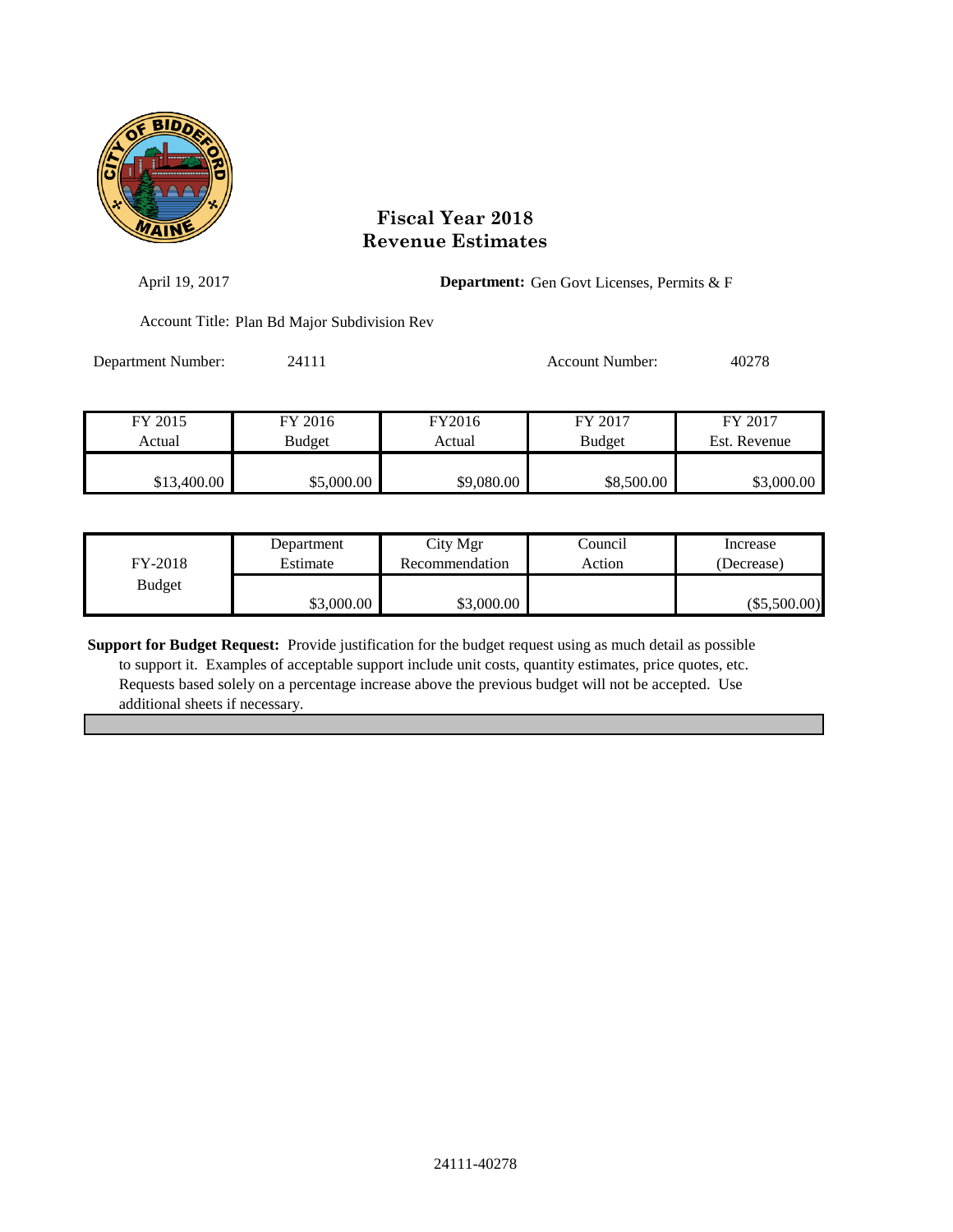# Fiscal Year 2018
# Revenue Estimates

April 19, 2017

**Department:** Gen Govt Licenses, Permits & F

Account Title: Plan Bd Major Subdivision Rev

Department Number: 24111

Account Number: 40278

| FY 2015 Actual | FY 2016 Budget | FY2016 Actual | FY 2017 Budget | FY 2017 Est. Revenue |
|---|---|---|---|---|
| $13,400.00 | $5,000.00 | $9,080.00 | $8,500.00 | $3,000.00 |

| FY-2018 Budget | Department Estimate | City Mgr Recommendation | Council Action | Increase (Decrease) |
|---|---|---|---|---|
| | $3,000.00 | $3,000.00 | | ($5,500.00) |

**Support for Budget Request:** Provide justification for the budget request using as much detail as possible to support it. Examples of acceptable support include unit costs, quantity estimates, price quotes, etc. Requests based solely on a percentage increase above the previous budget will not be accepted. Use additional sheets if necessary.

24111-40278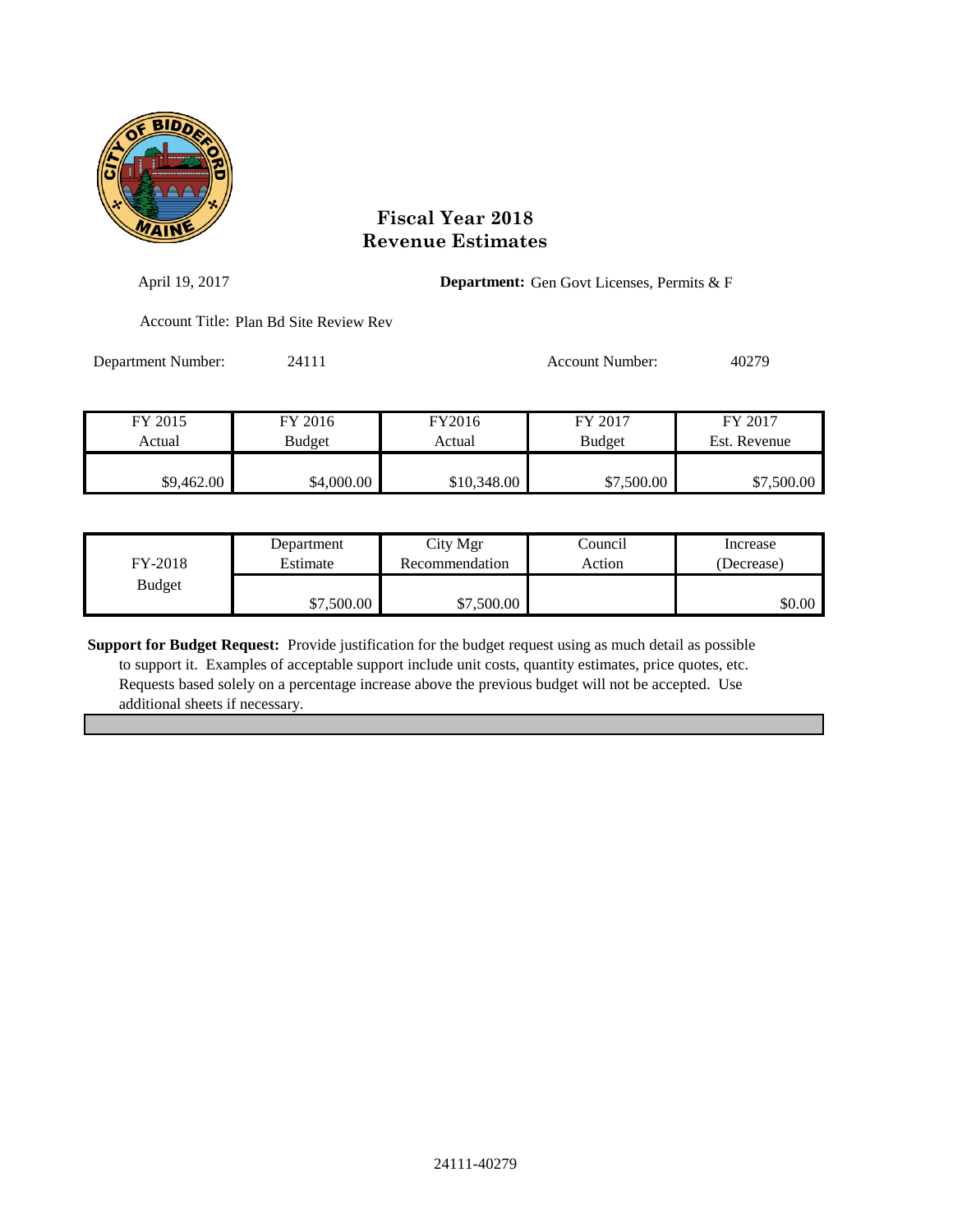# Fiscal Year 2018
# Revenue Estimates

April 19, 2017

**Department:** Gen Govt Licenses, Permits & F

Account Title: Plan Bd Site Review Rev

Department Number: 24111

Account Number: 40279

| FY 2015 Actual | FY 2016 Budget | FY2016 Actual | FY 2017 Budget | FY 2017 Est. Revenue |
|---|---|---|---|---|
| $9,462.00 | $4,000.00 | $10,348.00 | $7,500.00 | $7,500.00 |

| FY-2018 Budget | Department Estimate | City Mgr Recommendation | Council Action | Increase (Decrease) |
|---|---|---|---|---|
| | $7,500.00 | $7,500.00 | | $0.00 |

**Support for Budget Request:** Provide justification for the budget request using as much detail as possible to support it. Examples of acceptable support include unit costs, quantity estimates, price quotes, etc. Requests based solely on a percentage increase above the previous budget will not be accepted. Use additional sheets if necessary.

24111-40279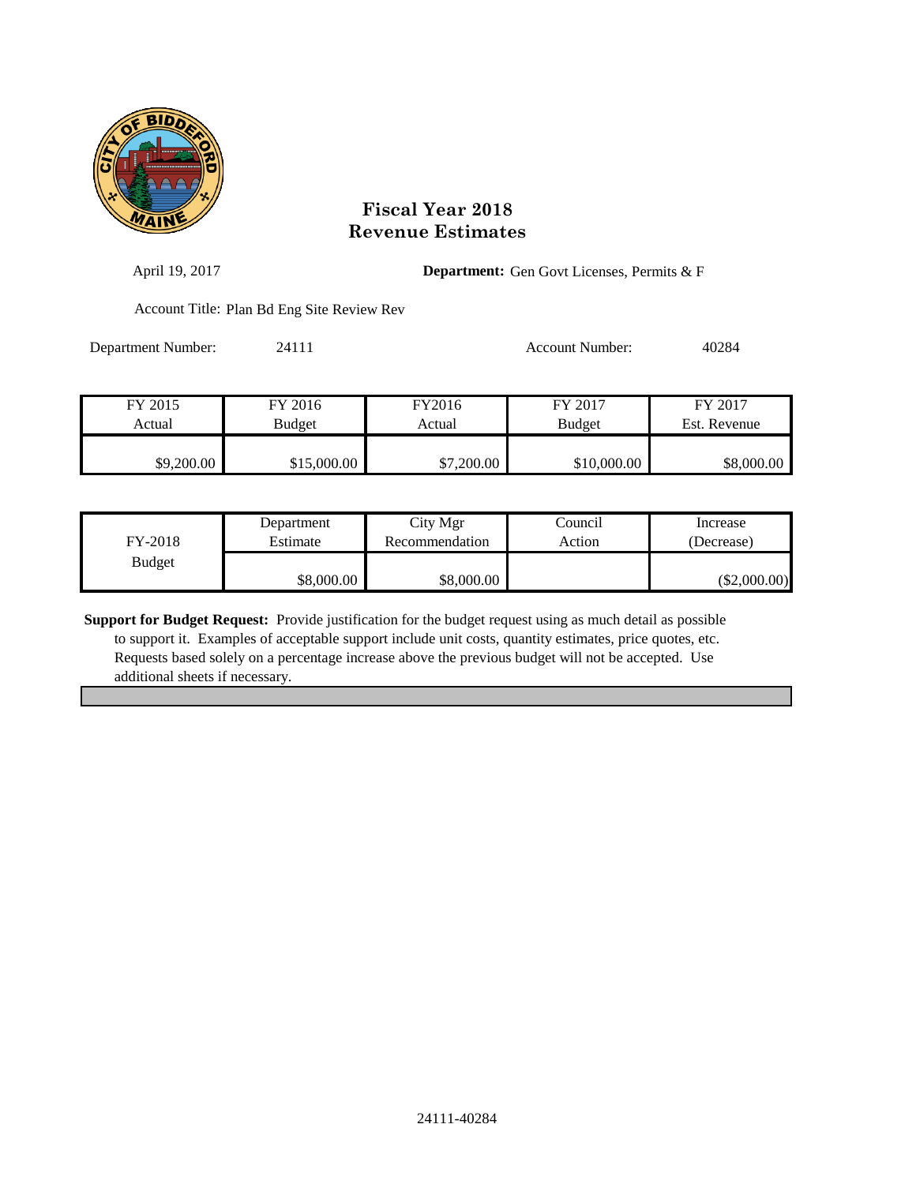# Fiscal Year 2018
# Revenue Estimates

April 19, 2017

**Department:** Gen Govt Licenses, Permits & F

Account Title: Plan Bd Eng Site Review Rev

Department Number: 24111

Account Number: 40284

| FY 2015 Actual | FY 2016 Budget | FY2016 Actual | FY 2017 Budget | FY 2017 Est. Revenue |
|---|---|---|---|---|
| $9,200.00 | $15,000.00 | $7,200.00 | $10,000.00 | $8,000.00 |

| FY-2018 Budget | Department Estimate | City Mgr Recommendation | Council Action | Increase (Decrease) |
|---|---|---|---|---|
| | $8,000.00 | $8,000.00 | | ($2,000.00) |

**Support for Budget Request:** Provide justification for the budget request using as much detail as possible to support it. Examples of acceptable support include unit costs, quantity estimates, price quotes, etc. Requests based solely on a percentage increase above the previous budget will not be accepted. Use additional sheets if necessary.

24111-40284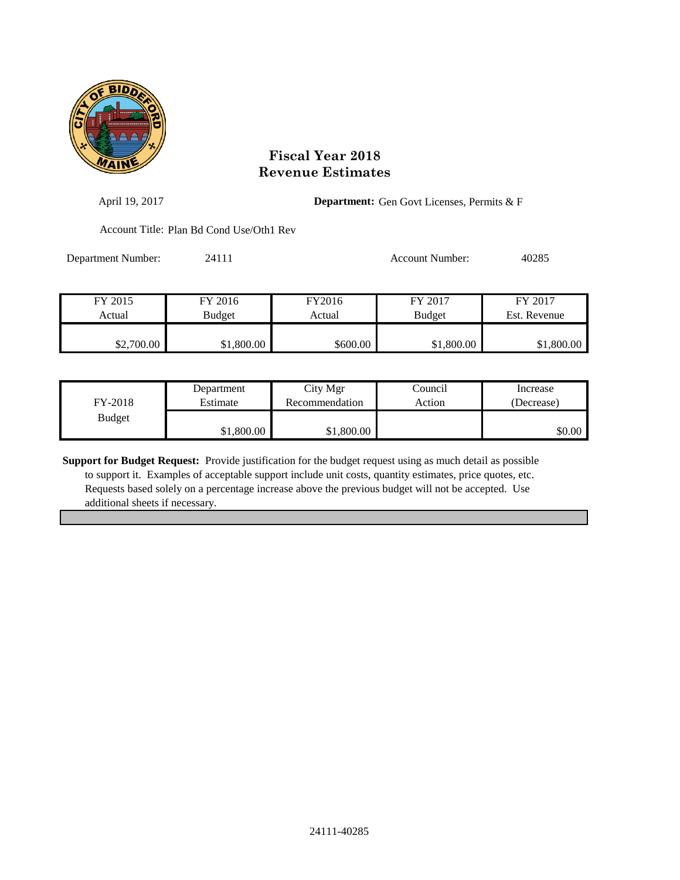# Fiscal Year 2018
# Revenue Estimates

April 19, 2017

**Department:** Gen Govt Licenses, Permits & F

Account Title: Plan Bd Cond Use/Oth1 Rev

Department Number: 24111

Account Number: 40285

| FY 2015 Actual | FY 2016 Budget | FY2016 Actual | FY 2017 Budget | FY 2017 Est. Revenue |
|---|---|---|---|---|
| $2,700.00 | $1,800.00 | $600.00 | $1,800.00 | $1,800.00 |

| FY-2018 Budget | Department Estimate | City Mgr Recommendation | Council Action | Increase (Decrease) |
|---|---|---|---|---|
| | $1,800.00 | $1,800.00 | | $0.00 |

**Support for Budget Request:** Provide justification for the budget request using as much detail as possible to support it. Examples of acceptable support include unit costs, quantity estimates, price quotes, etc. Requests based solely on a percentage increase above the previous budget will not be accepted. Use additional sheets if necessary.

24111-40285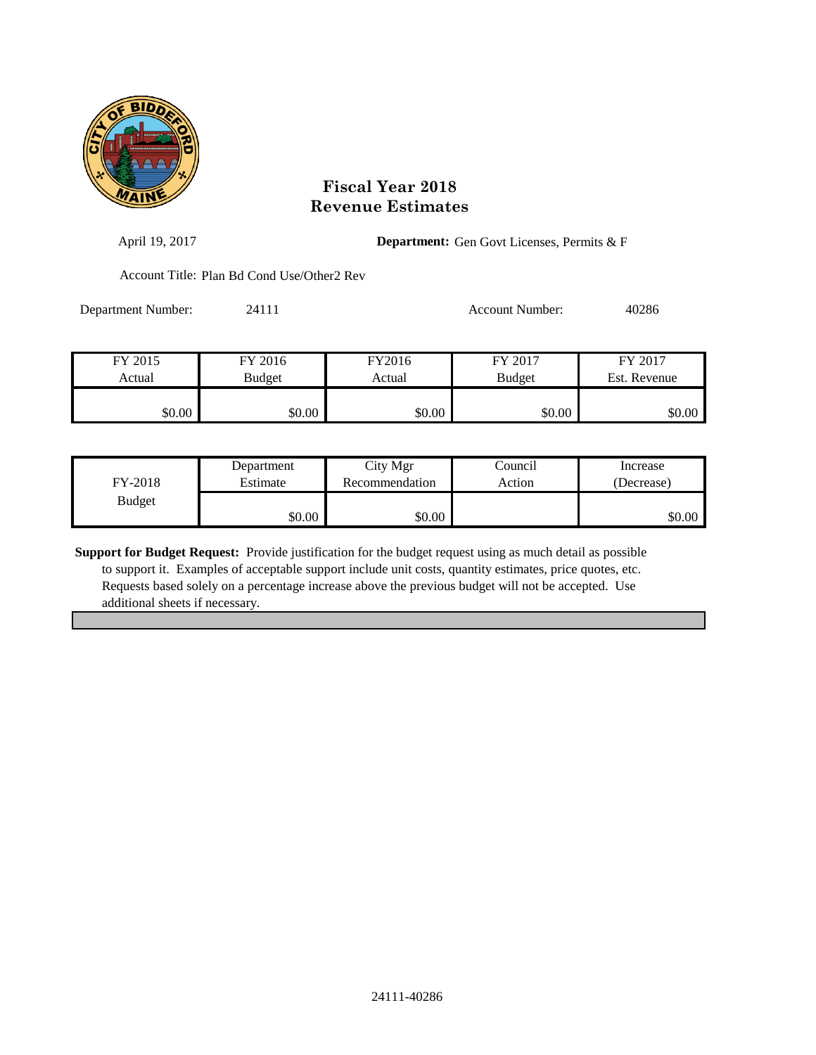# Fiscal Year 2018
# Revenue Estimates

April 19, 2017

**Department:** Gen Govt Licenses, Permits & F

Account Title: Plan Bd Cond Use/Other2 Rev

Department Number: 24111

Account Number: 40286

| FY 2015 Actual | FY 2016 Budget | FY2016 Actual | FY 2017 Budget | FY 2017 Est. Revenue |
|---|---|---|---|---|
| $0.00 | $0.00 | $0.00 | $0.00 | $0.00 |

| FY-2018 Budget | Department Estimate | City Mgr Recommendation | Council Action | Increase (Decrease) |
|---|---|---|---|---|
| | $0.00 | $0.00 | | $0.00 |

**Support for Budget Request:** Provide justification for the budget request using as much detail as possible to support it. Examples of acceptable support include unit costs, quantity estimates, price quotes, etc. Requests based solely on a percentage increase above the previous budget will not be accepted. Use additional sheets if necessary.

24111-40286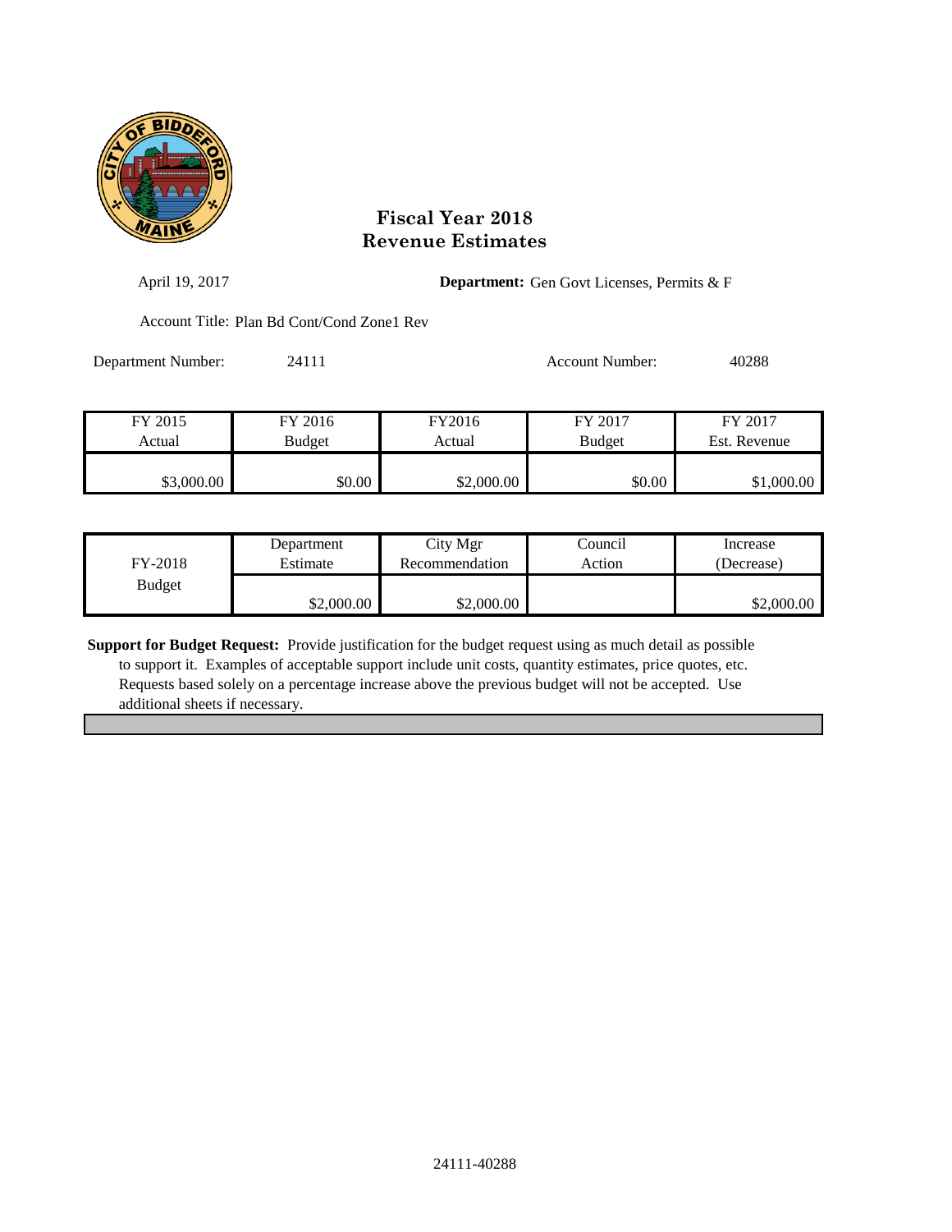# Fiscal Year 2018
# Revenue Estimates

April 19, 2017

**Department:** Gen Govt Licenses, Permits & F

Account Title: Plan Bd Cont/Cond Zone1 Rev

Department Number: 24111

Account Number: 40288

| FY 2015 Actual | FY 2016 Budget | FY2016 Actual | FY 2017 Budget | FY 2017 Est. Revenue |
|---|---|---|---|---|
| $3,000.00 | $0.00 | $2,000.00 | $0.00 | $1,000.00 |

| FY-2018 Budget | Department Estimate | City Mgr Recommendation | Council Action | Increase (Decrease) |
|---|---|---|---|---|
| | $2,000.00 | $2,000.00 | | $2,000.00 |

**Support for Budget Request:** Provide justification for the budget request using as much detail as possible to support it. Examples of acceptable support include unit costs, quantity estimates, price quotes, etc. Requests based solely on a percentage increase above the previous budget will not be accepted. Use additional sheets if necessary.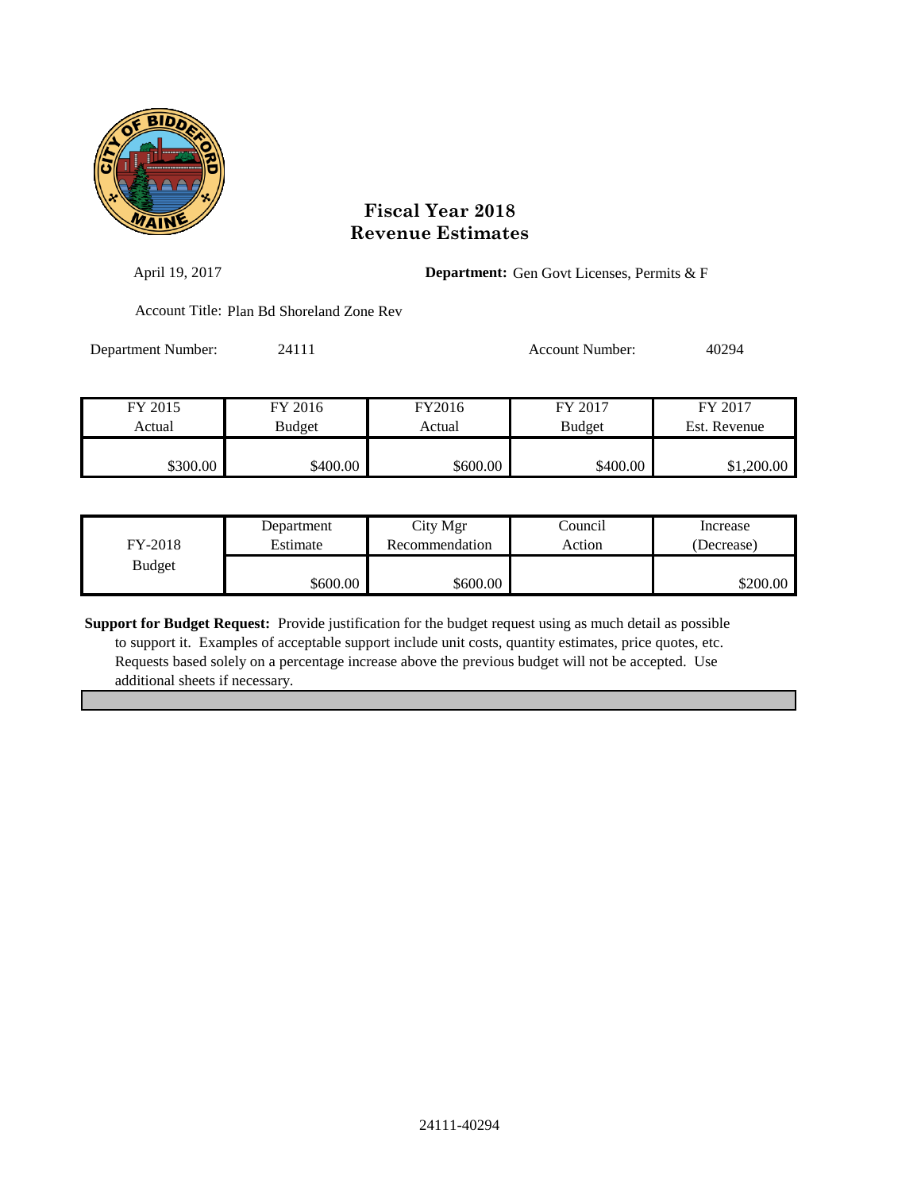# Fiscal Year 2018
# Revenue Estimates

April 19, 2017

**Department:** Gen Govt Licenses, Permits & F

Account Title: Plan Bd Shoreland Zone Rev

Department Number: 24111

Account Number: 40294

| FY 2015 Actual | FY 2016 Budget | FY2016 Actual | FY 2017 Budget | FY 2017 Est. Revenue |
|---|---|---|---|---|
| $300.00 | $400.00 | $600.00 | $400.00 | $1,200.00 |

| FY-2018 Budget | Department Estimate | City Mgr Recommendation | Council Action | Increase (Decrease) |
|---|---|---|---|---|
| | $600.00 | $600.00 | | $200.00 |

**Support for Budget Request:** Provide justification for the budget request using as much detail as possible to support it. Examples of acceptable support include unit costs, quantity estimates, price quotes, etc. Requests based solely on a percentage increase above the previous budget will not be accepted. Use additional sheets if necessary.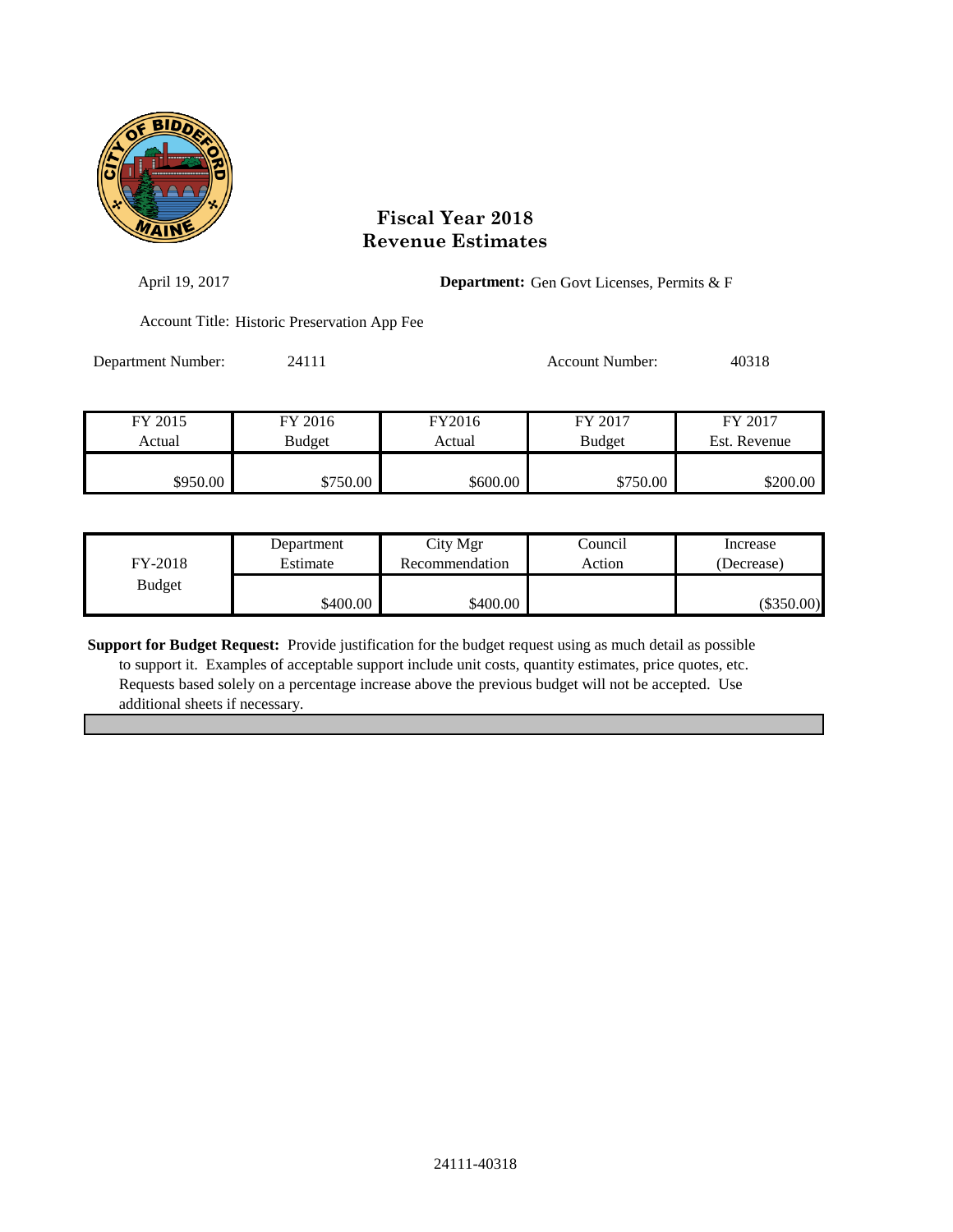# Fiscal Year 2018
# Revenue Estimates

April 19, 2017

**Department:** Gen Govt Licenses, Permits & F

Account Title: Historic Preservation App Fee

Department Number: 24111

Account Number: 40318

| FY 2015 Actual | FY 2016 Budget | FY2016 Actual | FY 2017 Budget | FY 2017 Est. Revenue |
|---|---|---|---|---|
| $950.00 | $750.00 | $600.00 | $750.00 | $200.00 |

| FY-2018 Budget | Department Estimate | City Mgr Recommendation | Council Action | Increase (Decrease) |
|---|---|---|---|---|
| | $400.00 | $400.00 | | ($350.00) |

**Support for Budget Request:** Provide justification for the budget request using as much detail as possible to support it. Examples of acceptable support include unit costs, quantity estimates, price quotes, etc. Requests based solely on a percentage increase above the previous budget will not be accepted. Use additional sheets if necessary.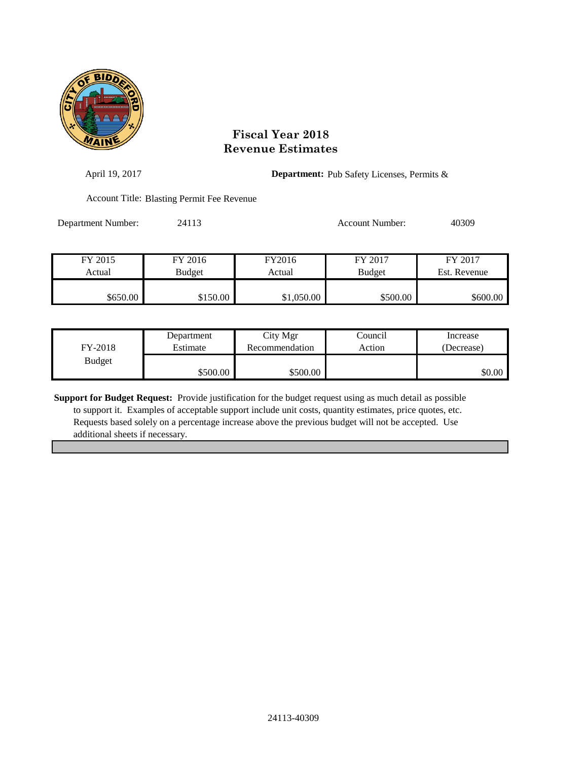# Fiscal Year 2018
# Revenue Estimates

April 19, 2017

**Department:** Pub Safety Licenses, Permits &

Account Title: Blasting Permit Fee Revenue

Department Number: 24113

Account Number: 40309

| FY 2015 Actual | FY 2016 Budget | FY2016 Actual | FY 2017 Budget | FY 2017 Est. Revenue |
|---|---|---|---|---|
| $650.00 | $150.00 | $1,050.00 | $500.00 | $600.00 |

| FY-2018 Budget | Department Estimate | City Mgr Recommendation | Council Action | Increase (Decrease) |
|---|---|---|---|---|
| | $500.00 | $500.00 | | $0.00 |

**Support for Budget Request:** Provide justification for the budget request using as much detail as possible to support it. Examples of acceptable support include unit costs, quantity estimates, price quotes, etc. Requests based solely on a percentage increase above the previous budget will not be accepted. Use additional sheets if necessary.

24113-40309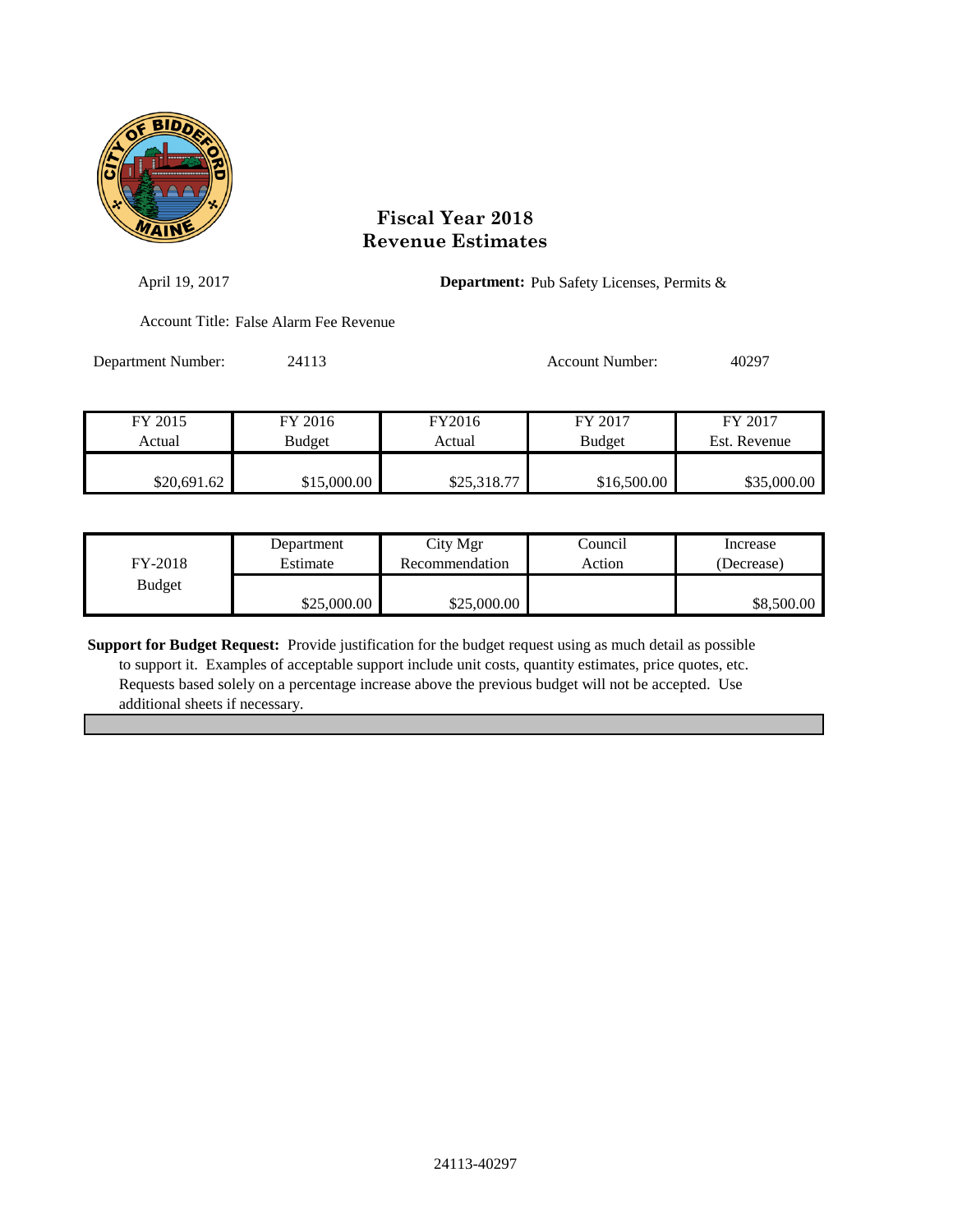# Fiscal Year 2018
# Revenue Estimates

April 19, 2017

**Department:** Pub Safety Licenses, Permits &

Account Title: False Alarm Fee Revenue

Department Number: 24113

Account Number: 40297

| FY 2015 Actual | FY 2016 Budget | FY2016 Actual | FY 2017 Budget | FY 2017 Est. Revenue |
|---|---|---|---|---|
| $20,691.62 | $15,000.00 | $25,318.77 | $16,500.00 | $35,000.00 |

| FY-2018 Budget | Department Estimate | City Mgr Recommendation | Council Action | Increase (Decrease) |
|---|---|---|---|---|
| | $25,000.00 | $25,000.00 | | $8,500.00 |

**Support for Budget Request:** Provide justification for the budget request using as much detail as possible to support it. Examples of acceptable support include unit costs, quantity estimates, price quotes, etc. Requests based solely on a percentage increase above the previous budget will not be accepted. Use additional sheets if necessary.

24113-40297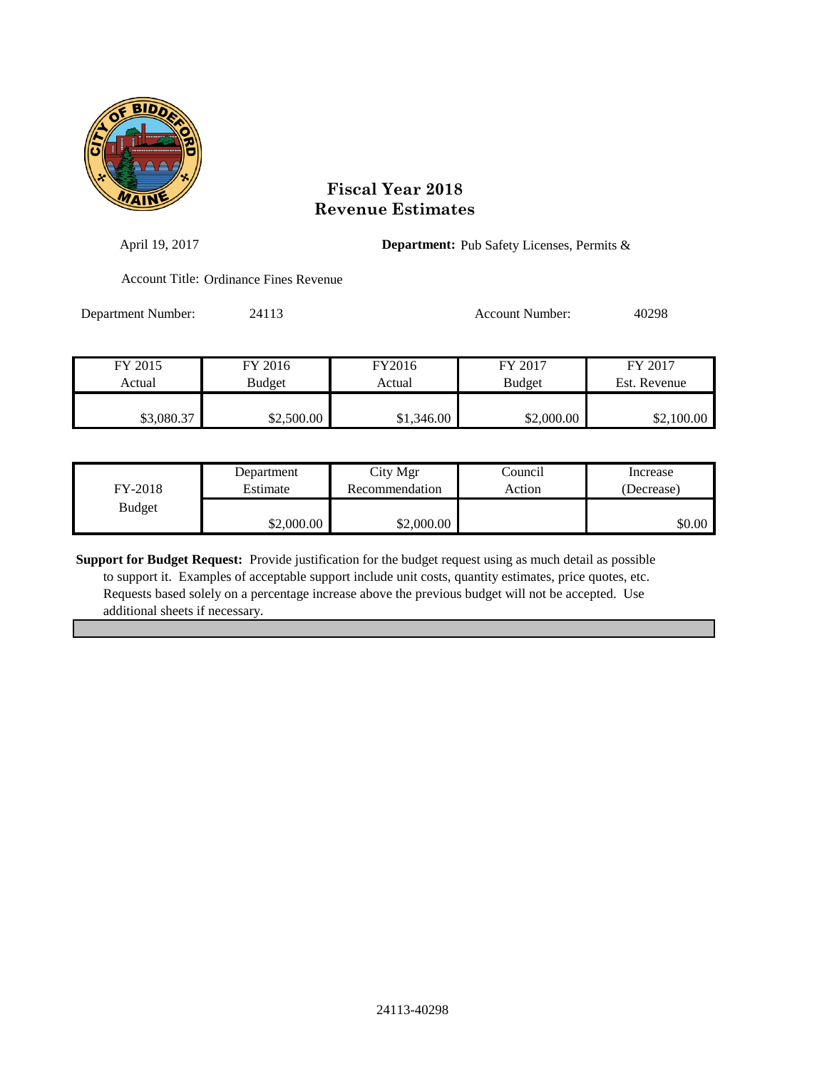# Fiscal Year 2018
# Revenue Estimates

April 19, 2017

**Department:** Pub Safety Licenses, Permits &

Account Title: Ordinance Fines Revenue

Department Number: 24113

Account Number: 40298

| FY 2015 Actual | FY 2016 Budget | FY2016 Actual | FY 2017 Budget | FY 2017 Est. Revenue |
|---|---|---|---|---|
| $3,080.37 | $2,500.00 | $1,346.00 | $2,000.00 | $2,100.00 |

| FY-2018 Budget | Department Estimate | City Mgr Recommendation | Council Action | Increase (Decrease) |
|---|---|---|---|---|
| | $2,000.00 | $2,000.00 | | $0.00 |

**Support for Budget Request:** Provide justification for the budget request using as much detail as possible to support it. Examples of acceptable support include unit costs, quantity estimates, price quotes, etc. Requests based solely on a percentage increase above the previous budget will not be accepted. Use additional sheets if necessary.

24113-40298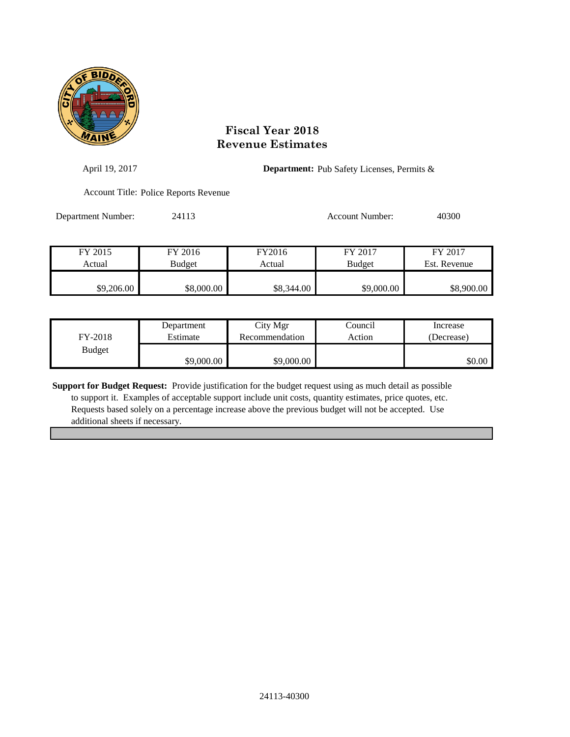# Fiscal Year 2018
# Revenue Estimates

April 19, 2017

**Department:** Pub Safety Licenses, Permits &

Account Title: Police Reports Revenue

Department Number: 24113

Account Number: 40300

| FY 2015 Actual | FY 2016 Budget | FY2016 Actual | FY 2017 Budget | FY 2017 Est. Revenue |
|---|---|---|---|---|
| $9,206.00 | $8,000.00 | $8,344.00 | $9,000.00 | $8,900.00 |

| FY-2018 Budget | Department Estimate | City Mgr Recommendation | Council Action | Increase (Decrease) |
|---|---|---|---|---|
| | $9,000.00 | $9,000.00 | | $0.00 |

**Support for Budget Request:** Provide justification for the budget request using as much detail as possible to support it. Examples of acceptable support include unit costs, quantity estimates, price quotes, etc. Requests based solely on a percentage increase above the previous budget will not be accepted. Use additional sheets if necessary.

24113-40300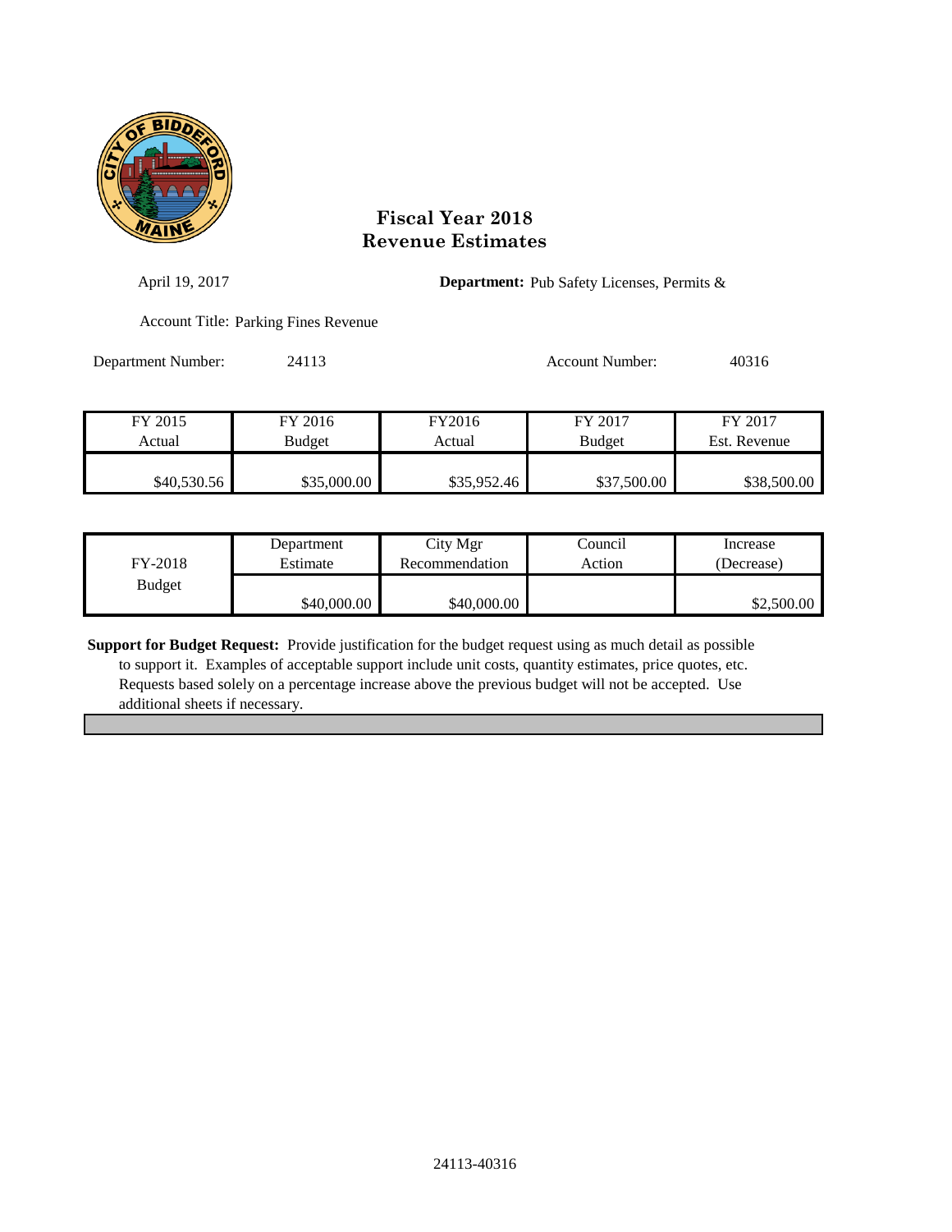# Fiscal Year 2018
# Revenue Estimates

April 19, 2017

**Department:** Pub Safety Licenses, Permits &

Account Title: Parking Fines Revenue

Department Number: 24113

Account Number: 40316

| FY 2015 Actual | FY 2016 Budget | FY2016 Actual | FY 2017 Budget | FY 2017 Est. Revenue |
|---|---|---|---|---|
| $40,530.56 | $35,000.00 | $35,952.46 | $37,500.00 | $38,500.00 |

| FY-2018 Budget | Department Estimate | City Mgr Recommendation | Council Action | Increase (Decrease) |
|---|---|---|---|---|
| | $40,000.00 | $40,000.00 | | $2,500.00 |

**Support for Budget Request:** Provide justification for the budget request using as much detail as possible to support it. Examples of acceptable support include unit costs, quantity estimates, price quotes, etc. Requests based solely on a percentage increase above the previous budget will not be accepted. Use additional sheets if necessary.

24113-40316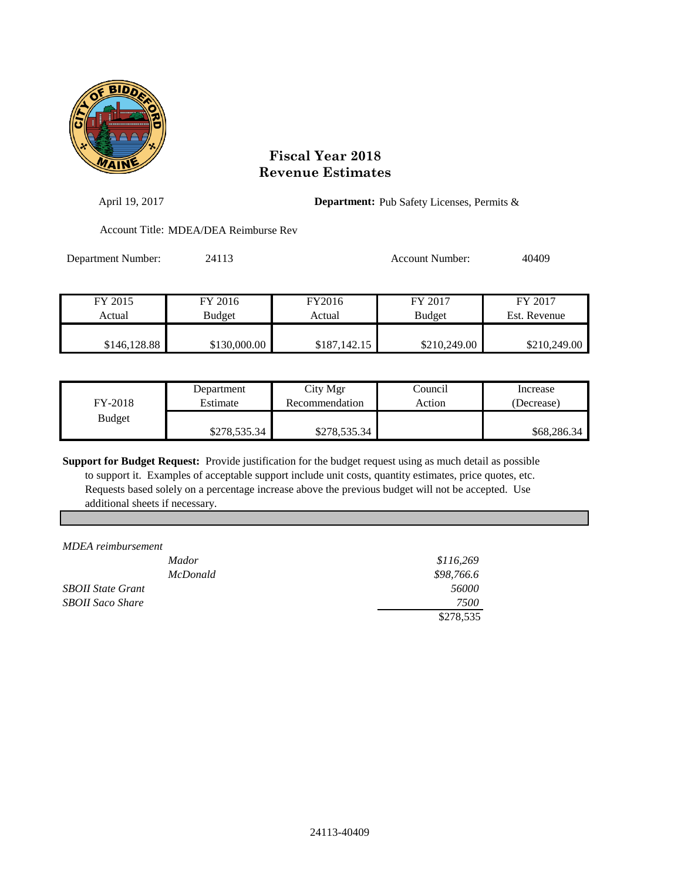# Fiscal Year 2018
# Revenue Estimates

April 19, 2017

**Department:** Pub Safety Licenses, Permits &

Account Title: MDEA/DEA Reimburse Rev

Department Number: 24113

Account Number: 40409

| FY 2015 Actual | FY 2016 Budget | FY2016 Actual | FY 2017 Budget | FY 2017 Est. Revenue |
|---|---|---|---|---|
| $146,128.88 | $130,000.00 | $187,142.15 | $210,249.00 | $210,249.00 |

| FY-2018 Budget | Department Estimate | City Mgr Recommendation | Council Action | Increase (Decrease) |
|---|---|---|---|---|
| | $278,535.34 | $278,535.34 | | $68,286.34 |

**Support for Budget Request:** Provide justification for the budget request using as much detail as possible to support it. Examples of acceptable support include unit costs, quantity estimates, price quotes, etc. Requests based solely on a percentage increase above the previous budget will not be accepted. Use additional sheets if necessary.

| | | |
|---|---|---|
| *MDEA reimbursement* | | |
| | *Mador* | *$116,269* |
| | *McDonald* | *$98,766.6* |
| *SBOII State Grant* | | *56000* |
| *SBOII Saco Share* | | *7500* |
| | | $278,535 |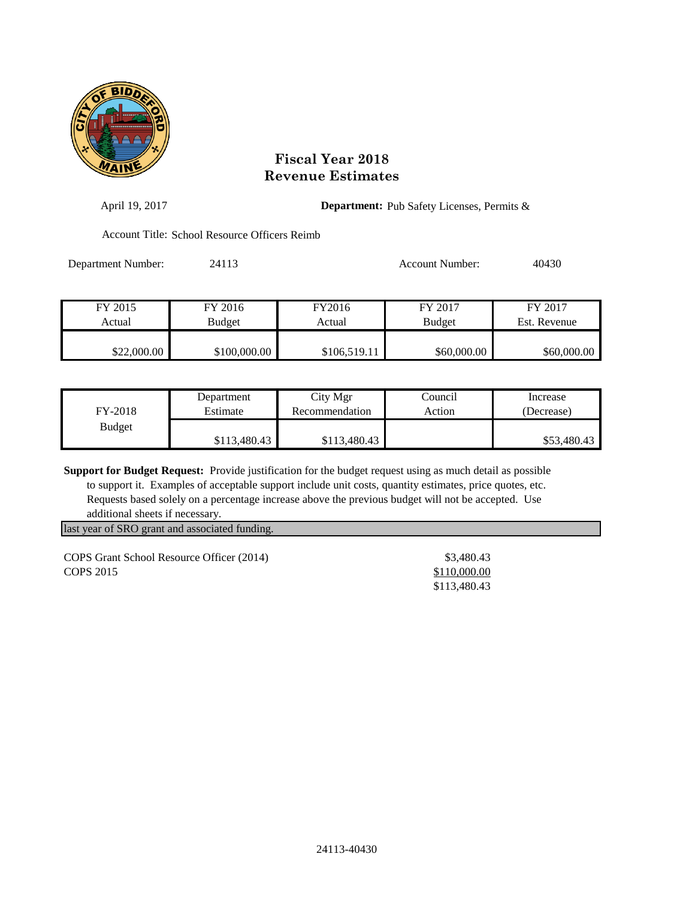# Fiscal Year 2018
# Revenue Estimates

April 19, 2017

**Department:** Pub Safety Licenses, Permits &

Account Title: School Resource Officers Reimb

Department Number: 24113

Account Number: 40430

| FY 2015 Actual | FY 2016 Budget | FY2016 Actual | FY 2017 Budget | FY 2017 Est. Revenue |
|---|---|---|---|---|
| $22,000.00 | $100,000.00 | $106,519.11 | $60,000.00 | $60,000.00 |

| FY-2018 Budget | Department Estimate | City Mgr Recommendation | Council Action | Increase (Decrease) |
|---|---|---|---|---|
| | $113,480.43 | $113,480.43 | | $53,480.43 |

**Support for Budget Request:** Provide justification for the budget request using as much detail as possible to support it. Examples of acceptable support include unit costs, quantity estimates, price quotes, etc. Requests based solely on a percentage increase above the previous budget will not be accepted. Use additional sheets if necessary.

last year of SRO grant and associated funding.

| | |
|---|---|
| COPS Grant School Resource Officer (2014) | $3,480.43 |
| COPS 2015 | $110,000.00 |
| | $113,480.43 |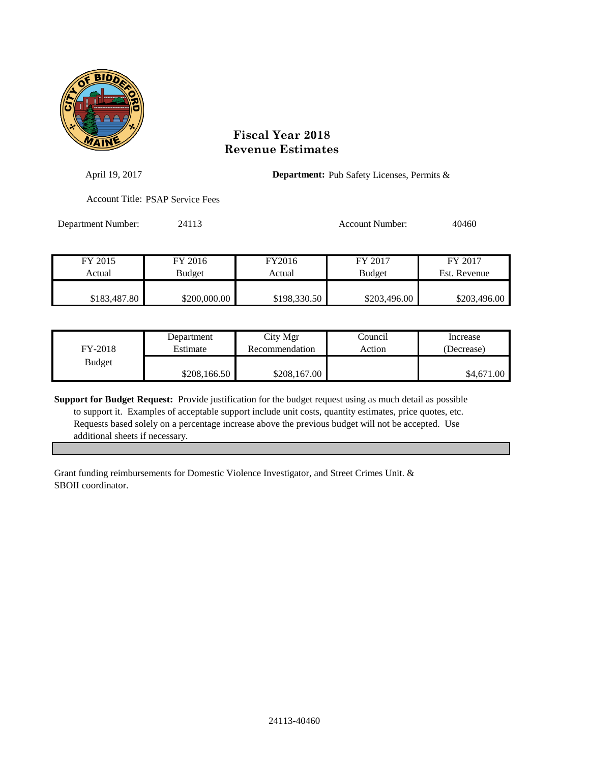## Fiscal Year 2018
## Revenue Estimates

April 19, 2017

**Department:** Pub Safety Licenses, Permits &

Account Title: PSAP Service Fees

Department Number: 24113

Account Number: 40460

| FY 2015 Actual | FY 2016 Budget | FY2016 Actual | FY 2017 Budget | FY 2017 Est. Revenue |
|---|---|---|---|---|
| $183,487.80 | $200,000.00 | $198,330.50 | $203,496.00 | $203,496.00 |

| | Department Estimate | City Mgr Recommendation | Council Action | Increase (Decrease) |
|---|---|---|---|---|
| FY-2018 Budget | $208,166.50 | $208,167.00 | | $4,671.00 |

**Support for Budget Request:** Provide justification for the budget request using as much detail as possible to support it. Examples of acceptable support include unit costs, quantity estimates, price quotes, etc. Requests based solely on a percentage increase above the previous budget will not be accepted. Use additional sheets if necessary.

Grant funding reimbursements for Domestic Violence Investigator, and Street Crimes Unit. & SBOII coordinator.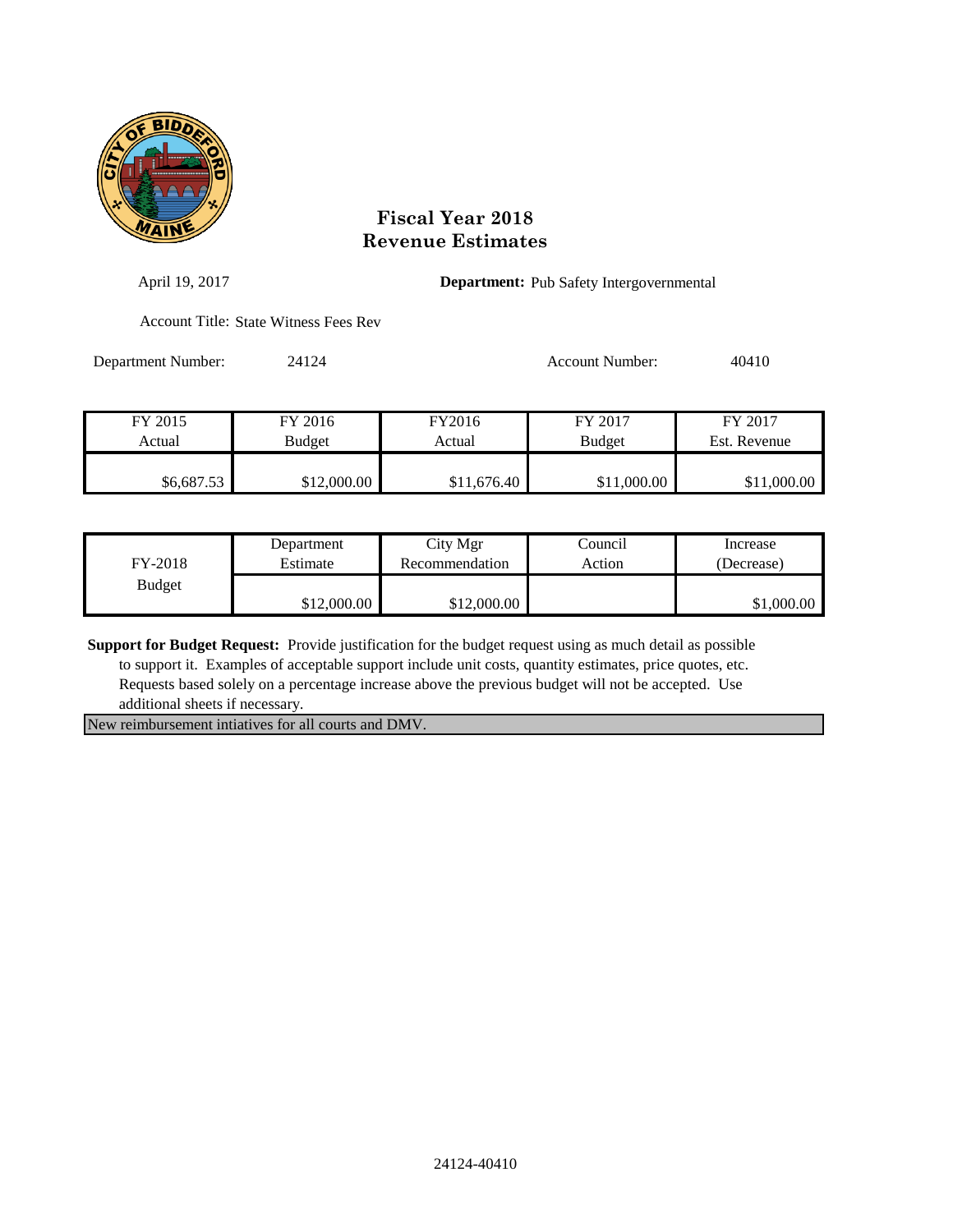# Fiscal Year 2018
# Revenue Estimates

April 19, 2017

**Department:** Pub Safety Intergovernmental

Account Title: State Witness Fees Rev

Department Number: 24124

Account Number: 40410

| FY 2015 Actual | FY 2016 Budget | FY2016 Actual | FY 2017 Budget | FY 2017 Est. Revenue |
|---|---|---|---|---|
| $6,687.53 | $12,000.00 | $11,676.40 | $11,000.00 | $11,000.00 |

| FY-2018 Budget | Department Estimate | City Mgr Recommendation | Council Action | Increase (Decrease) |
|---|---|---|---|---|
| | $12,000.00 | $12,000.00 | | $1,000.00 |

**Support for Budget Request:** Provide justification for the budget request using as much detail as possible to support it. Examples of acceptable support include unit costs, quantity estimates, price quotes, etc. Requests based solely on a percentage increase above the previous budget will not be accepted. Use additional sheets if necessary.

New reimbursement intiatives for all courts and DMV.

24124-40410